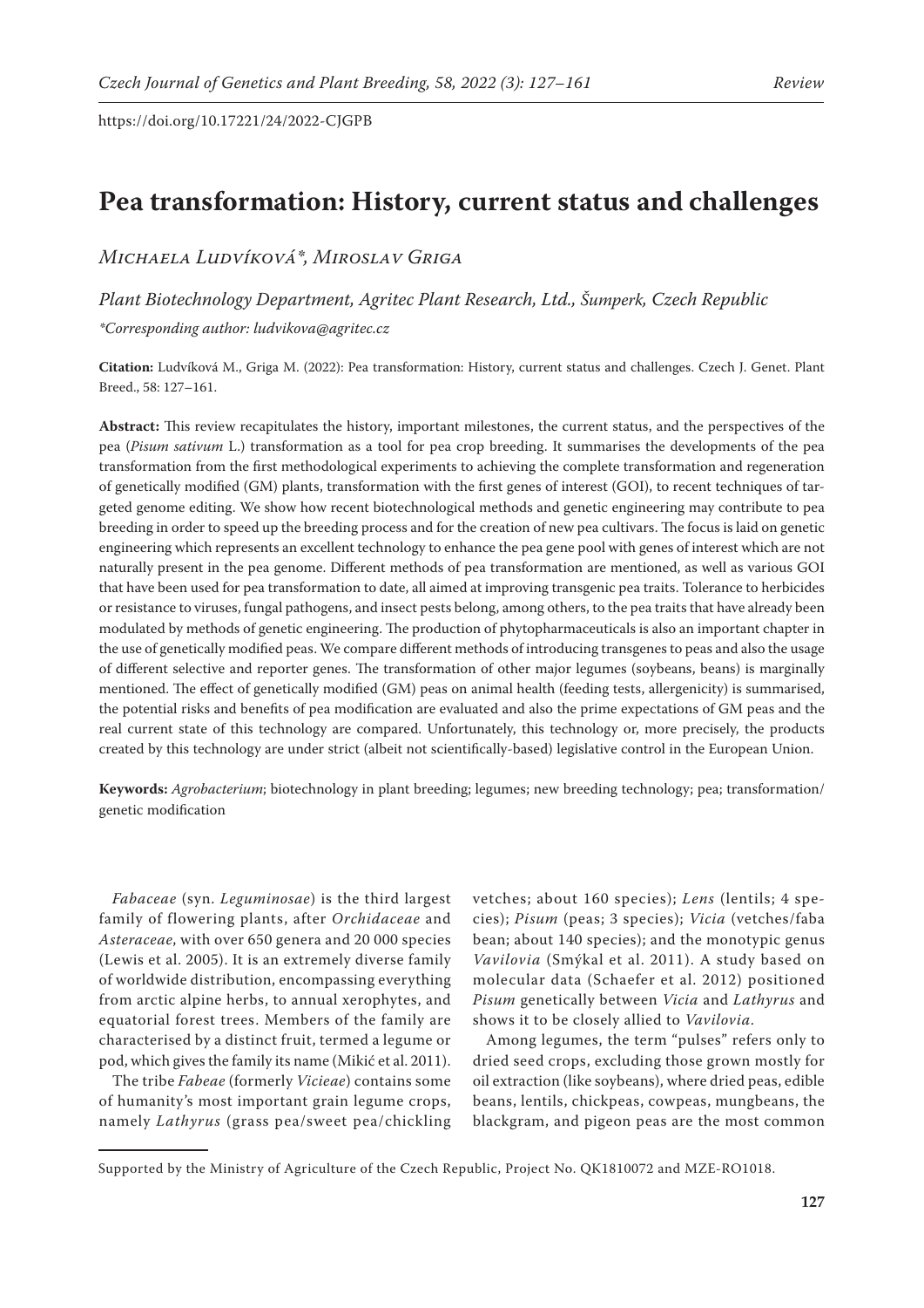https://doi.org/10.17221/24/2022-CJGPB

# Pea transformation: History, current status and challenges

*Michaela Ludvíková\*, Miroslav Griga*

*Plant Biotechnology Department, Agritec Plant Research, Ltd., Šumperk, Czech Republic*

*\*Corresponding author: ludvikova@agritec.cz*

**Citation:** Ludvíková M., Griga M. (2022): Pea transformation: History, current status and challenges. Czech J. Genet. Plant Breed., 58: 127–161.

**Abstract:** This review recapitulates the history, important milestones, the current status, and the perspectives of the pea (*Pisum sativum* L.) transformation as a tool for pea crop breeding. It summarises the developments of the pea transformation from the first methodological experiments to achieving the complete transformation and regeneration of genetically modified (GM) plants, transformation with the first genes of interest (GOI), to recent techniques of targeted genome editing. We show how recent biotechnological methods and genetic engineering may contribute to pea breeding in order to speed up the breeding process and for the creation of new pea cultivars. The focus is laid on genetic engineering which represents an excellent technology to enhance the pea gene pool with genes of interest which are not naturally present in the pea genome. Different methods of pea transformation are mentioned, as well as various GOI that have been used for pea transformation to date, all aimed at improving transgenic pea traits. Tolerance to herbicides or resistance to viruses, fungal pathogens, and insect pests belong, among others, to the pea traits that have already been modulated by methods of genetic engineering. The production of phytopharmaceuticals is also an important chapter in the use of genetically modified peas. We compare different methods of introducing transgenes to peas and also the usage of different selective and reporter genes. The transformation of other major legumes (soybeans, beans) is marginally mentioned. The effect of genetically modified (GM) peas on animal health (feeding tests, allergenicity) is summarised, the potential risks and benefits of pea modification are evaluated and also the prime expectations of GM peas and the real current state of this technology are compared. Unfortunately, this technology or, more precisely, the products created by this technology are under strict (albeit not scientifically-based) legislative control in the European Union.

**Keywords:** *Agrobacterium*; biotechnology in plant breeding; legumes; new breeding technology; pea; transformation/genetic modification

*Fabaceae* (syn. *Leguminosae*) is the third largest family of flowering plants, after *Orchidaceae* and *Asteraceae*, with over 650 genera and 20 000 species (Lewis et al. 2005). It is an extremely diverse family of worldwide distribution, encompassing everything from arctic alpine herbs, to annual xerophytes, and equatorial forest trees. Members of the family are characterised by a distinct fruit, termed a legume or pod, which gives the family its name (Mikić et al. 2011).

The tribe *Fabeae* (formerly *Vicieae*) contains some of humanity's most important grain legume crops, namely *Lathyrus* (grass pea/sweet pea/chickling vetches; about 160 species); *Lens* (lentils; 4 species); *Pisum* (peas; 3 species); *Vicia* (vetches/faba bean; about 140 species); and the monotypic genus *Vavilovia* (Smýkal et al. 2011). A study based on molecular data (Schaefer et al. 2012) positioned *Pisum* genetically between *Vicia* and *Lathyrus* and shows it to be closely allied to *Vavilovia*.

Among legumes, the term "pulses" refers only to dried seed crops, excluding those grown mostly for oil extraction (like soybeans), where dried peas, edible beans, lentils, chickpeas, cowpeas, mungbeans, the blackgram, and pigeon peas are the most common

Supported by the Ministry of Agriculture of the Czech Republic, Project No. QK1810072 and MZE-RO1018.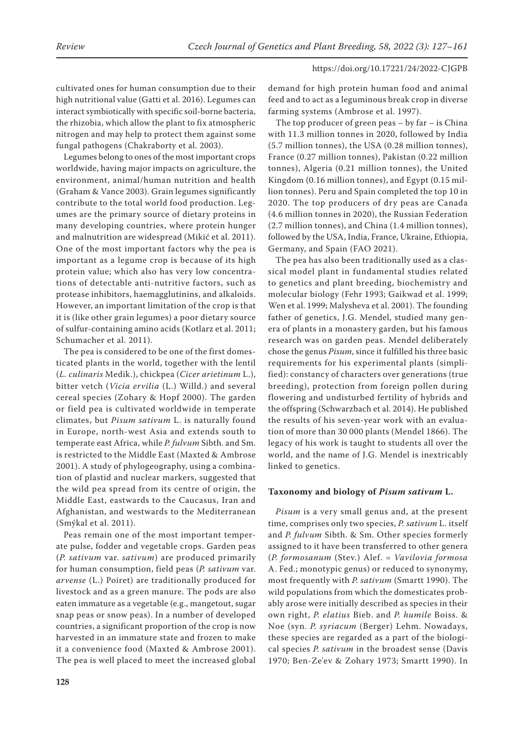cultivated ones for human consumption due to their high nutritional value (Gatti et al. 2016). Legumes can interact symbiotically with specific soil-borne bacteria, the rhizobia, which allow the plant to fix atmospheric nitrogen and may help to protect them against some fungal pathogens (Chakraborty et al. 2003).

Legumes belong to ones of the most important crops worldwide, having major impacts on agriculture, the environment, animal/human nutrition and health (Graham & Vance 2003). Grain legumes significantly contribute to the total world food production. Legumes are the primary source of dietary proteins in many developing countries, where protein hunger and malnutrition are widespread (Mikić et al. 2011). One of the most important factors why the pea is important as a legume crop is because of its high protein value; which also has very low concentrations of detectable anti-nutritive factors, such as protease inhibitors, haemagglutinins, and alkaloids. However, an important limitation of the crop is that it is (like other grain legumes) a poor dietary source of sulfur-containing amino acids (Kotlarz et al. 2011; Schumacher et al. 2011).

The pea is considered to be one of the first domesticated plants in the world, together with the lentil (*L. culinaris* Medik.), chickpea (*Cicer arietinum* L.), bitter vetch (*Vicia ervilia* (L.) Willd.) and several cereal species (Zohary & Hopf 2000). The garden or field pea is cultivated worldwide in temperate climates, but *Pisum sativum* L. is naturally found in Europe, north-west Asia and extends south to temperate east Africa, while *P. fulvum* Sibth. and Sm. is restricted to the Middle East (Maxted & Ambrose 2001). A study of phylogeography, using a combination of plastid and nuclear markers, suggested that the wild pea spread from its centre of origin, the Middle East, eastwards to the Caucasus, Iran and Afghanistan, and westwards to the Mediterranean (Smýkal et al. 2011).

Peas remain one of the most important temperate pulse, fodder and vegetable crops. Garden peas (*P. sativum* var. *sativum*) are produced primarily for human consumption, field peas (*P. sativum* var. *arvense* (L.) Poiret) are traditionally produced for livestock and as a green manure. The pods are also eaten immature as a vegetable (e.g., mangetout, sugar snap peas or snow peas). In a number of developed countries, a significant proportion of the crop is now harvested in an immature state and frozen to make it a convenience food (Maxted & Ambrose 2001). The pea is well placed to meet the increased global demand for high protein human food and animal feed and to act as a leguminous break crop in diverse farming systems (Ambrose et al. 1997).

The top producer of green peas – by far – is China with 11.3 million tonnes in 2020, followed by India (5.7 million tonnes), the USA (0.28 million tonnes), France (0.27 million tonnes), Pakistan (0.22 million tonnes), Algeria (0.21 million tonnes), the United Kingdom (0.16 million tonnes), and Egypt (0.15 million tonnes). Peru and Spain completed the top 10 in 2020. The top producers of dry peas are Canada (4.6 million tonnes in 2020), the Russian Federation (2.7 million tonnes), and China (1.4 million tonnes), followed by the USA, India, France, Ukraine, Ethiopia, Germany, and Spain (FAO 2021).

The pea has also been traditionally used as a classical model plant in fundamental studies related to genetics and plant breeding, biochemistry and molecular biology (Fehr 1993; Gaikwad et al. 1999; Wen et al. 1999; Malysheva et al. 2001). The founding father of genetics, J.G. Mendel, studied many genera of plants in a monastery garden, but his famous research was on garden peas. Mendel deliberately chose the genus *Pisum*, since it fulfilled his three basic requirements for his experimental plants (simplified): constancy of characters over generations (true breeding), protection from foreign pollen during flowering and undisturbed fertility of hybrids and the offspring (Schwarzbach et al. 2014). He published the results of his seven-year work with an evaluation of more than 30 000 plants (Mendel 1866). The legacy of his work is taught to students all over the world, and the name of J.G. Mendel is inextricably linked to genetics.

## Taxonomy and biology of *Pisum sativum* L.

*Pisum* is a very small genus and, at the present time, comprises only two species, *P. sativum* L. itself and *P. fulvum* Sibth. & Sm. Other species formerly assigned to it have been transferred to other genera (*P. formosanum* (Stev.) Alef. = *Vavilovia formosa* A. Fed.; monotypic genus) or reduced to synonymy, most frequently with *P. sativum* (Smartt 1990). The wild populations from which the domesticates probably arose were initially described as species in their own right, *P. elatius* Bieb. and *P. humile* Boiss. & Noe (syn. *P. syriacum* (Berger) Lehm. Nowadays, these species are regarded as a part of the biological species *P. sativum* in the broadest sense (Davis 1970; Ben-Ze'ev & Zohary 1973; Smartt 1990). In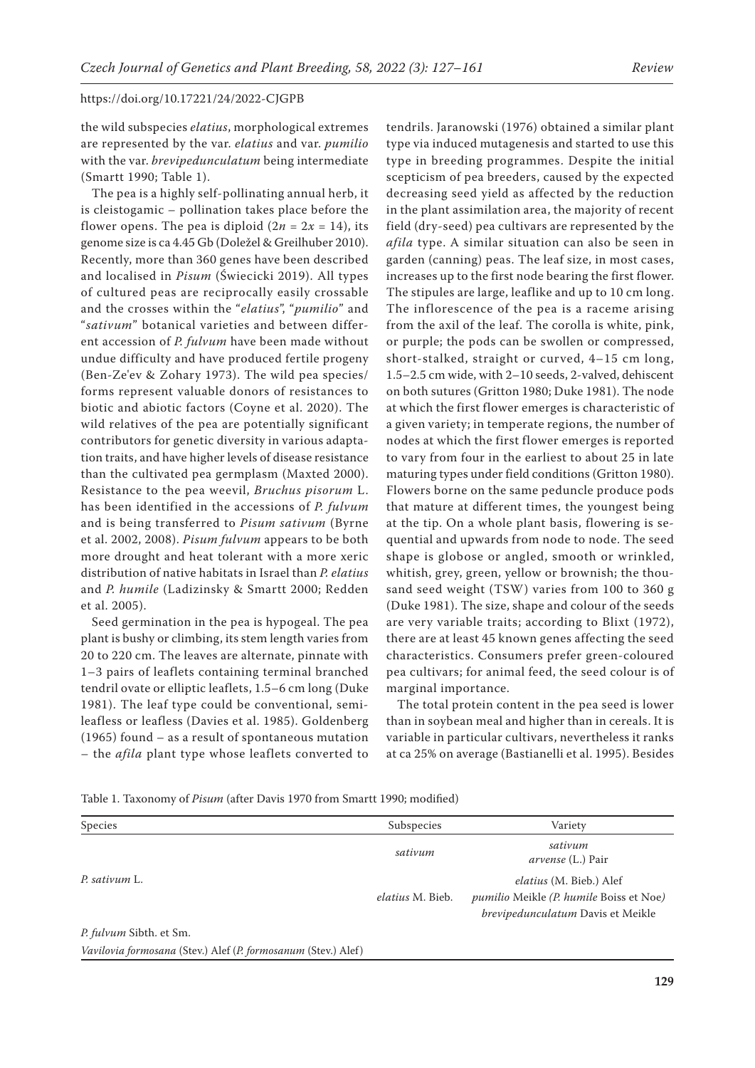the wild subspecies *elatius*, morphological extremes are represented by the var. *elatius* and var. *pumilio* with the var. *brevipedunculatum* being intermediate (Smartt 1990; Table 1).

The pea is a highly self-pollinating annual herb, it is cleistogamic – pollination takes place before the flower opens. The pea is diploid ($2n = 2x = 14$), its genome size is ca 4.45 Gb (Doležel & Greilhuber 2010). Recently, more than 360 genes have been described and localised in *Pisum* (Święcicki 2019). All types of cultured peas are reciprocally easily crossable and the crosses within the "*elatius*", "*pumilio*" and "*sativum*" botanical varieties and between different accession of *P. fulvum* have been made without undue difficulty and have produced fertile progeny (Ben-Ze'ev & Zohary 1973). The wild pea species/forms represent valuable donors of resistances to biotic and abiotic factors (Coyne et al. 2020). The wild relatives of the pea are potentially significant contributors for genetic diversity in various adaptation traits, and have higher levels of disease resistance than the cultivated pea germplasm (Maxted 2000). Resistance to the pea weevil, *Bruchus pisorum* L. has been identified in the accessions of *P. fulvum* and is being transferred to *Pisum sativum* (Byrne et al. 2002, 2008). *Pisum fulvum* appears to be both more drought and heat tolerant with a more xeric distribution of native habitats in Israel than *P. elatius* and *P. humile* (Ladizinsky & Smartt 2000; Redden et al. 2005).

Seed germination in the pea is hypogeal. The pea plant is bushy or climbing, its stem length varies from 20 to 220 cm. The leaves are alternate, pinnate with 1–3 pairs of leaflets containing terminal branched tendril ovate or elliptic leaflets, 1.5–6 cm long (Duke 1981). The leaf type could be conventional, semi-leafless or leafless (Davies et al. 1985). Goldenberg (1965) found – as a result of spontaneous mutation – the *afila* plant type whose leaflets converted to tendrils. Jaranowski (1976) obtained a similar plant type via induced mutagenesis and started to use this type in breeding programmes. Despite the initial scepticism of pea breeders, caused by the expected decreasing seed yield as affected by the reduction in the plant assimilation area, the majority of recent field (dry-seed) pea cultivars are represented by the *afila* type. A similar situation can also be seen in garden (canning) peas. The leaf size, in most cases, increases up to the first node bearing the first flower. The stipules are large, leaflike and up to 10 cm long. The inflorescence of the pea is a raceme arising from the axil of the leaf. The corolla is white, pink, or purple; the pods can be swollen or compressed, short-stalked, straight or curved, 4–15 cm long, 1.5–2.5 cm wide, with 2–10 seeds, 2-valved, dehiscent on both sutures (Gritton 1980; Duke 1981). The node at which the first flower emerges is characteristic of a given variety; in temperate regions, the number of nodes at which the first flower emerges is reported to vary from four in the earliest to about 25 in late maturing types under field conditions (Gritton 1980). Flowers borne on the same peduncle produce pods that mature at different times, the youngest being at the tip. On a whole plant basis, flowering is sequential and upwards from node to node. The seed shape is globose or angled, smooth or wrinkled, whitish, grey, green, yellow or brownish; the thousand seed weight (TSW) varies from 100 to 360 g (Duke 1981). The size, shape and colour of the seeds are very variable traits; according to Blixt (1972), there are at least 45 known genes affecting the seed characteristics. Consumers prefer green-coloured pea cultivars; for animal feed, the seed colour is of marginal importance.

The total protein content in the pea seed is lower than in soybean meal and higher than in cereals. It is variable in particular cultivars, nevertheless it ranks at ca 25% on average (Bastianelli et al. 1995). Besides

Table 1. Taxonomy of *Pisum* (after Davis 1970 from Smartt 1990; modified)

| Species | Subspecies | Variety |
|---|---|---|
| *P. sativum* L. | *sativum* | *sativum* |
| | | *arvense* (L.) Pair |
| | *elatius* M. Bieb. | *elatius* (M. Bieb.) Alef |
| | | *pumilio* Meikle *(P. humile* Boiss et Noe*)* |
| | | *brevipedunculatum* Davis et Meikle |
| *P. fulvum* Sibth. et Sm. | | |
| *Vavilovia formosana* (Stev.) Alef (*P. formosanum* (Stev.) Alef) | | |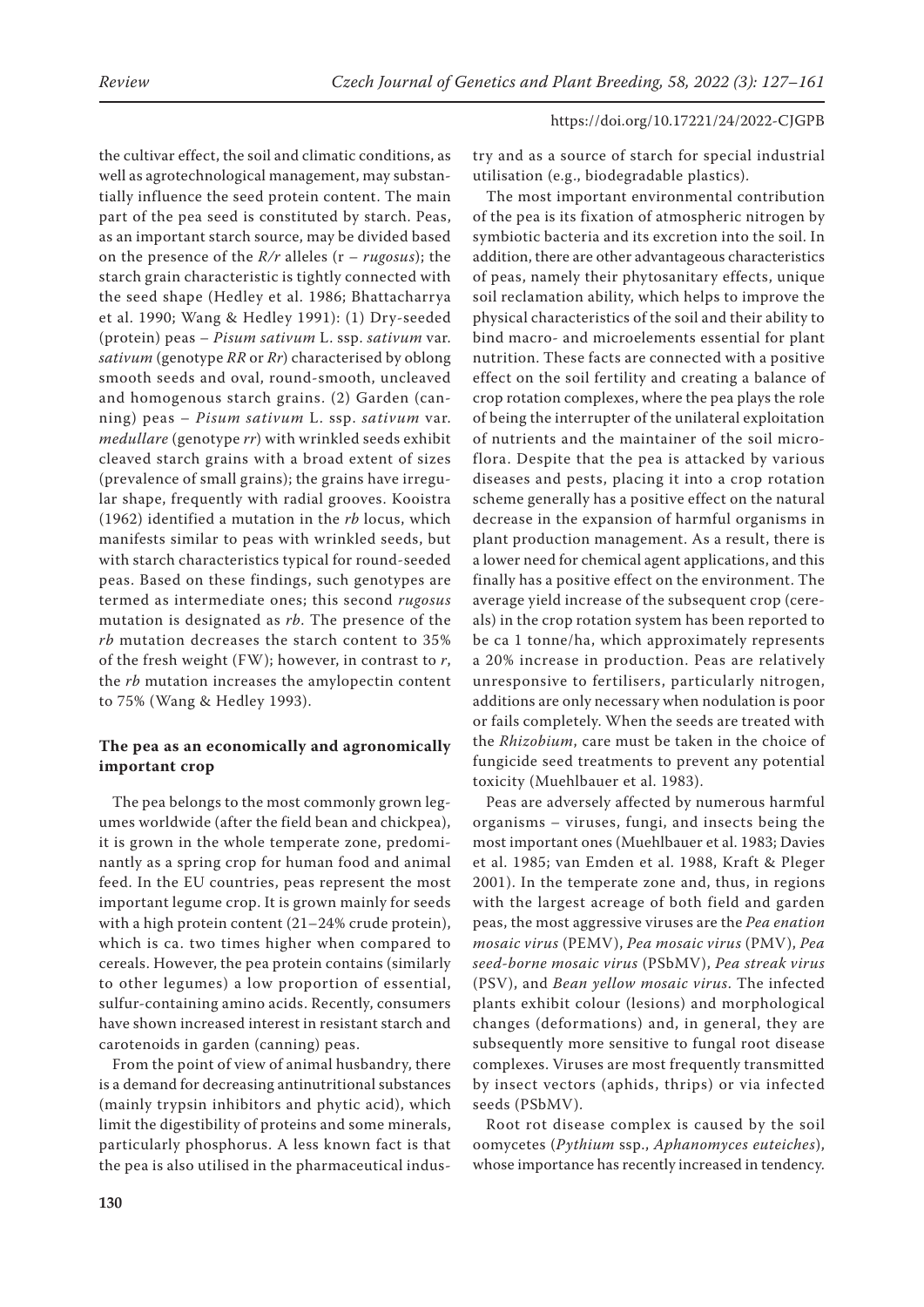the cultivar effect, the soil and climatic conditions, as well as agrotechnological management, may substantially influence the seed protein content. The main part of the pea seed is constituted by starch. Peas, as an important starch source, may be divided based on the presence of the *R/r* alleles (r – *rugosus*); the starch grain characteristic is tightly connected with the seed shape (Hedley et al. 1986; Bhattacharrya et al. 1990; Wang & Hedley 1991): (1) Dry-seeded (protein) peas – *Pisum sativum* L. ssp. *sativum* var. *sativum* (genotype *RR* or *Rr*) characterised by oblong smooth seeds and oval, round-smooth, uncleaved and homogenous starch grains. (2) Garden (canning) peas – *Pisum sativum* L. ssp. *sativum* var. *medullare* (genotype *rr*) with wrinkled seeds exhibit cleaved starch grains with a broad extent of sizes (prevalence of small grains); the grains have irregular shape, frequently with radial grooves. Kooistra (1962) identified a mutation in the *rb* locus, which manifests similar to peas with wrinkled seeds, but with starch characteristics typical for round-seeded peas. Based on these findings, such genotypes are termed as intermediate ones; this second *rugosus* mutation is designated as *rb*. The presence of the *rb* mutation decreases the starch content to 35% of the fresh weight (FW); however, in contrast to *r*, the *rb* mutation increases the amylopectin content to 75% (Wang & Hedley 1993).

### The pea as an economically and agronomically important crop

The pea belongs to the most commonly grown legumes worldwide (after the field bean and chickpea), it is grown in the whole temperate zone, predominantly as a spring crop for human food and animal feed. In the EU countries, peas represent the most important legume crop. It is grown mainly for seeds with a high protein content (21–24% crude protein), which is ca. two times higher when compared to cereals. However, the pea protein contains (similarly to other legumes) a low proportion of essential, sulfur-containing amino acids. Recently, consumers have shown increased interest in resistant starch and carotenoids in garden (canning) peas.

From the point of view of animal husbandry, there is a demand for decreasing antinutritional substances (mainly trypsin inhibitors and phytic acid), which limit the digestibility of proteins and some minerals, particularly phosphorus. A less known fact is that the pea is also utilised in the pharmaceutical industry and as a source of starch for special industrial utilisation (e.g., biodegradable plastics).

The most important environmental contribution of the pea is its fixation of atmospheric nitrogen by symbiotic bacteria and its excretion into the soil. In addition, there are other advantageous characteristics of peas, namely their phytosanitary effects, unique soil reclamation ability, which helps to improve the physical characteristics of the soil and their ability to bind macro- and microelements essential for plant nutrition. These facts are connected with a positive effect on the soil fertility and creating a balance of crop rotation complexes, where the pea plays the role of being the interrupter of the unilateral exploitation of nutrients and the maintainer of the soil microflora. Despite that the pea is attacked by various diseases and pests, placing it into a crop rotation scheme generally has a positive effect on the natural decrease in the expansion of harmful organisms in plant production management. As a result, there is a lower need for chemical agent applications, and this finally has a positive effect on the environment. The average yield increase of the subsequent crop (cereals) in the crop rotation system has been reported to be ca 1 tonne/ha, which approximately represents a 20% increase in production. Peas are relatively unresponsive to fertilisers, particularly nitrogen, additions are only necessary when nodulation is poor or fails completely. When the seeds are treated with the *Rhizobium*, care must be taken in the choice of fungicide seed treatments to prevent any potential toxicity (Muehlbauer et al. 1983).

Peas are adversely affected by numerous harmful organisms – viruses, fungi, and insects being the most important ones (Muehlbauer et al. 1983; Davies et al. 1985; van Emden et al. 1988, Kraft & Pleger 2001). In the temperate zone and, thus, in regions with the largest acreage of both field and garden peas, the most aggressive viruses are the *Pea enation mosaic virus* (PEMV), *Pea mosaic virus* (PMV), *Pea seed-borne mosaic virus* (PSbMV), *Pea streak virus* (PSV), and *Bean yellow mosaic virus*. The infected plants exhibit colour (lesions) and morphological changes (deformations) and, in general, they are subsequently more sensitive to fungal root disease complexes. Viruses are most frequently transmitted by insect vectors (aphids, thrips) or via infected seeds (PSbMV).

Root rot disease complex is caused by the soil oomycetes (*Pythium* ssp., *Aphanomyces euteiches*), whose importance has recently increased in tendency.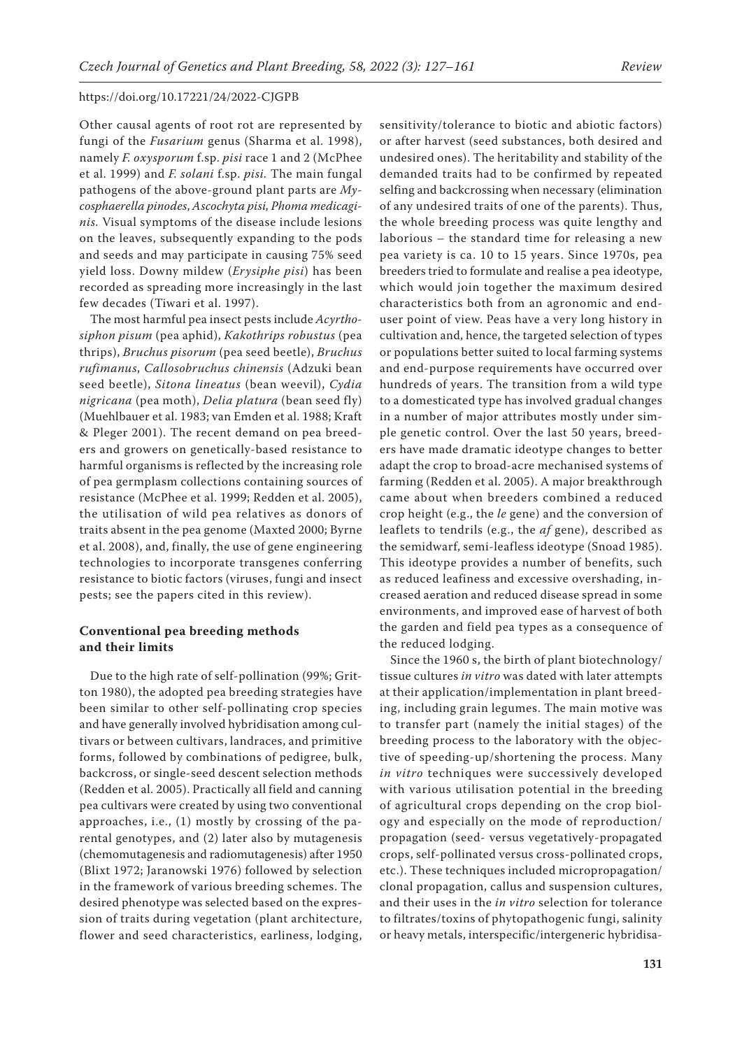Other causal agents of root rot are represented by fungi of the *Fusarium* genus (Sharma et al. 1998), namely *F. oxysporum* f.sp. *pisi* race 1 and 2 (McPhee et al. 1999) and *F. solani* f.sp. *pisi.* The main fungal pathogens of the above-ground plant parts are *Mycosphaerella pinodes, Ascochyta pisi, Phoma medicaginis.* Visual symptoms of the disease include lesions on the leaves, subsequently expanding to the pods and seeds and may participate in causing 75% seed yield loss. Downy mildew (*Erysiphe pisi*) has been recorded as spreading more increasingly in the last few decades (Tiwari et al. 1997).

The most harmful pea insect pests include *Acyrthosiphon pisum* (pea aphid), *Kakothrips robustus* (pea thrips), *Bruchus pisorum* (pea seed beetle), *Bruchus rufimanus*, *Callosobruchus chinensis* (Adzuki bean seed beetle), *Sitona lineatus* (bean weevil), *Cydia nigricana* (pea moth), *Delia platura* (bean seed fly) (Muehlbauer et al. 1983; van Emden et al. 1988; Kraft & Pleger 2001). The recent demand on pea breeders and growers on genetically-based resistance to harmful organisms is reflected by the increasing role of pea germplasm collections containing sources of resistance (McPhee et al. 1999; Redden et al. 2005), the utilisation of wild pea relatives as donors of traits absent in the pea genome (Maxted 2000; Byrne et al. 2008), and, finally, the use of gene engineering technologies to incorporate transgenes conferring resistance to biotic factors (viruses, fungi and insect pests; see the papers cited in this review).

## Conventional pea breeding methods and their limits

Due to the high rate of self-pollination (99%; Gritton 1980), the adopted pea breeding strategies have been similar to other self-pollinating crop species and have generally involved hybridisation among cultivars or between cultivars, landraces, and primitive forms, followed by combinations of pedigree, bulk, backcross, or single-seed descent selection methods (Redden et al. 2005). Practically all field and canning pea cultivars were created by using two conventional approaches, i.e., (1) mostly by crossing of the parental genotypes, and (2) later also by mutagenesis (chemomutagenesis and radiomutagenesis) after 1950 (Blixt 1972; Jaranowski 1976) followed by selection in the framework of various breeding schemes. The desired phenotype was selected based on the expression of traits during vegetation (plant architecture, flower and seed characteristics, earliness, lodging, sensitivity/tolerance to biotic and abiotic factors) or after harvest (seed substances, both desired and undesired ones). The heritability and stability of the demanded traits had to be confirmed by repeated selfing and backcrossing when necessary (elimination of any undesired traits of one of the parents). Thus, the whole breeding process was quite lengthy and laborious – the standard time for releasing a new pea variety is ca. 10 to 15 years. Since 1970s, pea breeders tried to formulate and realise a pea ideotype, which would join together the maximum desired characteristics both from an agronomic and end-user point of view. Peas have a very long history in cultivation and, hence, the targeted selection of types or populations better suited to local farming systems and end-purpose requirements have occurred over hundreds of years. The transition from a wild type to a domesticated type has involved gradual changes in a number of major attributes mostly under simple genetic control. Over the last 50 years, breeders have made dramatic ideotype changes to better adapt the crop to broad-acre mechanised systems of farming (Redden et al. 2005). A major breakthrough came about when breeders combined a reduced crop height (e.g., the *le* gene) and the conversion of leaflets to tendrils (e.g., the *af* gene), described as the semidwarf, semi-leafless ideotype (Snoad 1985). This ideotype provides a number of benefits, such as reduced leafiness and excessive overshading, increased aeration and reduced disease spread in some environments, and improved ease of harvest of both the garden and field pea types as a consequence of the reduced lodging.

Since the 1960 s, the birth of plant biotechnology/tissue cultures *in vitro* was dated with later attempts at their application/implementation in plant breeding, including grain legumes. The main motive was to transfer part (namely the initial stages) of the breeding process to the laboratory with the objective of speeding-up/shortening the process. Many *in vitro* techniques were successively developed with various utilisation potential in the breeding of agricultural crops depending on the crop biology and especially on the mode of reproduction/propagation (seed- versus vegetatively-propagated crops, self-pollinated versus cross-pollinated crops, etc.). These techniques included micropropagation/clonal propagation, callus and suspension cultures, and their uses in the *in vitro* selection for tolerance to filtrates/toxins of phytopathogenic fungi, salinity or heavy metals, interspecific/intergeneric hybridisa-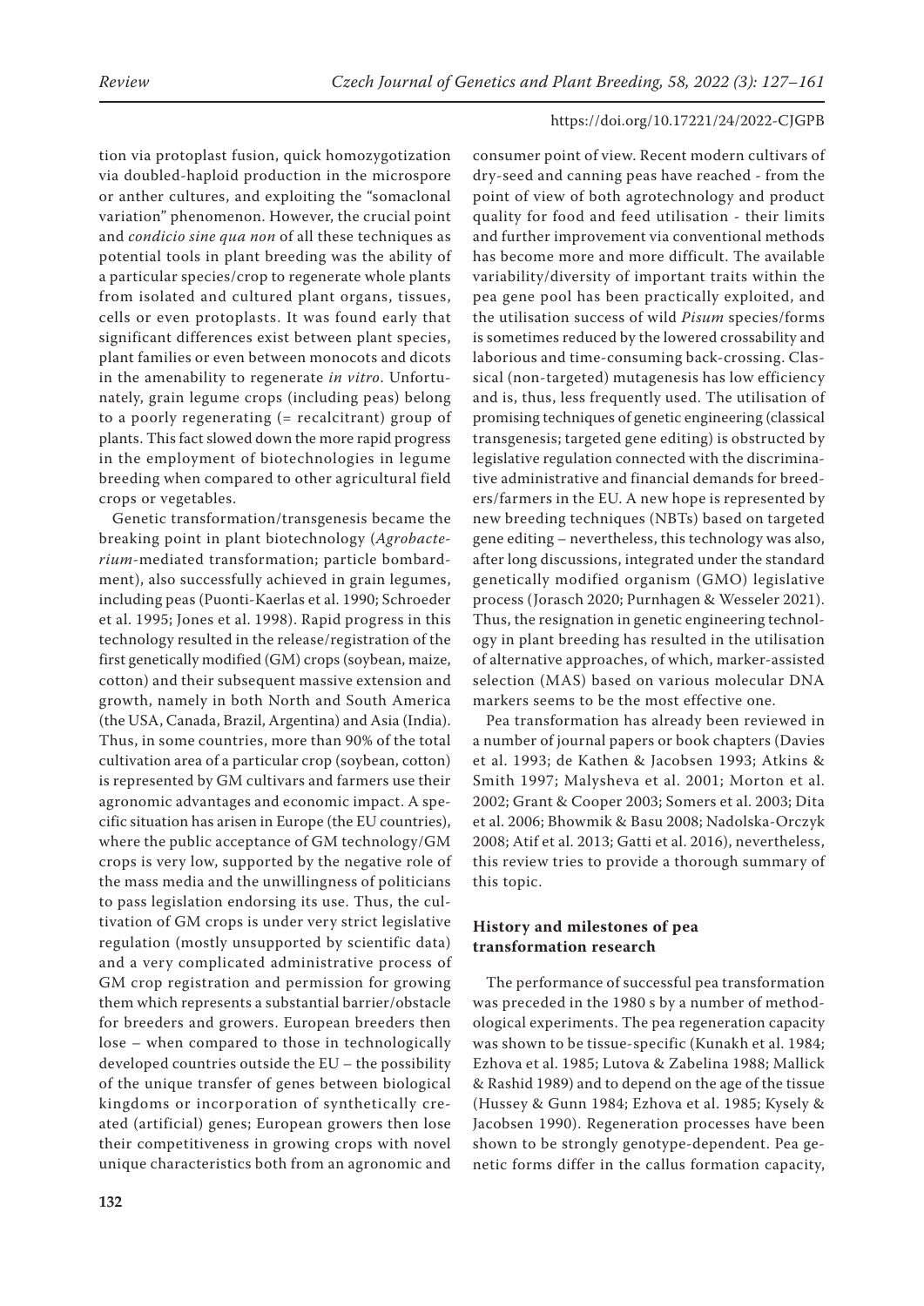tion via protoplast fusion, quick homozygotization via doubled-haploid production in the microspore or anther cultures, and exploiting the "somaclonal variation" phenomenon. However, the crucial point and *condicio sine qua non* of all these techniques as potential tools in plant breeding was the ability of a particular species/crop to regenerate whole plants from isolated and cultured plant organs, tissues, cells or even protoplasts. It was found early that significant differences exist between plant species, plant families or even between monocots and dicots in the amenability to regenerate *in vitro*. Unfortunately, grain legume crops (including peas) belong to a poorly regenerating (= recalcitrant) group of plants. This fact slowed down the more rapid progress in the employment of biotechnologies in legume breeding when compared to other agricultural field crops or vegetables.

Genetic transformation/transgenesis became the breaking point in plant biotechnology (*Agrobacterium*-mediated transformation; particle bombardment), also successfully achieved in grain legumes, including peas (Puonti-Kaerlas et al. 1990; Schroeder et al. 1995; Jones et al. 1998). Rapid progress in this technology resulted in the release/registration of the first genetically modified (GM) crops (soybean, maize, cotton) and their subsequent massive extension and growth, namely in both North and South America (the USA, Canada, Brazil, Argentina) and Asia (India). Thus, in some countries, more than 90% of the total cultivation area of a particular crop (soybean, cotton) is represented by GM cultivars and farmers use their agronomic advantages and economic impact. A specific situation has arisen in Europe (the EU countries), where the public acceptance of GM technology/GM crops is very low, supported by the negative role of the mass media and the unwillingness of politicians to pass legislation endorsing its use. Thus, the cultivation of GM crops is under very strict legislative regulation (mostly unsupported by scientific data) and a very complicated administrative process of GM crop registration and permission for growing them which represents a substantial barrier/obstacle for breeders and growers. European breeders then lose – when compared to those in technologically developed countries outside the EU – the possibility of the unique transfer of genes between biological kingdoms or incorporation of synthetically created (artificial) genes; European growers then lose their competitiveness in growing crops with novel unique characteristics both from an agronomic and consumer point of view. Recent modern cultivars of dry-seed and canning peas have reached - from the point of view of both agrotechnology and product quality for food and feed utilisation - their limits and further improvement via conventional methods has become more and more difficult. The available variability/diversity of important traits within the pea gene pool has been practically exploited, and the utilisation success of wild *Pisum* species/forms is sometimes reduced by the lowered crossability and laborious and time-consuming back-crossing. Classical (non-targeted) mutagenesis has low efficiency and is, thus, less frequently used. The utilisation of promising techniques of genetic engineering (classical transgenesis; targeted gene editing) is obstructed by legislative regulation connected with the discriminative administrative and financial demands for breeders/farmers in the EU. A new hope is represented by new breeding techniques (NBTs) based on targeted gene editing – nevertheless, this technology was also, after long discussions, integrated under the standard genetically modified organism (GMO) legislative process (Jorasch 2020; Purnhagen & Wesseler 2021). Thus, the resignation in genetic engineering technology in plant breeding has resulted in the utilisation of alternative approaches, of which, marker-assisted selection (MAS) based on various molecular DNA markers seems to be the most effective one.

Pea transformation has already been reviewed in a number of journal papers or book chapters (Davies et al. 1993; de Kathen & Jacobsen 1993; Atkins & Smith 1997; Malysheva et al. 2001; Morton et al. 2002; Grant & Cooper 2003; Somers et al. 2003; Dita et al. 2006; Bhowmik & Basu 2008; Nadolska-Orczyk 2008; Atif et al. 2013; Gatti et al. 2016), nevertheless, this review tries to provide a thorough summary of this topic.

## History and milestones of pea transformation research

The performance of successful pea transformation was preceded in the 1980 s by a number of methodological experiments. The pea regeneration capacity was shown to be tissue-specific (Kunakh et al. 1984; Ezhova et al. 1985; Lutova & Zabelina 1988; Mallick & Rashid 1989) and to depend on the age of the tissue (Hussey & Gunn 1984; Ezhova et al. 1985; Kysely & Jacobsen 1990). Regeneration processes have been shown to be strongly genotype-dependent. Pea genetic forms differ in the callus formation capacity,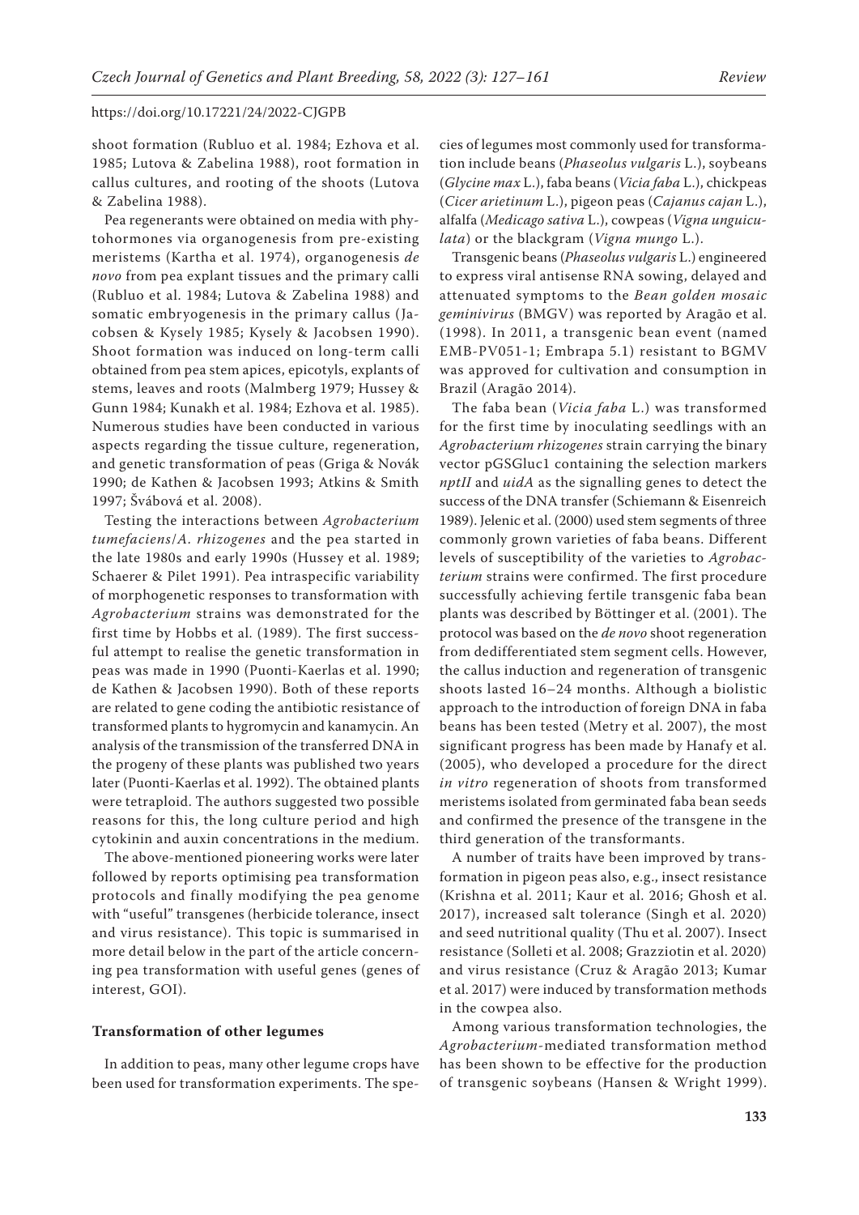shoot formation (Rubluo et al. 1984; Ezhova et al. 1985; Lutova & Zabelina 1988), root formation in callus cultures, and rooting of the shoots (Lutova & Zabelina 1988).

Pea regenerants were obtained on media with phytohormones via organogenesis from pre-existing meristems (Kartha et al. 1974), organogenesis *de novo* from pea explant tissues and the primary calli (Rubluo et al. 1984; Lutova & Zabelina 1988) and somatic embryogenesis in the primary callus (Jacobsen & Kysely 1985; Kysely & Jacobsen 1990). Shoot formation was induced on long-term calli obtained from pea stem apices, epicotyls, explants of stems, leaves and roots (Malmberg 1979; Hussey & Gunn 1984; Kunakh et al. 1984; Ezhova et al. 1985). Numerous studies have been conducted in various aspects regarding the tissue culture, regeneration, and genetic transformation of peas (Griga & Novák 1990; de Kathen & Jacobsen 1993; Atkins & Smith 1997; Švábová et al. 2008).

Testing the interactions between *Agrobacterium tumefaciens*/*A. rhizogenes* and the pea started in the late 1980s and early 1990s (Hussey et al. 1989; Schaerer & Pilet 1991). Pea intraspecific variability of morphogenetic responses to transformation with *Agrobacterium* strains was demonstrated for the first time by Hobbs et al. (1989). The first successful attempt to realise the genetic transformation in peas was made in 1990 (Puonti-Kaerlas et al. 1990; de Kathen & Jacobsen 1990). Both of these reports are related to gene coding the antibiotic resistance of transformed plants to hygromycin and kanamycin. An analysis of the transmission of the transferred DNA in the progeny of these plants was published two years later (Puonti-Kaerlas et al. 1992). The obtained plants were tetraploid. The authors suggested two possible reasons for this, the long culture period and high cytokinin and auxin concentrations in the medium.

The above-mentioned pioneering works were later followed by reports optimising pea transformation protocols and finally modifying the pea genome with "useful" transgenes (herbicide tolerance, insect and virus resistance). This topic is summarised in more detail below in the part of the article concerning pea transformation with useful genes (genes of interest, GOI).

## Transformation of other legumes

In addition to peas, many other legume crops have been used for transformation experiments. The species of legumes most commonly used for transformation include beans (*Phaseolus vulgaris* L.), soybeans (*Glycine max* L.), faba beans (*Vicia faba* L.), chickpeas (*Cicer arietinum* L.), pigeon peas (*Cajanus cajan* L.), alfalfa (*Medicago sativa* L.), cowpeas (*Vigna unguiculata*) or the blackgram (*Vigna mungo* L.).

Transgenic beans (*Phaseolus vulgaris* L.) engineered to express viral antisense RNA sowing, delayed and attenuated symptoms to the *Bean golden mosaic geminivirus* (BMGV) was reported by Aragão et al. (1998). In 2011, a transgenic bean event (named EMB-PV051-1; Embrapa 5.1) resistant to BGMV was approved for cultivation and consumption in Brazil (Aragão 2014).

The faba bean (*Vicia faba* L.) was transformed for the first time by inoculating seedlings with an *Agrobacterium rhizogenes* strain carrying the binary vector pGSGluc1 containing the selection markers *nptII* and *uidA* as the signalling genes to detect the success of the DNA transfer (Schiemann & Eisenreich 1989). Jelenic et al. (2000) used stem segments of three commonly grown varieties of faba beans. Different levels of susceptibility of the varieties to *Agrobacterium* strains were confirmed. The first procedure successfully achieving fertile transgenic faba bean plants was described by Böttinger et al. (2001). The protocol was based on the *de novo* shoot regeneration from dedifferentiated stem segment cells. However, the callus induction and regeneration of transgenic shoots lasted 16–24 months. Although a biolistic approach to the introduction of foreign DNA in faba beans has been tested (Metry et al. 2007), the most significant progress has been made by Hanafy et al. (2005), who developed a procedure for the direct *in vitro* regeneration of shoots from transformed meristems isolated from germinated faba bean seeds and confirmed the presence of the transgene in the third generation of the transformants.

A number of traits have been improved by transformation in pigeon peas also, e.g., insect resistance (Krishna et al. 2011; Kaur et al. 2016; Ghosh et al. 2017), increased salt tolerance (Singh et al. 2020) and seed nutritional quality (Thu et al. 2007). Insect resistance (Solleti et al. 2008; Grazziotin et al. 2020) and virus resistance (Cruz & Aragão 2013; Kumar et al. 2017) were induced by transformation methods in the cowpea also.

Among various transformation technologies, the *Agrobacterium*-mediated transformation method has been shown to be effective for the production of transgenic soybeans (Hansen & Wright 1999).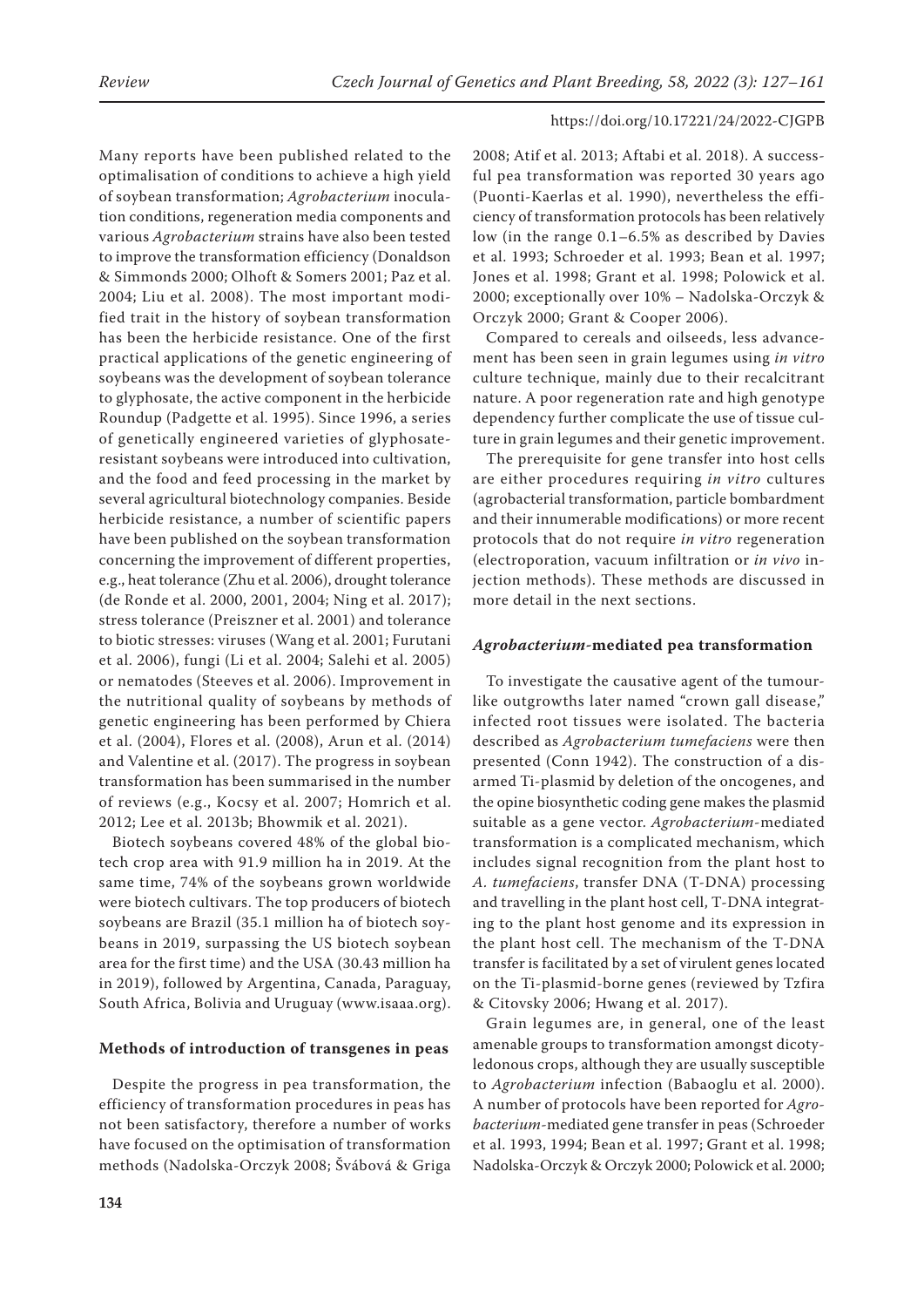Many reports have been published related to the optimalisation of conditions to achieve a high yield of soybean transformation; *Agrobacterium* inoculation conditions, regeneration media components and various *Agrobacterium* strains have also been tested to improve the transformation efficiency (Donaldson & Simmonds 2000; Olhoft & Somers 2001; Paz et al. 2004; Liu et al. 2008). The most important modified trait in the history of soybean transformation has been the herbicide resistance. One of the first practical applications of the genetic engineering of soybeans was the development of soybean tolerance to glyphosate, the active component in the herbicide Roundup (Padgette et al. 1995). Since 1996, a series of genetically engineered varieties of glyphosate-resistant soybeans were introduced into cultivation, and the food and feed processing in the market by several agricultural biotechnology companies. Beside herbicide resistance, a number of scientific papers have been published on the soybean transformation concerning the improvement of different properties, e.g., heat tolerance (Zhu et al. 2006), drought tolerance (de Ronde et al. 2000, 2001, 2004; Ning et al. 2017); stress tolerance (Preiszner et al. 2001) and tolerance to biotic stresses: viruses (Wang et al. 2001; Furutani et al. 2006), fungi (Li et al. 2004; Salehi et al. 2005) or nematodes (Steeves et al. 2006). Improvement in the nutritional quality of soybeans by methods of genetic engineering has been performed by Chiera et al. (2004), Flores et al. (2008), Arun et al. (2014) and Valentine et al. (2017). The progress in soybean transformation has been summarised in the number of reviews (e.g., Kocsy et al. 2007; Homrich et al. 2012; Lee et al. 2013b; Bhowmik et al. 2021).

Biotech soybeans covered 48% of the global biotech crop area with 91.9 million ha in 2019. At the same time, 74% of the soybeans grown worldwide were biotech cultivars. The top producers of biotech soybeans are Brazil (35.1 million ha of biotech soybeans in 2019, surpassing the US biotech soybean area for the first time) and the USA (30.43 million ha in 2019), followed by Argentina, Canada, Paraguay, South Africa, Bolivia and Uruguay (www.isaaa.org).

## Methods of introduction of transgenes in peas

Despite the progress in pea transformation, the efficiency of transformation procedures in peas has not been satisfactory, therefore a number of works have focused on the optimisation of transformation methods (Nadolska-Orczyk 2008; Švábová & Griga 2008; Atif et al. 2013; Aftabi et al. 2018). A successful pea transformation was reported 30 years ago (Puonti-Kaerlas et al. 1990), nevertheless the efficiency of transformation protocols has been relatively low (in the range 0.1–6.5% as described by Davies et al. 1993; Schroeder et al. 1993; Bean et al. 1997; Jones et al. 1998; Grant et al. 1998; Polowick et al. 2000; exceptionally over 10% – Nadolska-Orczyk & Orczyk 2000; Grant & Cooper 2006).

Compared to cereals and oilseeds, less advancement has been seen in grain legumes using *in vitro* culture technique, mainly due to their recalcitrant nature. A poor regeneration rate and high genotype dependency further complicate the use of tissue culture in grain legumes and their genetic improvement.

The prerequisite for gene transfer into host cells are either procedures requiring *in vitro* cultures (agrobacterial transformation, particle bombardment and their innumerable modifications) or more recent protocols that do not require *in vitro* regeneration (electroporation, vacuum infiltration or *in vivo* injection methods). These methods are discussed in more detail in the next sections.

### *Agrobacterium*-mediated pea transformation

To investigate the causative agent of the tumour-like outgrowths later named "crown gall disease," infected root tissues were isolated. The bacteria described as *Agrobacterium tumefaciens* were then presented (Conn 1942). The construction of a disarmed Ti-plasmid by deletion of the oncogenes, and the opine biosynthetic coding gene makes the plasmid suitable as a gene vector. *Agrobacterium*-mediated transformation is a complicated mechanism, which includes signal recognition from the plant host to *A. tumefaciens*, transfer DNA (T-DNA) processing and travelling in the plant host cell, T-DNA integrating to the plant host genome and its expression in the plant host cell. The mechanism of the T-DNA transfer is facilitated by a set of virulent genes located on the Ti-plasmid-borne genes (reviewed by Tzfira & Citovsky 2006; Hwang et al. 2017).

Grain legumes are, in general, one of the least amenable groups to transformation amongst dicotyledonous crops, although they are usually susceptible to *Agrobacterium* infection (Babaoglu et al. 2000). A number of protocols have been reported for *Agrobacterium*-mediated gene transfer in peas (Schroeder et al. 1993, 1994; Bean et al. 1997; Grant et al. 1998; Nadolska-Orczyk & Orczyk 2000; Polowick et al. 2000;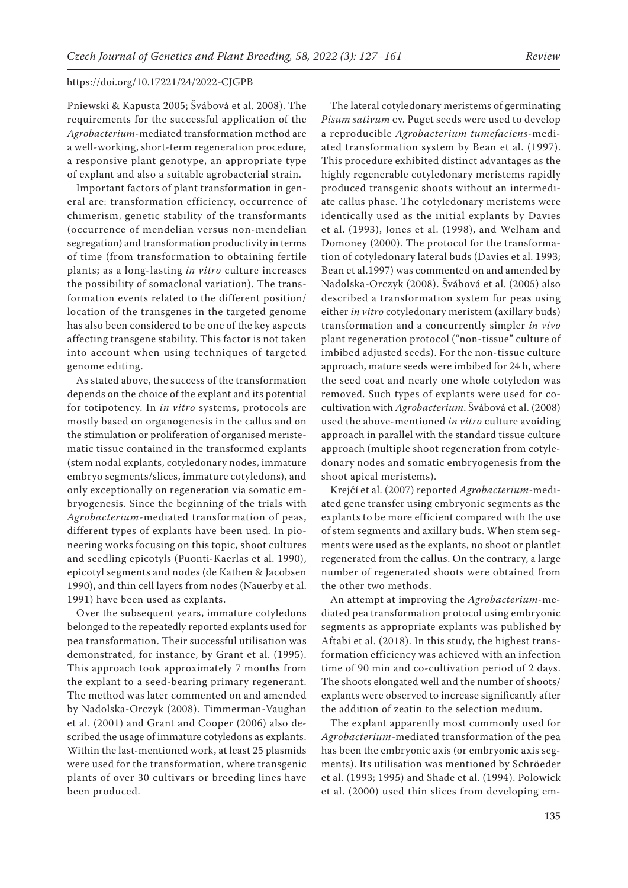Pniewski & Kapusta 2005; Švábová et al. 2008). The requirements for the successful application of the *Agrobacterium*-mediated transformation method are a well-working, short-term regeneration procedure, a responsive plant genotype, an appropriate type of explant and also a suitable agrobacterial strain.

Important factors of plant transformation in general are: transformation efficiency, occurrence of chimerism, genetic stability of the transformants (occurrence of mendelian versus non-mendelian segregation) and transformation productivity in terms of time (from transformation to obtaining fertile plants; as a long-lasting *in vitro* culture increases the possibility of somaclonal variation). The transformation events related to the different position/location of the transgenes in the targeted genome has also been considered to be one of the key aspects affecting transgene stability. This factor is not taken into account when using techniques of targeted genome editing.

As stated above, the success of the transformation depends on the choice of the explant and its potential for totipotency. In *in vitro* systems, protocols are mostly based on organogenesis in the callus and on the stimulation or proliferation of organised meristematic tissue contained in the transformed explants (stem nodal explants, cotyledonary nodes, immature embryo segments/slices, immature cotyledons), and only exceptionally on regeneration via somatic embryogenesis. Since the beginning of the trials with *Agrobacterium*-mediated transformation of peas, different types of explants have been used. In pioneering works focusing on this topic, shoot cultures and seedling epicotyls (Puonti-Kaerlas et al. 1990), epicotyl segments and nodes (de Kathen & Jacobsen 1990), and thin cell layers from nodes (Nauerby et al. 1991) have been used as explants.

Over the subsequent years, immature cotyledons belonged to the repeatedly reported explants used for pea transformation. Their successful utilisation was demonstrated, for instance, by Grant et al. (1995). This approach took approximately 7 months from the explant to a seed-bearing primary regenerant. The method was later commented on and amended by Nadolska-Orczyk (2008). Timmerman-Vaughan et al. (2001) and Grant and Cooper (2006) also described the usage of immature cotyledons as explants. Within the last-mentioned work, at least 25 plasmids were used for the transformation, where transgenic plants of over 30 cultivars or breeding lines have been produced.

The lateral cotyledonary meristems of germinating *Pisum sativum* cv. Puget seeds were used to develop a reproducible *Agrobacterium tumefaciens*-mediated transformation system by Bean et al. (1997). This procedure exhibited distinct advantages as the highly regenerable cotyledonary meristems rapidly produced transgenic shoots without an intermediate callus phase. The cotyledonary meristems were identically used as the initial explants by Davies et al. (1993), Jones et al. (1998), and Welham and Domoney (2000). The protocol for the transformation of cotyledonary lateral buds (Davies et al. 1993; Bean et al.1997) was commented on and amended by Nadolska-Orczyk (2008). Švábová et al. (2005) also described a transformation system for peas using either *in vitro* cotyledonary meristem (axillary buds) transformation and a concurrently simpler *in vivo* plant regeneration protocol ("non-tissue" culture of imbibed adjusted seeds). For the non-tissue culture approach, mature seeds were imbibed for 24 h, where the seed coat and nearly one whole cotyledon was removed. Such types of explants were used for co-cultivation with *Agrobacterium*. Švábová et al. (2008) used the above-mentioned *in vitro* culture avoiding approach in parallel with the standard tissue culture approach (multiple shoot regeneration from cotyledonary nodes and somatic embryogenesis from the shoot apical meristems).

Krejčí et al. (2007) reported *Agrobacterium*-mediated gene transfer using embryonic segments as the explants to be more efficient compared with the use of stem segments and axillary buds. When stem segments were used as the explants, no shoot or plantlet regenerated from the callus. On the contrary, a large number of regenerated shoots were obtained from the other two methods.

An attempt at improving the *Agrobacterium*-mediated pea transformation protocol using embryonic segments as appropriate explants was published by Aftabi et al. (2018). In this study, the highest transformation efficiency was achieved with an infection time of 90 min and co-cultivation period of 2 days. The shoots elongated well and the number of shoots/explants were observed to increase significantly after the addition of zeatin to the selection medium.

The explant apparently most commonly used for *Agrobacterium*-mediated transformation of the pea has been the embryonic axis (or embryonic axis segments). Its utilisation was mentioned by Schröeder et al. (1993; 1995) and Shade et al. (1994). Polowick et al. (2000) used thin slices from developing em-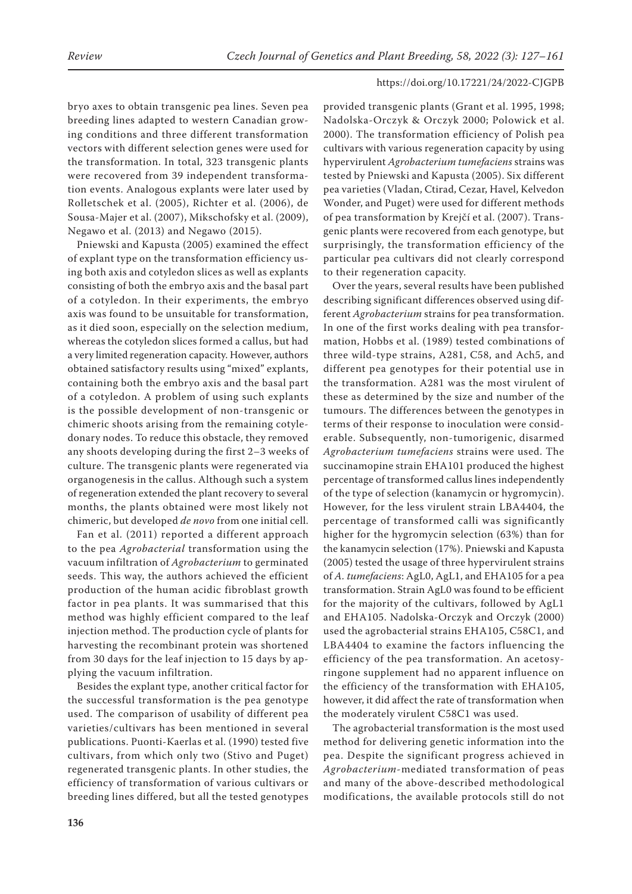bryo axes to obtain transgenic pea lines. Seven pea breeding lines adapted to western Canadian growing conditions and three different transformation vectors with different selection genes were used for the transformation. In total, 323 transgenic plants were recovered from 39 independent transformation events. Analogous explants were later used by Rolletschek et al. (2005), Richter et al. (2006), de Sousa-Majer et al. (2007), Mikschofsky et al. (2009), Negawo et al. (2013) and Negawo (2015).

Pniewski and Kapusta (2005) examined the effect of explant type on the transformation efficiency using both axis and cotyledon slices as well as explants consisting of both the embryo axis and the basal part of a cotyledon. In their experiments, the embryo axis was found to be unsuitable for transformation, as it died soon, especially on the selection medium, whereas the cotyledon slices formed a callus, but had a very limited regeneration capacity. However, authors obtained satisfactory results using "mixed" explants, containing both the embryo axis and the basal part of a cotyledon. A problem of using such explants is the possible development of non-transgenic or chimeric shoots arising from the remaining cotyledonary nodes. To reduce this obstacle, they removed any shoots developing during the first 2–3 weeks of culture. The transgenic plants were regenerated via organogenesis in the callus. Although such a system of regeneration extended the plant recovery to several months, the plants obtained were most likely not chimeric, but developed *de novo* from one initial cell.

Fan et al. (2011) reported a different approach to the pea *Agrobacterial* transformation using the vacuum infiltration of *Agrobacterium* to germinated seeds. This way, the authors achieved the efficient production of the human acidic fibroblast growth factor in pea plants. It was summarised that this method was highly efficient compared to the leaf injection method. The production cycle of plants for harvesting the recombinant protein was shortened from 30 days for the leaf injection to 15 days by applying the vacuum infiltration.

Besides the explant type, another critical factor for the successful transformation is the pea genotype used. The comparison of usability of different pea varieties/cultivars has been mentioned in several publications. Puonti-Kaerlas et al. (1990) tested five cultivars, from which only two (Stivo and Puget) regenerated transgenic plants. In other studies, the efficiency of transformation of various cultivars or breeding lines differed, but all the tested genotypes provided transgenic plants (Grant et al. 1995, 1998; Nadolska-Orczyk & Orczyk 2000; Polowick et al. 2000). The transformation efficiency of Polish pea cultivars with various regeneration capacity by using hypervirulent *Agrobacterium tumefaciens* strains was tested by Pniewski and Kapusta (2005). Six different pea varieties (Vladan, Ctirad, Cezar, Havel, Kelvedon Wonder, and Puget) were used for different methods of pea transformation by Krejčí et al. (2007). Transgenic plants were recovered from each genotype, but surprisingly, the transformation efficiency of the particular pea cultivars did not clearly correspond to their regeneration capacity.

Over the years, several results have been published describing significant differences observed using different *Agrobacterium* strains for pea transformation. In one of the first works dealing with pea transformation, Hobbs et al. (1989) tested combinations of three wild-type strains, A281, C58, and Ach5, and different pea genotypes for their potential use in the transformation. A281 was the most virulent of these as determined by the size and number of the tumours. The differences between the genotypes in terms of their response to inoculation were considerable. Subsequently, non-tumorigenic, disarmed *Agrobacterium tumefaciens* strains were used. The succinamopine strain EHA101 produced the highest percentage of transformed callus lines independently of the type of selection (kanamycin or hygromycin). However, for the less virulent strain LBA4404, the percentage of transformed calli was significantly higher for the hygromycin selection (63%) than for the kanamycin selection (17%). Pniewski and Kapusta (2005) tested the usage of three hypervirulent strains of *A. tumefaciens*: AgL0, AgL1, and EHA105 for a pea transformation. Strain AgL0 was found to be efficient for the majority of the cultivars, followed by AgL1 and EHA105. Nadolska-Orczyk and Orczyk (2000) used the agrobacterial strains EHA105, C58C1, and LBA4404 to examine the factors influencing the efficiency of the pea transformation. An acetosyringone supplement had no apparent influence on the efficiency of the transformation with EHA105, however, it did affect the rate of transformation when the moderately virulent C58C1 was used.

The agrobacterial transformation is the most used method for delivering genetic information into the pea. Despite the significant progress achieved in *Agrobacterium*-mediated transformation of peas and many of the above-described methodological modifications, the available protocols still do not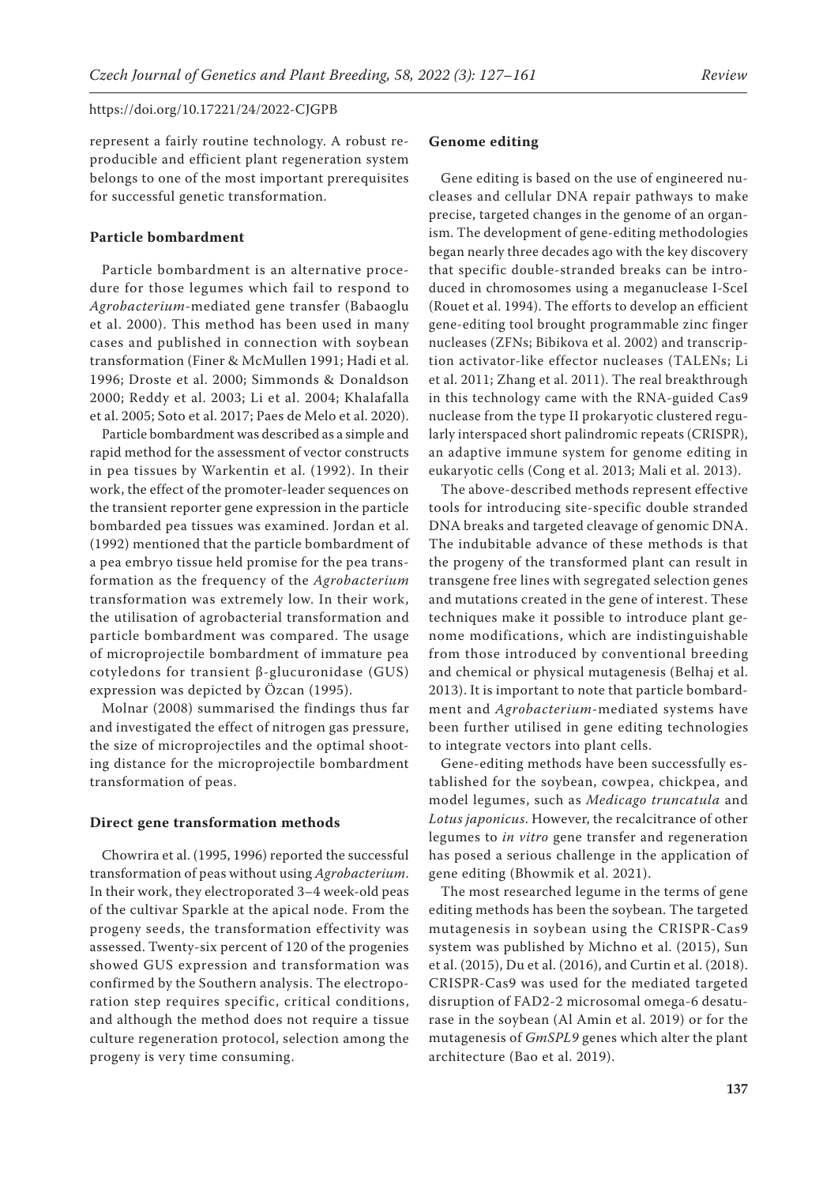represent a fairly routine technology. A robust reproducible and efficient plant regeneration system belongs to one of the most important prerequisites for successful genetic transformation.

### Particle bombardment

Particle bombardment is an alternative procedure for those legumes which fail to respond to *Agrobacterium*-mediated gene transfer (Babaoglu et al. 2000). This method has been used in many cases and published in connection with soybean transformation (Finer & McMullen 1991; Hadi et al. 1996; Droste et al. 2000; Simmonds & Donaldson 2000; Reddy et al. 2003; Li et al. 2004; Khalafalla et al. 2005; Soto et al. 2017; Paes de Melo et al. 2020).

Particle bombardment was described as a simple and rapid method for the assessment of vector constructs in pea tissues by Warkentin et al. (1992). In their work, the effect of the promoter-leader sequences on the transient reporter gene expression in the particle bombarded pea tissues was examined. Jordan et al. (1992) mentioned that the particle bombardment of a pea embryo tissue held promise for the pea transformation as the frequency of the *Agrobacterium* transformation was extremely low. In their work, the utilisation of agrobacterial transformation and particle bombardment was compared. The usage of microprojectile bombardment of immature pea cotyledons for transient β-glucuronidase (GUS) expression was depicted by Özcan (1995).

Molnar (2008) summarised the findings thus far and investigated the effect of nitrogen gas pressure, the size of microprojectiles and the optimal shooting distance for the microprojectile bombardment transformation of peas.

### Direct gene transformation methods

Chowrira et al. (1995, 1996) reported the successful transformation of peas without using *Agrobacterium*. In their work, they electroporated 3–4 week-old peas of the cultivar Sparkle at the apical node. From the progeny seeds, the transformation effectivity was assessed. Twenty-six percent of 120 of the progenies showed GUS expression and transformation was confirmed by the Southern analysis. The electroporation step requires specific, critical conditions, and although the method does not require a tissue culture regeneration protocol, selection among the progeny is very time consuming.

### Genome editing

Gene editing is based on the use of engineered nucleases and cellular DNA repair pathways to make precise, targeted changes in the genome of an organism. The development of gene-editing methodologies began nearly three decades ago with the key discovery that specific double-stranded breaks can be introduced in chromosomes using a meganuclease I-SceI (Rouet et al. 1994). The efforts to develop an efficient gene-editing tool brought programmable zinc finger nucleases (ZFNs; Bibikova et al. 2002) and transcription activator-like effector nucleases (TALENs; Li et al. 2011; Zhang et al. 2011). The real breakthrough in this technology came with the RNA-guided Cas9 nuclease from the type II prokaryotic clustered regularly interspaced short palindromic repeats (CRISPR), an adaptive immune system for genome editing in eukaryotic cells (Cong et al. 2013; Mali et al. 2013).

The above-described methods represent effective tools for introducing site-specific double stranded DNA breaks and targeted cleavage of genomic DNA. The indubitable advance of these methods is that the progeny of the transformed plant can result in transgene free lines with segregated selection genes and mutations created in the gene of interest. These techniques make it possible to introduce plant genome modifications, which are indistinguishable from those introduced by conventional breeding and chemical or physical mutagenesis (Belhaj et al. 2013). It is important to note that particle bombardment and *Agrobacterium*-mediated systems have been further utilised in gene editing technologies to integrate vectors into plant cells.

Gene-editing methods have been successfully established for the soybean, cowpea, chickpea, and model legumes, such as *Medicago truncatula* and *Lotus japonicus*. However, the recalcitrance of other legumes to *in vitro* gene transfer and regeneration has posed a serious challenge in the application of gene editing (Bhowmik et al. 2021).

The most researched legume in the terms of gene editing methods has been the soybean. The targeted mutagenesis in soybean using the CRISPR-Cas9 system was published by Michno et al. (2015), Sun et al. (2015), Du et al. (2016), and Curtin et al. (2018). CRISPR-Cas9 was used for the mediated targeted disruption of FAD2-2 microsomal omega-6 desaturase in the soybean (Al Amin et al. 2019) or for the mutagenesis of *GmSPL9* genes which alter the plant architecture (Bao et al. 2019).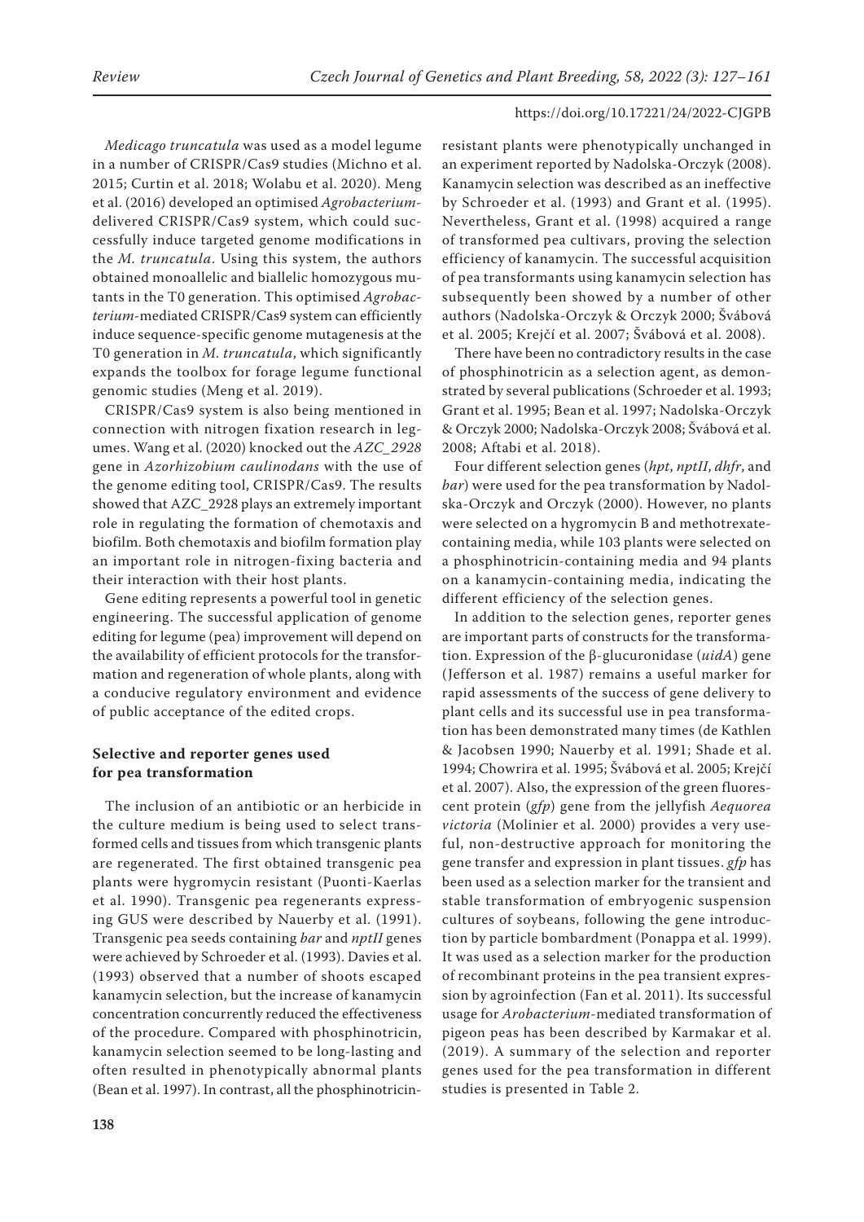*Medicago truncatula* was used as a model legume in a number of CRISPR/Cas9 studies (Michno et al. 2015; Curtin et al. 2018; Wolabu et al. 2020). Meng et al. (2016) developed an optimised *Agrobacterium*-delivered CRISPR/Cas9 system, which could successfully induce targeted genome modifications in the *M. truncatula*. Using this system, the authors obtained monoallelic and biallelic homozygous mutants in the T0 generation. This optimised *Agrobacterium*-mediated CRISPR/Cas9 system can efficiently induce sequence-specific genome mutagenesis at the T0 generation in *M. truncatula*, which significantly expands the toolbox for forage legume functional genomic studies (Meng et al. 2019).

CRISPR/Cas9 system is also being mentioned in connection with nitrogen fixation research in legumes. Wang et al. (2020) knocked out the *AZC_2928* gene in *Azorhizobium caulinodans* with the use of the genome editing tool, CRISPR/Cas9. The results showed that AZC_2928 plays an extremely important role in regulating the formation of chemotaxis and biofilm. Both chemotaxis and biofilm formation play an important role in nitrogen-fixing bacteria and their interaction with their host plants.

Gene editing represents a powerful tool in genetic engineering. The successful application of genome editing for legume (pea) improvement will depend on the availability of efficient protocols for the transformation and regeneration of whole plants, along with a conducive regulatory environment and evidence of public acceptance of the edited crops.

## Selective and reporter genes used for pea transformation

The inclusion of an antibiotic or an herbicide in the culture medium is being used to select transformed cells and tissues from which transgenic plants are regenerated. The first obtained transgenic pea plants were hygromycin resistant (Puonti-Kaerlas et al. 1990). Transgenic pea regenerants expressing GUS were described by Nauerby et al. (1991). Transgenic pea seeds containing *bar* and *nptII* genes were achieved by Schroeder et al. (1993). Davies et al. (1993) observed that a number of shoots escaped kanamycin selection, but the increase of kanamycin concentration concurrently reduced the effectiveness of the procedure. Compared with phosphinotricin, kanamycin selection seemed to be long-lasting and often resulted in phenotypically abnormal plants (Bean et al. 1997). In contrast, all the phosphinotricin-resistant plants were phenotypically unchanged in an experiment reported by Nadolska-Orczyk (2008). Kanamycin selection was described as an ineffective by Schroeder et al. (1993) and Grant et al. (1995). Nevertheless, Grant et al. (1998) acquired a range of transformed pea cultivars, proving the selection efficiency of kanamycin. The successful acquisition of pea transformants using kanamycin selection has subsequently been showed by a number of other authors (Nadolska-Orczyk & Orczyk 2000; Švábová et al. 2005; Krejčí et al. 2007; Švábová et al. 2008).

There have been no contradictory results in the case of phosphinotricin as a selection agent, as demonstrated by several publications (Schroeder et al. 1993; Grant et al. 1995; Bean et al. 1997; Nadolska-Orczyk & Orczyk 2000; Nadolska-Orczyk 2008; Švábová et al. 2008; Aftabi et al. 2018).

Four different selection genes (*hpt*, *nptII*, *dhfr*, and *bar*) were used for the pea transformation by Nadolska-Orczyk and Orczyk (2000). However, no plants were selected on a hygromycin B and methotrexate-containing media, while 103 plants were selected on a phosphinotricin-containing media and 94 plants on a kanamycin-containing media, indicating the different efficiency of the selection genes.

In addition to the selection genes, reporter genes are important parts of constructs for the transformation. Expression of the β-glucuronidase (*uidA*) gene (Jefferson et al. 1987) remains a useful marker for rapid assessments of the success of gene delivery to plant cells and its successful use in pea transformation has been demonstrated many times (de Kathlen & Jacobsen 1990; Nauerby et al. 1991; Shade et al. 1994; Chowrira et al. 1995; Švábová et al. 2005; Krejčí et al. 2007). Also, the expression of the green fluorescent protein (*gfp*) gene from the jellyfish *Aequorea victoria* (Molinier et al. 2000) provides a very useful, non-destructive approach for monitoring the gene transfer and expression in plant tissues. *gfp* has been used as a selection marker for the transient and stable transformation of embryogenic suspension cultures of soybeans, following the gene introduction by particle bombardment (Ponappa et al. 1999). It was used as a selection marker for the production of recombinant proteins in the pea transient expression by agroinfection (Fan et al. 2011). Its successful usage for *Arobacterium*-mediated transformation of pigeon peas has been described by Karmakar et al. (2019). A summary of the selection and reporter genes used for the pea transformation in different studies is presented in Table 2.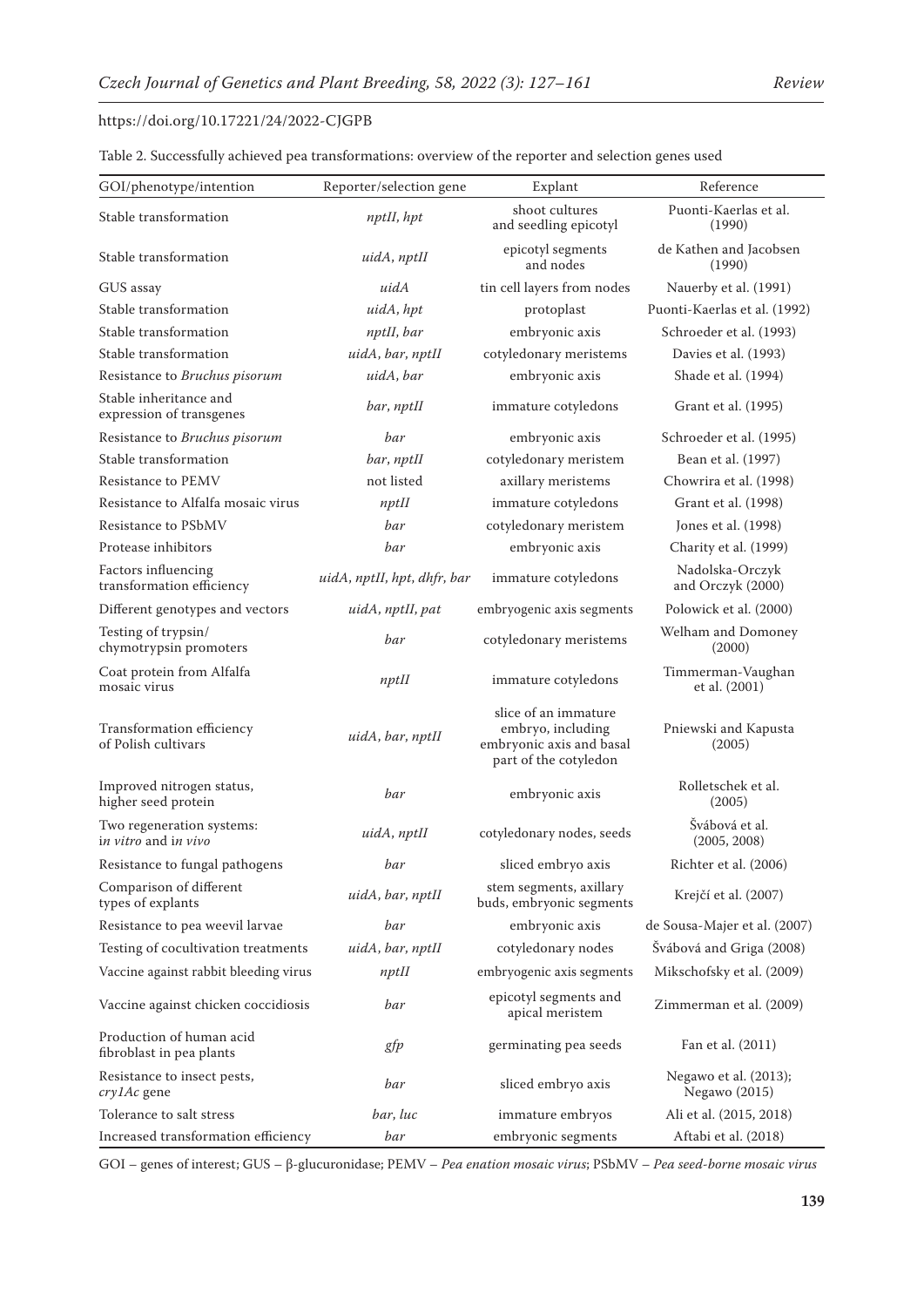Table 2. Successfully achieved pea transformations: overview of the reporter and selection genes used

| GOI/phenotype/intention | Reporter/selection gene | Explant | Reference |
|---|---|---|---|
| Stable transformation | *nptII*, *hpt* | shoot cultures and seedling epicotyl | Puonti-Kaerlas et al. (1990) |
| Stable transformation | *uidA*, *nptII* | epicotyl segments and nodes | de Kathen and Jacobsen (1990) |
| GUS assay | *uidA* | tin cell layers from nodes | Nauerby et al. (1991) |
| Stable transformation | *uidA*, *hpt* | protoplast | Puonti-Kaerlas et al. (1992) |
| Stable transformation | *nptII*, *bar* | embryonic axis | Schroeder et al. (1993) |
| Stable transformation | *uidA*, *bar*, *nptII* | cotyledonary meristems | Davies et al. (1993) |
| Resistance to *Bruchus pisorum* | *uidA*, *bar* | embryonic axis | Shade et al. (1994) |
| Stable inheritance and expression of transgenes | *bar*, *nptII* | immature cotyledons | Grant et al. (1995) |
| Resistance to *Bruchus pisorum* | *bar* | embryonic axis | Schroeder et al. (1995) |
| Stable transformation | *bar*, *nptII* | cotyledonary meristem | Bean et al. (1997) |
| Resistance to PEMV | not listed | axillary meristems | Chowrira et al. (1998) |
| Resistance to Alfalfa mosaic virus | *nptII* | immature cotyledons | Grant et al. (1998) |
| Resistance to PSbMV | *bar* | cotyledonary meristem | Jones et al. (1998) |
| Protease inhibitors | *bar* | embryonic axis | Charity et al. (1999) |
| Factors influencing transformation efficiency | *uidA*, *nptII*, *hpt*, *dhfr*, *bar* | immature cotyledons | Nadolska-Orczyk and Orczyk (2000) |
| Different genotypes and vectors | *uidA*, *nptII*, *pat* | embryogenic axis segments | Polowick et al. (2000) |
| Testing of trypsin/chymotrypsin promoters | *bar* | cotyledonary meristems | Welham and Domoney (2000) |
| Coat protein from Alfalfa mosaic virus | *nptII* | immature cotyledons | Timmerman-Vaughan et al. (2001) |
| Transformation efficiency of Polish cultivars | *uidA*, *bar*, *nptII* | slice of an immature embryo, including embryonic axis and basal part of the cotyledon | Pniewski and Kapusta (2005) |
| Improved nitrogen status, higher seed protein | *bar* | embryonic axis | Rolletschek et al. (2005) |
| Two regeneration systems: *in vitro* and *in vivo* | *uidA*, *nptII* | cotyledonary nodes, seeds | Švábová et al. (2005, 2008) |
| Resistance to fungal pathogens | *bar* | sliced embryo axis | Richter et al. (2006) |
| Comparison of different types of explants | *uidA*, *bar*, *nptII* | stem segments, axillary buds, embryonic segments | Krejčí et al. (2007) |
| Resistance to pea weevil larvae | *bar* | embryonic axis | de Sousa-Majer et al. (2007) |
| Testing of cocultivation treatments | *uidA*, *bar*, *nptII* | cotyledonary nodes | Švábová and Griga (2008) |
| Vaccine against rabbit bleeding virus | *nptII* | embryogenic axis segments | Mikschofsky et al. (2009) |
| Vaccine against chicken coccidiosis | *bar* | epicotyl segments and apical meristem | Zimmerman et al. (2009) |
| Production of human acid fibroblast in pea plants | *gfp* | germinating pea seeds | Fan et al. (2011) |
| Resistance to insect pests, *cry1Ac* gene | *bar* | sliced embryo axis | Negawo et al. (2013); Negawo (2015) |
| Tolerance to salt stress | *bar*, *luc* | immature embryos | Ali et al. (2015, 2018) |
| Increased transformation efficiency | *bar* | embryonic segments | Aftabi et al. (2018) |

GOI – genes of interest; GUS – β-glucuronidase; PEMV – *Pea enation mosaic virus*; PSbMV – *Pea seed-borne mosaic virus*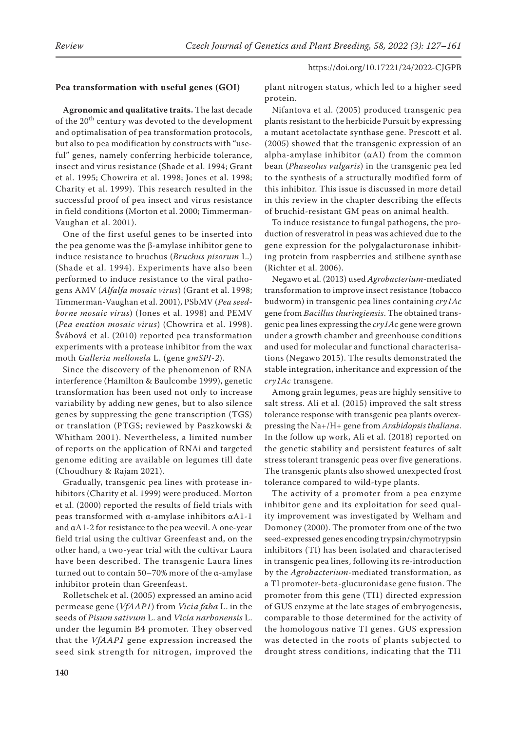### Pea transformation with useful genes (GOI)

**Agronomic and qualitative traits.** The last decade of the 20th century was devoted to the development and optimalisation of pea transformation protocols, but also to pea modification by constructs with "useful" genes, namely conferring herbicide tolerance, insect and virus resistance (Shade et al. 1994; Grant et al. 1995; Chowrira et al. 1998; Jones et al. 1998; Charity et al. 1999). This research resulted in the successful proof of pea insect and virus resistance in field conditions (Morton et al. 2000; Timmerman-Vaughan et al. 2001).

One of the first useful genes to be inserted into the pea genome was the β-amylase inhibitor gene to induce resistance to bruchus (*Bruchus pisorum* L.) (Shade et al. 1994). Experiments have also been performed to induce resistance to the viral pathogens AMV (*Alfalfa mosaic virus*) (Grant et al. 1998; Timmerman-Vaughan et al. 2001), PSbMV (*Pea seed-borne mosaic virus*) (Jones et al. 1998) and PEMV (*Pea enation mosaic virus*) (Chowrira et al. 1998). Švábová et al. (2010) reported pea transformation experiments with a protease inhibitor from the wax moth *Galleria mellonela* L. (gene *gmSPI-2*).

Since the discovery of the phenomenon of RNA interference (Hamilton & Baulcombe 1999), genetic transformation has been used not only to increase variability by adding new genes, but to also silence genes by suppressing the gene transcription (TGS) or translation (PTGS; reviewed by Paszkowski & Whitham 2001). Nevertheless, a limited number of reports on the application of RNAi and targeted genome editing are available on legumes till date (Choudhury & Rajam 2021).

Gradually, transgenic pea lines with protease inhibitors (Charity et al. 1999) were produced. Morton et al. (2000) reported the results of field trials with peas transformed with α-amylase inhibitors αA1-1 and αA1-2 for resistance to the pea weevil. A one-year field trial using the cultivar Greenfeast and, on the other hand, a two-year trial with the cultivar Laura have been described. The transgenic Laura lines turned out to contain 50–70% more of the α-amylase inhibitor protein than Greenfeast.

Rolletschek et al. (2005) expressed an amino acid permease gene (*VfAAP1*) from *Vicia faba* L. in the seeds of *Pisum sativum* L. and *Vicia narbonensis* L. under the legumin B4 promoter. They observed that the *VfAAP1* gene expression increased the seed sink strength for nitrogen, improved the plant nitrogen status, which led to a higher seed protein.

Nifantova et al. (2005) produced transgenic pea plants resistant to the herbicide Pursuit by expressing a mutant acetolactate synthase gene. Prescott et al. (2005) showed that the transgenic expression of an alpha-amylase inhibitor (αAI) from the common bean (*Phaseolus vulgaris*) in the transgenic pea led to the synthesis of a structurally modified form of this inhibitor. This issue is discussed in more detail in this review in the chapter describing the effects of bruchid-resistant GM peas on animal health.

To induce resistance to fungal pathogens, the production of resveratrol in peas was achieved due to the gene expression for the polygalacturonase inhibiting protein from raspberries and stilbene synthase (Richter et al. 2006).

Negawo et al. (2013) used *Agrobacterium*-mediated transformation to improve insect resistance (tobacco budworm) in transgenic pea lines containing *cry1Ac* gene from *Bacillus thuringiensis.* The obtained transgenic pea lines expressing the *cry1Ac* gene were grown under a growth chamber and greenhouse conditions and used for molecular and functional characterisations (Negawo 2015). The results demonstrated the stable integration, inheritance and expression of the *cry1Ac* transgene.

Among grain legumes, peas are highly sensitive to salt stress. Ali et al. (2015) improved the salt stress tolerance response with transgenic pea plants overexpressing the $Na^+/H^+$ gene from *Arabidopsis thaliana*. In the follow up work, Ali et al. (2018) reported on the genetic stability and persistent features of salt stress tolerant transgenic peas over five generations. The transgenic plants also showed unexpected frost tolerance compared to wild-type plants.

The activity of a promoter from a pea enzyme inhibitor gene and its exploitation for seed quality improvement was investigated by Welham and Domoney (2000). The promoter from one of the two seed-expressed genes encoding trypsin/chymotrypsin inhibitors (TI) has been isolated and characterised in transgenic pea lines, following its re-introduction by the *Agrobacterium*-mediated transformation, as a TI promoter-beta-glucuronidase gene fusion. The promoter from this gene (TI1) directed expression of GUS enzyme at the late stages of embryogenesis, comparable to those determined for the activity of the homologous native TI genes. GUS expression was detected in the roots of plants subjected to drought stress conditions, indicating that the TI1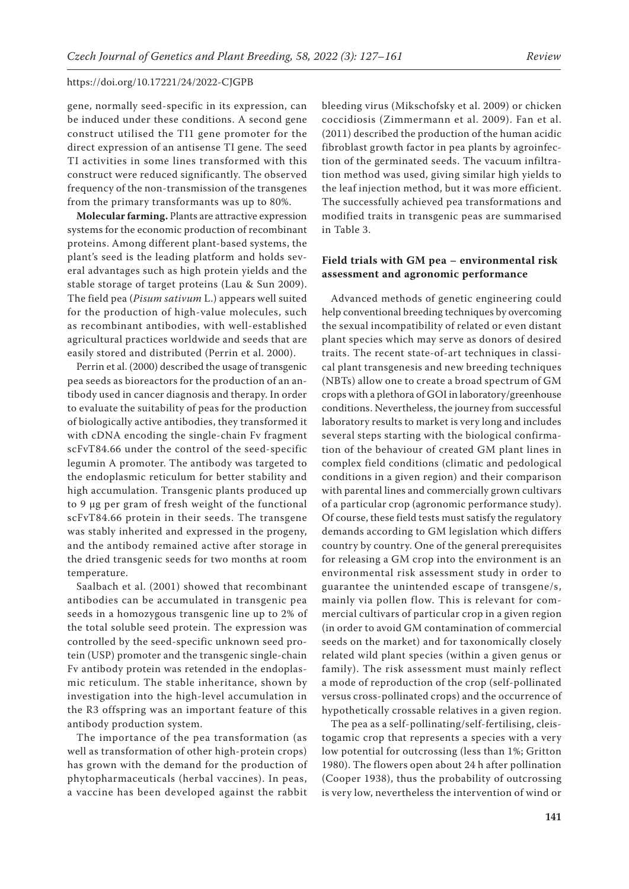gene, normally seed-specific in its expression, can be induced under these conditions. A second gene construct utilised the TI1 gene promoter for the direct expression of an antisense TI gene. The seed TI activities in some lines transformed with this construct were reduced significantly. The observed frequency of the non-transmission of the transgenes from the primary transformants was up to 80%.

**Molecular farming.** Plants are attractive expression systems for the economic production of recombinant proteins. Among different plant-based systems, the plant's seed is the leading platform and holds several advantages such as high protein yields and the stable storage of target proteins (Lau & Sun 2009). The field pea (*Pisum sativum* L.) appears well suited for the production of high-value molecules, such as recombinant antibodies, with well-established agricultural practices worldwide and seeds that are easily stored and distributed (Perrin et al. 2000).

Perrin et al. (2000) described the usage of transgenic pea seeds as bioreactors for the production of an antibody used in cancer diagnosis and therapy. In order to evaluate the suitability of peas for the production of biologically active antibodies, they transformed it with cDNA encoding the single-chain Fv fragment scFvT84.66 under the control of the seed-specific legumin A promoter. The antibody was targeted to the endoplasmic reticulum for better stability and high accumulation. Transgenic plants produced up to 9 µg per gram of fresh weight of the functional scFvT84.66 protein in their seeds. The transgene was stably inherited and expressed in the progeny, and the antibody remained active after storage in the dried transgenic seeds for two months at room temperature.

Saalbach et al. (2001) showed that recombinant antibodies can be accumulated in transgenic pea seeds in a homozygous transgenic line up to 2% of the total soluble seed protein. The expression was controlled by the seed-specific unknown seed protein (USP) promoter and the transgenic single-chain Fv antibody protein was retended in the endoplasmic reticulum. The stable inheritance, shown by investigation into the high-level accumulation in the R3 offspring was an important feature of this antibody production system.

The importance of the pea transformation (as well as transformation of other high-protein crops) has grown with the demand for the production of phytopharmaceuticals (herbal vaccines). In peas, a vaccine has been developed against the rabbit bleeding virus (Mikschofsky et al. 2009) or chicken coccidiosis (Zimmermann et al. 2009). Fan et al. (2011) described the production of the human acidic fibroblast growth factor in pea plants by agroinfection of the germinated seeds. The vacuum infiltration method was used, giving similar high yields to the leaf injection method, but it was more efficient. The successfully achieved pea transformations and modified traits in transgenic peas are summarised in Table 3.

## Field trials with GM pea – environmental risk assessment and agronomic performance

Advanced methods of genetic engineering could help conventional breeding techniques by overcoming the sexual incompatibility of related or even distant plant species which may serve as donors of desired traits. The recent state-of-art techniques in classical plant transgenesis and new breeding techniques (NBTs) allow one to create a broad spectrum of GM crops with a plethora of GOI in laboratory/greenhouse conditions. Nevertheless, the journey from successful laboratory results to market is very long and includes several steps starting with the biological confirmation of the behaviour of created GM plant lines in complex field conditions (climatic and pedological conditions in a given region) and their comparison with parental lines and commercially grown cultivars of a particular crop (agronomic performance study). Of course, these field tests must satisfy the regulatory demands according to GM legislation which differs country by country. One of the general prerequisites for releasing a GM crop into the environment is an environmental risk assessment study in order to guarantee the unintended escape of transgene/s, mainly via pollen flow. This is relevant for commercial cultivars of particular crop in a given region (in order to avoid GM contamination of commercial seeds on the market) and for taxonomically closely related wild plant species (within a given genus or family). The risk assessment must mainly reflect a mode of reproduction of the crop (self-pollinated versus cross-pollinated crops) and the occurrence of hypothetically crossable relatives in a given region.

The pea as a self-pollinating/self-fertilising, cleistogamic crop that represents a species with a very low potential for outcrossing (less than 1%; Gritton 1980). The flowers open about 24 h after pollination (Cooper 1938), thus the probability of outcrossing is very low, nevertheless the intervention of wind or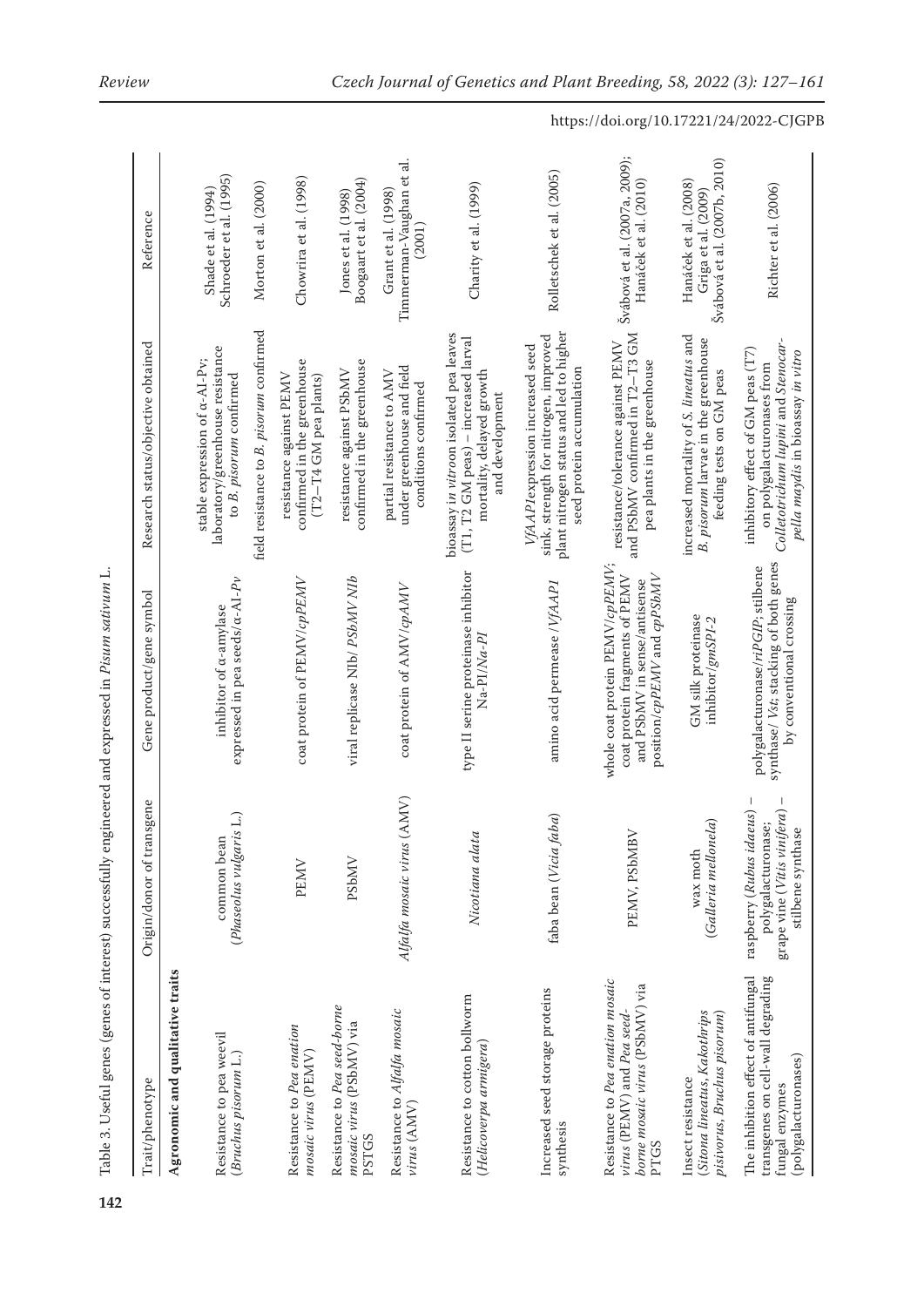Table 3. Useful genes (genes of interest) successfully engineered and expressed in *Pisum sativum* L.

| Trait/phenotype | Origin/donor of transgene | Gene product/gene symbol | Research status/objective obtained | Reference |
|---|---|---|---|---|
| **Agronomic and qualitative traits** | | | | |
| Resistance to pea weevil (*Bruchus pisorum* L.) | common bean (*Phaseolus vulgaris* L.) | inhibitor of α-amylase expressed in pea seeds/*α-AI-Pv* | stable expression of α-AI-Pv; laboratory/greenhouse resistance to *B. pisorum* confirmed | Shade et al. (1994) Schroeder et al. (1995) |
| | | | field resistance to *B. pisorum* confirmed | Morton et al. (2000) |
| Resistance to *Pea enation mosaic virus* (PEMV) | PEMV | coat protein of PEMV/*cpPEMV* | resistance against PEMV confirmed in the greenhouse (T2–T4 GM pea plants) | Chowrira et al. (1998) |
| Resistance to *Pea seed-borne mosaic virus* (PSbMV) via PSTGS | PSbMV | viral replicase NIb/ *PSbMV NIb* | resistance against PSbMV confirmed in the greenhouse | Jones et al. (1998) Boogaart et al. (2004) |
| Resistance to *Alfalfa mosaic virus* (AMV) | *Alfalfa mosaic virus* (AMV) | coat protein of AMV/*cpAMV* | partial resistance to AMV under greenhouse and field conditions confirmed | Grant et al. (1998) Timmerman-Vaughan et al. (2001) |
| Resistance to cotton bollworm (*Helicoverpa armigera*) | *Nicotiana alata* | type II serine proteinase inhibitor Na-PI/*Na-PI* | bioassay *in vitro* on isolated pea leaves (T1, T2 GM peas) – increased larval mortality, delayed growth and development | Charity et al. (1999) |
| Increased seed storage proteins synthesis | faba bean (*Vicia faba*) | amino acid permease /*VfAAP1* | *VfAAP1* expression increased seed sink, strength for nitrogen, improved plant nitrogen status and led to higher seed protein accumulation | Rolletschek et al. (2005) |
| Resistance to *Pea enation mosaic virus* (PEMV) and *Pea seed-borne mosaic virus* (PSbMV) via PTGS | PEMV, PSbMBV | whole coat protein PEMV/*cpPEMV*; coat protein fragments of PEMV and PSbMV in sense/antisense position/*cpPEMV* and *cpPSbMV* | resistance/tolerance against PEMV and PSbMV confirmed in T2–T3 GM pea plants in the greenhouse | Švábová et al. (2007a, 2009); Hanáček et al. (2010) |
| Insect resistance (*Sitona lineatus*, *Kakothrips pisivorus*, *Bruchus pisorum*) | wax moth (*Galleria mellonela*) | GM silk proteinase inhibitor/*gmSPI-2* | increased mortality of *S. lineatus* and *B. pisorum* larvae in the greenhouse feeding tests on GM peas | Hanáček et al. (2008) Griga et al. (2009) Švábová et al. (2007b, 2010) |
| The inhibition effect of antifungal transgenes on cell-wall degrading fungal enzymes (polygalacturonases) | raspberry (*Rubus idaeus*) – polygalacturonase; grape vine (*Vitis vinifera*) – stilbene synthase | polygalacturonase/*riPGIP*; stilbene synthase/ *Vst*; stacking of both genes by conventional crossing | inhibitory effect of GM peas (T7) on polygalacturonases from *Colletotrichum lupini* and *Stenocarpella maydis* in bioassay *in vitro* | Richter et al. (2006) |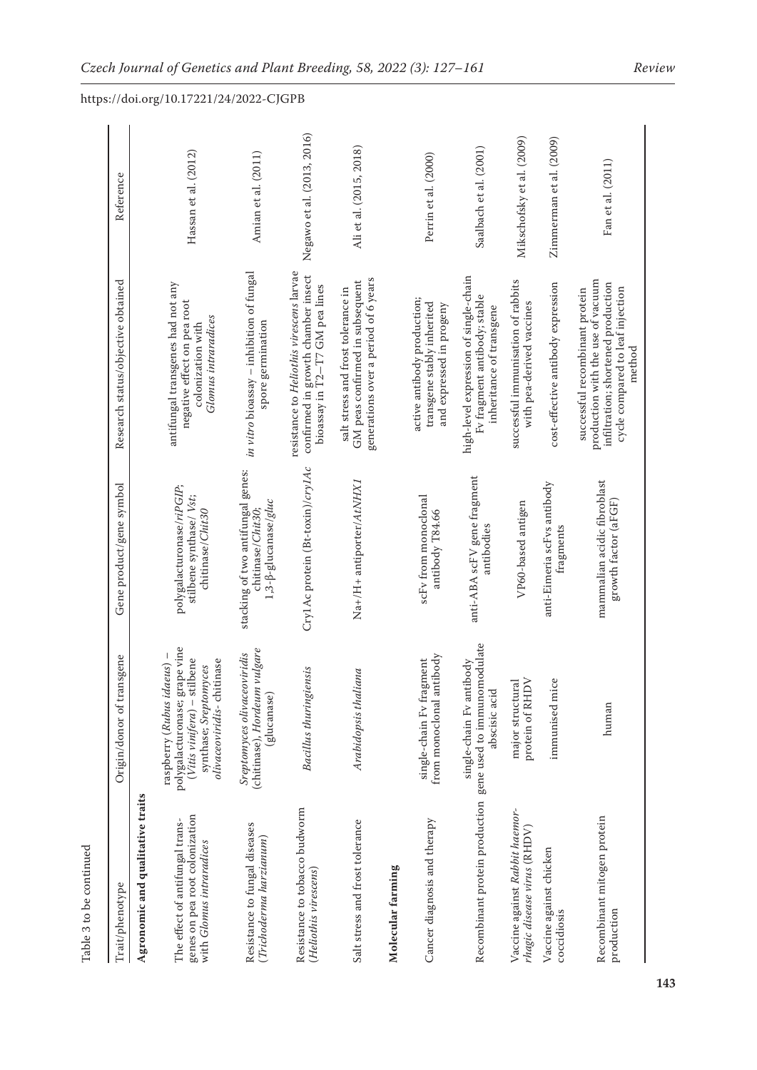Table 3 to be continued

| Trait/phenotype | Origin/donor of transgene | Gene product/gene symbol | Research status/objective obtained | Reference |
|---|---|---|---|---|
| **Agronomic and qualitative traits** | | | | |
| The effect of antifungal transgenes on pea root colonization with *Glomus intraradices* | raspberry (*Rubus idaeus*) – polygalacturonase; grape vine (*Vitis vinifera*) – stilbene synthase; *Streptomyces olivaceoviridis*- chitinase | polygalacturonase/*riPGIP*; stilbene synthase/ *Vst*; chitinase/*Chit30* | antifungal transgenes had not any negative effect on pea root colonization with *Glomus intraradices* | Hassan et al. (2012) |
| Resistance to fungal diseases (*Trichoderma harzianum*) | *Streptomyces olivaceoviridis* (chitinase), *Hordeum vulgare* (glucanase) | stacking of two antifungal genes: chitinase/*Chit30*; 1,3-β-glucanase/*gluc* | *in vitro* bioassay – inhibition of fungal spore germination | Amian et al. (2011) |
| Resistance to tobacco budworm (*Heliothis virescens*) | *Bacillus thuringiensis* | Cry1Ac protein (Bt-toxin)/*cry1Ac* | resistance to *Heliothis virescens* larvae confirmed in growth chamber insect bioassay in T2–T7 GM pea lines | Negawo et al. (2013, 2016) |
| Salt stress and frost tolerance | *Arabidopsis thaliana* | Na+/H+ antiporter/*AtNHX1* | salt stress and frost tolerance in GM peas confirmed in subsequent generations over a period of 6 years | Ali et al. (2015, 2018) |
| **Molecular farming** | | | | |
| Cancer diagnosis and therapy | single-chain Fv fragment from monoclonal antibody | scFv from monoclonal antibody T84.66 | active antibody production; transgene stably inherited and expressed in progeny | Perrin et al. (2000) |
| Recombinant protein production | single-chain Fv antibody gene used to immunomodulate abscisic acid | anti-ABA scFV gene fragment antibodies | high-level expression of single-chain Fv fragment antibody; stable inheritance of transgene | Saalbach et al. (2001) |
| Vaccine against *Rabbit haemorrhagic disease virus* (RHDV) | major structural protein of RHDV | VP60-based antigen | successful immunisation of rabbits with pea-derived vaccines | Mikschofsky et al. (2009) |
| Vaccine against chicken coccidiosis | immunised mice | anti-Eimeria scFvs antibody fragments | cost-effective antibody expression | Zimmerman et al. (2009) |
| Recombinant mitogen protein production | human | mammalian acidic fibroblast growth factor (aFGF) | successful recombinant protein production with the use of vacuum infiltration; shortened production cycle compared to leaf injection method | Fan et al. (2011) |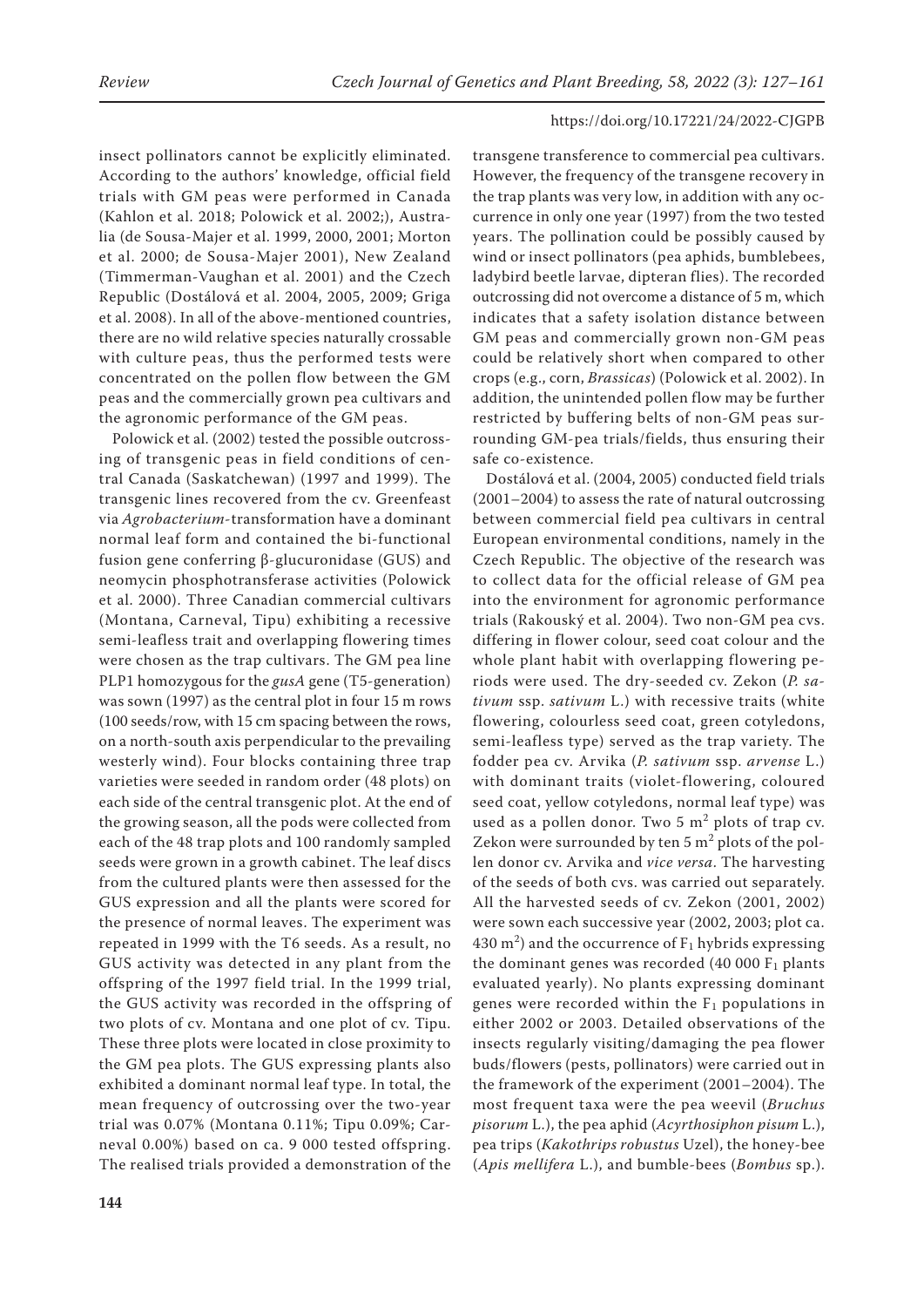insect pollinators cannot be explicitly eliminated. According to the authors' knowledge, official field trials with GM peas were performed in Canada (Kahlon et al. 2018; Polowick et al. 2002;), Australia (de Sousa-Majer et al. 1999, 2000, 2001; Morton et al. 2000; de Sousa-Majer 2001), New Zealand (Timmerman-Vaughan et al. 2001) and the Czech Republic (Dostálová et al. 2004, 2005, 2009; Griga et al. 2008). In all of the above-mentioned countries, there are no wild relative species naturally crossable with culture peas, thus the performed tests were concentrated on the pollen flow between the GM peas and the commercially grown pea cultivars and the agronomic performance of the GM peas.

Polowick et al. (2002) tested the possible outcrossing of transgenic peas in field conditions of central Canada (Saskatchewan) (1997 and 1999). The transgenic lines recovered from the cv. Greenfeast via *Agrobacterium*-transformation have a dominant normal leaf form and contained the bi-functional fusion gene conferring β-glucuronidase (GUS) and neomycin phosphotransferase activities (Polowick et al. 2000). Three Canadian commercial cultivars (Montana, Carneval, Tipu) exhibiting a recessive semi-leafless trait and overlapping flowering times were chosen as the trap cultivars. The GM pea line PLP1 homozygous for the *gusA* gene (T5-generation) was sown (1997) as the central plot in four 15 m rows (100 seeds/row, with 15 cm spacing between the rows, on a north-south axis perpendicular to the prevailing westerly wind). Four blocks containing three trap varieties were seeded in random order (48 plots) on each side of the central transgenic plot. At the end of the growing season, all the pods were collected from each of the 48 trap plots and 100 randomly sampled seeds were grown in a growth cabinet. The leaf discs from the cultured plants were then assessed for the GUS expression and all the plants were scored for the presence of normal leaves. The experiment was repeated in 1999 with the T6 seeds. As a result, no GUS activity was detected in any plant from the offspring of the 1997 field trial. In the 1999 trial, the GUS activity was recorded in the offspring of two plots of cv. Montana and one plot of cv. Tipu. These three plots were located in close proximity to the GM pea plots. The GUS expressing plants also exhibited a dominant normal leaf type. In total, the mean frequency of outcrossing over the two-year trial was 0.07% (Montana 0.11%; Tipu 0.09%; Carneval 0.00%) based on ca. 9 000 tested offspring. The realised trials provided a demonstration of the transgene transference to commercial pea cultivars. However, the frequency of the transgene recovery in the trap plants was very low, in addition with any occurrence in only one year (1997) from the two tested years. The pollination could be possibly caused by wind or insect pollinators (pea aphids, bumblebees, ladybird beetle larvae, dipteran flies). The recorded outcrossing did not overcome a distance of 5 m, which indicates that a safety isolation distance between GM peas and commercially grown non-GM peas could be relatively short when compared to other crops (e.g., corn, *Brassicas*) (Polowick et al. 2002). In addition, the unintended pollen flow may be further restricted by buffering belts of non-GM peas surrounding GM-pea trials/fields, thus ensuring their safe co-existence.

Dostálová et al. (2004, 2005) conducted field trials (2001–2004) to assess the rate of natural outcrossing between commercial field pea cultivars in central European environmental conditions, namely in the Czech Republic. The objective of the research was to collect data for the official release of GM pea into the environment for agronomic performance trials (Rakouský et al. 2004). Two non-GM pea cvs. differing in flower colour, seed coat colour and the whole plant habit with overlapping flowering periods were used. The dry-seeded cv. Zekon (*P. sativum* ssp. *sativum* L.) with recessive traits (white flowering, colourless seed coat, green cotyledons, semi-leafless type) served as the trap variety. The fodder pea cv. Arvika (*P. sativum* ssp. *arvense* L.) with dominant traits (violet-flowering, coloured seed coat, yellow cotyledons, normal leaf type) was used as a pollen donor. Two 5 $m^2$ plots of trap cv. Zekon were surrounded by ten 5 $m^2$ plots of the pollen donor cv. Arvika and *vice versa*. The harvesting of the seeds of both cvs. was carried out separately. All the harvested seeds of cv. Zekon (2001, 2002) were sown each successive year (2002, 2003; plot ca. 430 $m^2$) and the occurrence of $F_1$ hybrids expressing the dominant genes was recorded (40 000 $F_1$ plants evaluated yearly). No plants expressing dominant genes were recorded within the $F_1$ populations in either 2002 or 2003. Detailed observations of the insects regularly visiting/damaging the pea flower buds/flowers (pests, pollinators) were carried out in the framework of the experiment (2001–2004). The most frequent taxa were the pea weevil (*Bruchus pisorum* L.), the pea aphid (*Acyrthosiphon pisum* L.), pea trips (*Kakothrips robustus* Uzel), the honey-bee (*Apis mellifera* L.), and bumble-bees (*Bombus* sp.).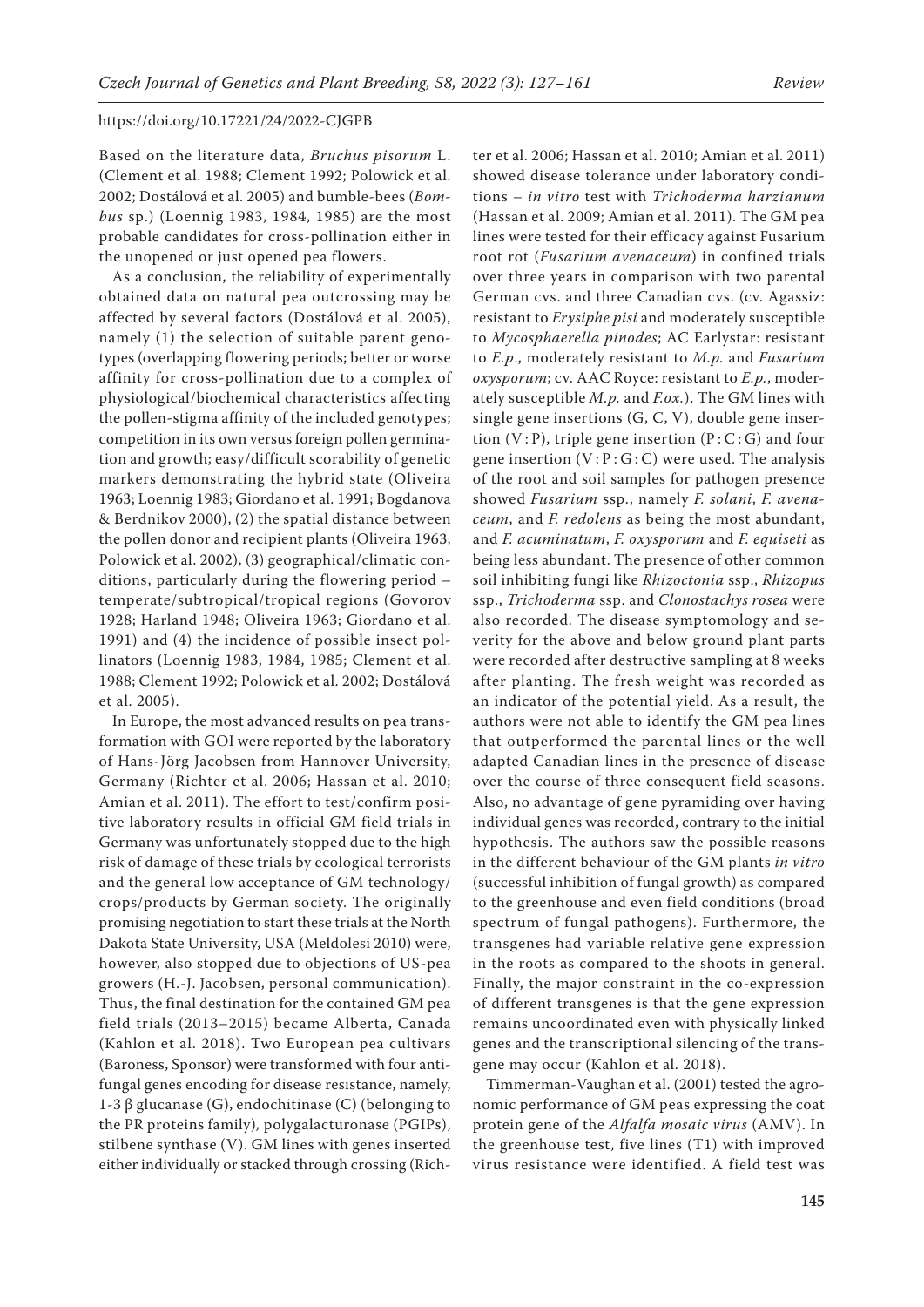Based on the literature data, *Bruchus pisorum* L. (Clement et al. 1988; Clement 1992; Polowick et al. 2002; Dostálová et al. 2005) and bumble-bees (*Bombus* sp.) (Loennig 1983, 1984, 1985) are the most probable candidates for cross-pollination either in the unopened or just opened pea flowers.

As a conclusion, the reliability of experimentally obtained data on natural pea outcrossing may be affected by several factors (Dostálová et al. 2005), namely (1) the selection of suitable parent genotypes (overlapping flowering periods; better or worse affinity for cross-pollination due to a complex of physiological/biochemical characteristics affecting the pollen-stigma affinity of the included genotypes; competition in its own versus foreign pollen germination and growth; easy/difficult scorability of genetic markers demonstrating the hybrid state (Oliveira 1963; Loennig 1983; Giordano et al. 1991; Bogdanova & Berdnikov 2000), (2) the spatial distance between the pollen donor and recipient plants (Oliveira 1963; Polowick et al. 2002), (3) geographical/climatic conditions, particularly during the flowering period – temperate/subtropical/tropical regions (Govorov 1928; Harland 1948; Oliveira 1963; Giordano et al. 1991) and (4) the incidence of possible insect pollinators (Loennig 1983, 1984, 1985; Clement et al. 1988; Clement 1992; Polowick et al. 2002; Dostálová et al. 2005).

In Europe, the most advanced results on pea transformation with GOI were reported by the laboratory of Hans-Jörg Jacobsen from Hannover University, Germany (Richter et al. 2006; Hassan et al. 2010; Amian et al. 2011). The effort to test/confirm positive laboratory results in official GM field trials in Germany was unfortunately stopped due to the high risk of damage of these trials by ecological terrorists and the general low acceptance of GM technology/crops/products by German society. The originally promising negotiation to start these trials at the North Dakota State University, USA (Meldolesi 2010) were, however, also stopped due to objections of US-pea growers (H.-J. Jacobsen, personal communication). Thus, the final destination for the contained GM pea field trials (2013–2015) became Alberta, Canada (Kahlon et al. 2018). Two European pea cultivars (Baroness, Sponsor) were transformed with four antifungal genes encoding for disease resistance, namely, 1-3 β glucanase (G), endochitinase (C) (belonging to the PR proteins family), polygalacturonase (PGIPs), stilbene synthase (V). GM lines with genes inserted either individually or stacked through crossing (Richter et al. 2006; Hassan et al. 2010; Amian et al. 2011) showed disease tolerance under laboratory conditions – *in vitro* test with *Trichoderma harzianum* (Hassan et al. 2009; Amian et al. 2011). The GM pea lines were tested for their efficacy against Fusarium root rot (*Fusarium avenaceum*) in confined trials over three years in comparison with two parental German cvs. and three Canadian cvs. (cv. Agassiz: resistant to *Erysiphe pisi* and moderately susceptible to *Mycosphaerella pinodes*; AC Earlystar: resistant to *E.p*., moderately resistant to *M.p.* and *Fusarium oxysporum*; cv. AAC Royce: resistant to *E.p.*, moderately susceptible *M.p.* and *F.ox.*). The GM lines with single gene insertions (G, C, V), double gene insertion (V : P), triple gene insertion (P : C : G) and four gene insertion (V : P : G : C) were used. The analysis of the root and soil samples for pathogen presence showed *Fusarium* ssp., namely *F. solani*, *F. avenaceum*, and *F. redolens* as being the most abundant, and *F. acuminatum*, *F. oxysporum* and *F. equiseti* as being less abundant. The presence of other common soil inhibiting fungi like *Rhizoctonia* ssp., *Rhizopus* ssp., *Trichoderma* ssp. and *Clonostachys rosea* were also recorded. The disease symptomology and severity for the above and below ground plant parts were recorded after destructive sampling at 8 weeks after planting. The fresh weight was recorded as an indicator of the potential yield. As a result, the authors were not able to identify the GM pea lines that outperformed the parental lines or the well adapted Canadian lines in the presence of disease over the course of three consequent field seasons. Also, no advantage of gene pyramiding over having individual genes was recorded, contrary to the initial hypothesis. The authors saw the possible reasons in the different behaviour of the GM plants *in vitro* (successful inhibition of fungal growth) as compared to the greenhouse and even field conditions (broad spectrum of fungal pathogens). Furthermore, the transgenes had variable relative gene expression in the roots as compared to the shoots in general. Finally, the major constraint in the co-expression of different transgenes is that the gene expression remains uncoordinated even with physically linked genes and the transcriptional silencing of the transgene may occur (Kahlon et al. 2018).

Timmerman-Vaughan et al. (2001) tested the agronomic performance of GM peas expressing the coat protein gene of the *Alfalfa mosaic virus* (AMV). In the greenhouse test, five lines (T1) with improved virus resistance were identified. A field test was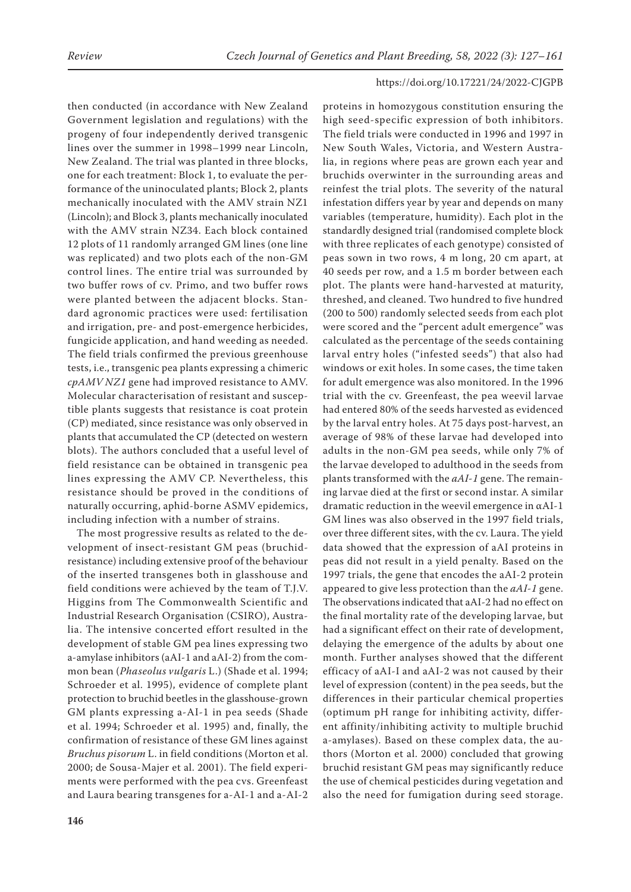then conducted (in accordance with New Zealand Government legislation and regulations) with the progeny of four independently derived transgenic lines over the summer in 1998–1999 near Lincoln, New Zealand. The trial was planted in three blocks, one for each treatment: Block 1, to evaluate the performance of the uninoculated plants; Block 2, plants mechanically inoculated with the AMV strain NZ1 (Lincoln); and Block 3, plants mechanically inoculated with the AMV strain NZ34. Each block contained 12 plots of 11 randomly arranged GM lines (one line was replicated) and two plots each of the non-GM control lines. The entire trial was surrounded by two buffer rows of cv. Primo, and two buffer rows were planted between the adjacent blocks. Standard agronomic practices were used: fertilisation and irrigation, pre- and post-emergence herbicides, fungicide application, and hand weeding as needed. The field trials confirmed the previous greenhouse tests, i.e., transgenic pea plants expressing a chimeric *cpAMV NZ1* gene had improved resistance to AMV. Molecular characterisation of resistant and susceptible plants suggests that resistance is coat protein (CP) mediated, since resistance was only observed in plants that accumulated the CP (detected on western blots). The authors concluded that a useful level of field resistance can be obtained in transgenic pea lines expressing the AMV CP. Nevertheless, this resistance should be proved in the conditions of naturally occurring, aphid-borne ASMV epidemics, including infection with a number of strains.

The most progressive results as related to the development of insect-resistant GM peas (bruchid-resistance) including extensive proof of the behaviour of the inserted transgenes both in glasshouse and field conditions were achieved by the team of T.J.V. Higgins from The Commonwealth Scientific and Industrial Research Organisation (CSIRO), Australia. The intensive concerted effort resulted in the development of stable GM pea lines expressing two a-amylase inhibitors (aAI-1 and aAI-2) from the common bean (*Phaseolus vulgaris* L.) (Shade et al. 1994; Schroeder et al. 1995), evidence of complete plant protection to bruchid beetles in the glasshouse-grown GM plants expressing a-AI-1 in pea seeds (Shade et al. 1994; Schroeder et al. 1995) and, finally, the confirmation of resistance of these GM lines against *Bruchus pisorum* L. in field conditions (Morton et al. 2000; de Sousa-Majer et al. 2001). The field experiments were performed with the pea cvs. Greenfeast and Laura bearing transgenes for a-AI-1 and a-AI-2 proteins in homozygous constitution ensuring the high seed-specific expression of both inhibitors. The field trials were conducted in 1996 and 1997 in New South Wales, Victoria, and Western Australia, in regions where peas are grown each year and bruchids overwinter in the surrounding areas and reinfest the trial plots. The severity of the natural infestation differs year by year and depends on many variables (temperature, humidity). Each plot in the standardly designed trial (randomised complete block with three replicates of each genotype) consisted of peas sown in two rows, 4 m long, 20 cm apart, at 40 seeds per row, and a 1.5 m border between each plot. The plants were hand-harvested at maturity, threshed, and cleaned. Two hundred to five hundred (200 to 500) randomly selected seeds from each plot were scored and the "percent adult emergence" was calculated as the percentage of the seeds containing larval entry holes ("infested seeds") that also had windows or exit holes. In some cases, the time taken for adult emergence was also monitored. In the 1996 trial with the cv. Greenfeast, the pea weevil larvae had entered 80% of the seeds harvested as evidenced by the larval entry holes. At 75 days post-harvest, an average of 98% of these larvae had developed into adults in the non-GM pea seeds, while only 7% of the larvae developed to adulthood in the seeds from plants transformed with the *aAI-1* gene. The remaining larvae died at the first or second instar. A similar dramatic reduction in the weevil emergence in αAI-1 GM lines was also observed in the 1997 field trials, over three different sites, with the cv. Laura. The yield data showed that the expression of aAI proteins in peas did not result in a yield penalty. Based on the 1997 trials, the gene that encodes the aAI-2 protein appeared to give less protection than the *aAI-1* gene. The observations indicated that aAI-2 had no effect on the final mortality rate of the developing larvae, but had a significant effect on their rate of development, delaying the emergence of the adults by about one month. Further analyses showed that the different efficacy of aAI-I and aAI-2 was not caused by their level of expression (content) in the pea seeds, but the differences in their particular chemical properties (optimum pH range for inhibiting activity, different affinity/inhibiting activity to multiple bruchid a-amylases). Based on these complex data, the authors (Morton et al. 2000) concluded that growing bruchid resistant GM peas may significantly reduce the use of chemical pesticides during vegetation and also the need for fumigation during seed storage.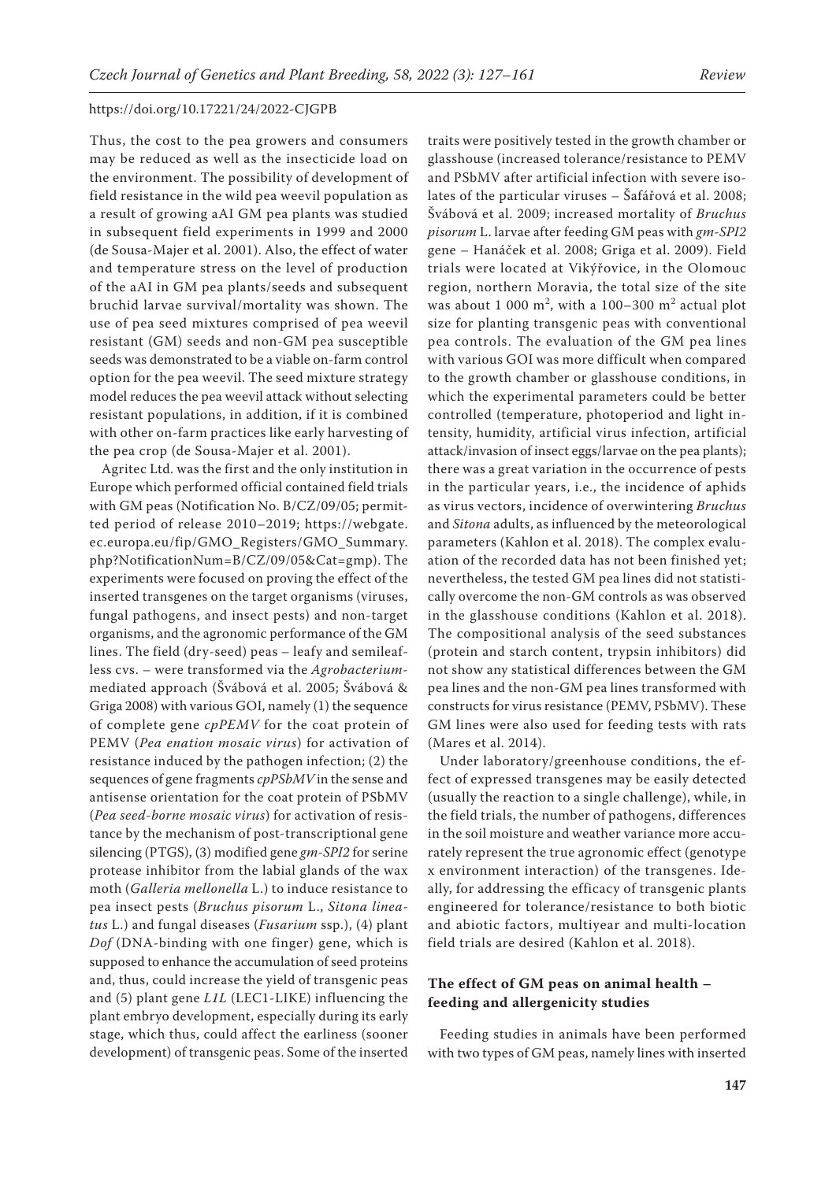Thus, the cost to the pea growers and consumers may be reduced as well as the insecticide load on the environment. The possibility of development of field resistance in the wild pea weevil population as a result of growing aAI GM pea plants was studied in subsequent field experiments in 1999 and 2000 (de Sousa-Majer et al. 2001). Also, the effect of water and temperature stress on the level of production of the aAI in GM pea plants/seeds and subsequent bruchid larvae survival/mortality was shown. The use of pea seed mixtures comprised of pea weevil resistant (GM) seeds and non-GM pea susceptible seeds was demonstrated to be a viable on-farm control option for the pea weevil. The seed mixture strategy model reduces the pea weevil attack without selecting resistant populations, in addition, if it is combined with other on-farm practices like early harvesting of the pea crop (de Sousa-Majer et al. 2001).

Agritec Ltd. was the first and the only institution in Europe which performed official contained field trials with GM peas (Notification No. B/CZ/09/05; permitted period of release 2010–2019; https://webgate.ec.europa.eu/fip/GMO_Registers/GMO_Summary.php?NotificationNum=B/CZ/09/05&Cat=gmp). The experiments were focused on proving the effect of the inserted transgenes on the target organisms (viruses, fungal pathogens, and insect pests) and non-target organisms, and the agronomic performance of the GM lines. The field (dry-seed) peas – leafy and semileafless cvs. – were transformed via the *Agrobacterium*-mediated approach (Švábová et al. 2005; Švábová & Griga 2008) with various GOI, namely (1) the sequence of complete gene *cpPEMV* for the coat protein of PEMV (*Pea enation mosaic virus*) for activation of resistance induced by the pathogen infection; (2) the sequences of gene fragments *cpPSbMV* in the sense and antisense orientation for the coat protein of PSbMV (*Pea seed-borne mosaic virus*) for activation of resistance by the mechanism of post-transcriptional gene silencing (PTGS), (3) modified gene *gm-SPI2* for serine protease inhibitor from the labial glands of the wax moth (*Galleria mellonella* L.) to induce resistance to pea insect pests (*Bruchus pisorum* L., *Sitona lineatus* L.) and fungal diseases (*Fusarium* ssp.), (4) plant *Dof* (DNA-binding with one finger) gene, which is supposed to enhance the accumulation of seed proteins and, thus, could increase the yield of transgenic peas and (5) plant gene *L1L* (LEC1-LIKE) influencing the plant embryo development, especially during its early stage, which thus, could affect the earliness (sooner development) of transgenic peas. Some of the inserted traits were positively tested in the growth chamber or glasshouse (increased tolerance/resistance to PEMV and PSbMV after artificial infection with severe isolates of the particular viruses – Šafářová et al. 2008; Švábová et al. 2009; increased mortality of *Bruchus pisorum* L. larvae after feeding GM peas with *gm-SPI2* gene – Hanáček et al. 2008; Griga et al. 2009). Field trials were located at Vikýřovice, in the Olomouc region, northern Moravia, the total size of the site was about 1 000 m$^2$, with a 100–300 m$^2$ actual plot size for planting transgenic peas with conventional pea controls. The evaluation of the GM pea lines with various GOI was more difficult when compared to the growth chamber or glasshouse conditions, in which the experimental parameters could be better controlled (temperature, photoperiod and light intensity, humidity, artificial virus infection, artificial attack/invasion of insect eggs/larvae on the pea plants); there was a great variation in the occurrence of pests in the particular years, i.e., the incidence of aphids as virus vectors, incidence of overwintering *Bruchus* and *Sitona* adults, as influenced by the meteorological parameters (Kahlon et al. 2018). The complex evaluation of the recorded data has not been finished yet; nevertheless, the tested GM pea lines did not statistically overcome the non-GM controls as was observed in the glasshouse conditions (Kahlon et al. 2018). The compositional analysis of the seed substances (protein and starch content, trypsin inhibitors) did not show any statistical differences between the GM pea lines and the non-GM pea lines transformed with constructs for virus resistance (PEMV, PSbMV). These GM lines were also used for feeding tests with rats (Mares et al. 2014).

Under laboratory/greenhouse conditions, the effect of expressed transgenes may be easily detected (usually the reaction to a single challenge), while, in the field trials, the number of pathogens, differences in the soil moisture and weather variance more accurately represent the true agronomic effect (genotype x environment interaction) of the transgenes. Ideally, for addressing the efficacy of transgenic plants engineered for tolerance/resistance to both biotic and abiotic factors, multiyear and multi-location field trials are desired (Kahlon et al. 2018).

## The effect of GM peas on animal health – feeding and allergenicity studies

Feeding studies in animals have been performed with two types of GM peas, namely lines with inserted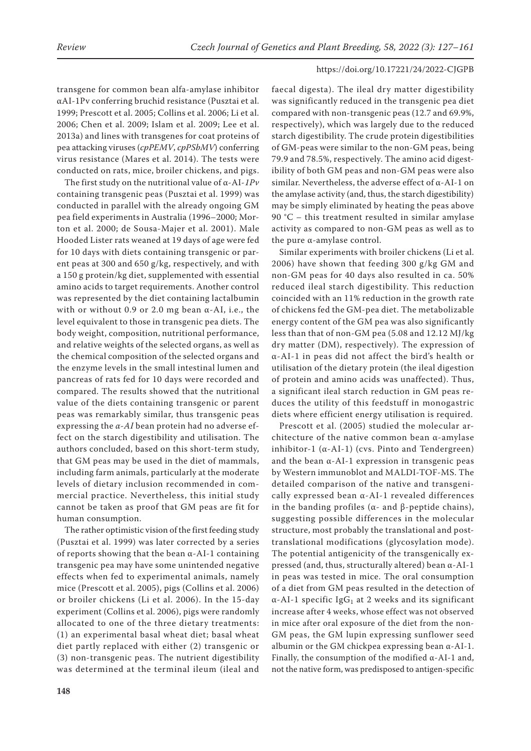transgene for common bean alfa-amylase inhibitor αAI-1Pv conferring bruchid resistance (Pusztai et al. 1999; Prescott et al. 2005; Collins et al. 2006; Li et al. 2006; Chen et al. 2009; Islam et al. 2009; Lee et al. 2013a) and lines with transgenes for coat proteins of pea attacking viruses (*cpPEMV*, *cpPSbMV*) conferring virus resistance (Mares et al. 2014). The tests were conducted on rats, mice, broiler chickens, and pigs.

The first study on the nutritional value of α-AI-*1Pv* containing transgenic peas (Pusztai et al. 1999) was conducted in parallel with the already ongoing GM pea field experiments in Australia (1996–2000; Morton et al. 2000; de Sousa-Majer et al. 2001). Male Hooded Lister rats weaned at 19 days of age were fed for 10 days with diets containing transgenic or parent peas at 300 and 650 g/kg, respectively, and with a 150 g protein/kg diet, supplemented with essential amino acids to target requirements. Another control was represented by the diet containing lactalbumin with or without 0.9 or 2.0 mg bean α-AI, i.e., the level equivalent to those in transgenic pea diets. The body weight, composition, nutritional performance, and relative weights of the selected organs, as well as the chemical composition of the selected organs and the enzyme levels in the small intestinal lumen and pancreas of rats fed for 10 days were recorded and compared. The results showed that the nutritional value of the diets containing transgenic or parent peas was remarkably similar, thus transgenic peas expressing the *α-AI* bean protein had no adverse effect on the starch digestibility and utilisation. The authors concluded, based on this short-term study, that GM peas may be used in the diet of mammals, including farm animals, particularly at the moderate levels of dietary inclusion recommended in commercial practice. Nevertheless, this initial study cannot be taken as proof that GM peas are fit for human consumption.

The rather optimistic vision of the first feeding study (Pusztai et al. 1999) was later corrected by a series of reports showing that the bean α-AI-1 containing transgenic pea may have some unintended negative effects when fed to experimental animals, namely mice (Prescott et al. 2005), pigs (Collins et al. 2006) or broiler chickens (Li et al. 2006). In the 15-day experiment (Collins et al. 2006), pigs were randomly allocated to one of the three dietary treatments: (1) an experimental basal wheat diet; basal wheat diet partly replaced with either (2) transgenic or (3) non-transgenic peas. The nutrient digestibility was determined at the terminal ileum (ileal and faecal digesta). The ileal dry matter digestibility was significantly reduced in the transgenic pea diet compared with non-transgenic peas (12.7 and 69.9%, respectively), which was largely due to the reduced starch digestibility. The crude protein digestibilities of GM-peas were similar to the non-GM peas, being 79.9 and 78.5%, respectively. The amino acid digestibility of both GM peas and non-GM peas were also similar. Nevertheless, the adverse effect of α-AI-1 on the amylase activity (and, thus, the starch digestibility) may be simply eliminated by heating the peas above 90 °C – this treatment resulted in similar amylase activity as compared to non-GM peas as well as to the pure α-amylase control.

Similar experiments with broiler chickens (Li et al. 2006) have shown that feeding 300 g/kg GM and non-GM peas for 40 days also resulted in ca. 50% reduced ileal starch digestibility. This reduction coincided with an 11% reduction in the growth rate of chickens fed the GM-pea diet. The metabolizable energy content of the GM pea was also significantly less than that of non-GM pea (5.08 and 12.12 MJ/kg dry matter (DM), respectively). The expression of α-AI-1 in peas did not affect the bird's health or utilisation of the dietary protein (the ileal digestion of protein and amino acids was unaffected). Thus, a significant ileal starch reduction in GM peas reduces the utility of this feedstuff in monogastric diets where efficient energy utilisation is required.

Prescott et al. (2005) studied the molecular architecture of the native common bean α-amylase inhibitor-1 (α-AI-1) (cvs. Pinto and Tendergreen) and the bean α-AI-1 expression in transgenic peas by Western immunoblot and MALDI-TOF-MS. The detailed comparison of the native and transgenically expressed bean α-AI-1 revealed differences in the banding profiles (α- and β-peptide chains), suggesting possible differences in the molecular structure, most probably the translational and post-translational modifications (glycosylation mode). The potential antigenicity of the transgenically expressed (and, thus, structurally altered) bean α-AI-1 in peas was tested in mice. The oral consumption of a diet from GM peas resulted in the detection of α-AI-1 specific $IgG_1$ at 2 weeks and its significant increase after 4 weeks, whose effect was not observed in mice after oral exposure of the diet from the non-GM peas, the GM lupin expressing sunflower seed albumin or the GM chickpea expressing bean α-AI-1. Finally, the consumption of the modified α-AI-1 and, not the native form, was predisposed to antigen-specific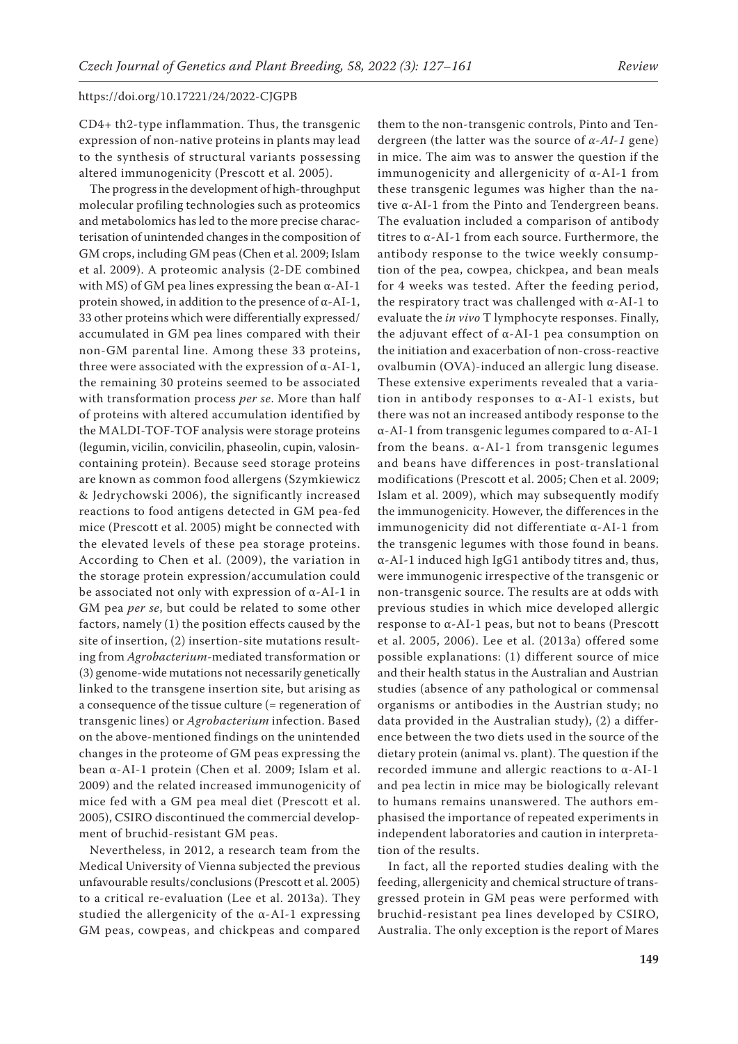CD4+ th2-type inflammation. Thus, the transgenic expression of non-native proteins in plants may lead to the synthesis of structural variants possessing altered immunogenicity (Prescott et al. 2005).

The progress in the development of high-throughput molecular profiling technologies such as proteomics and metabolomics has led to the more precise characterisation of unintended changes in the composition of GM crops, including GM peas (Chen et al. 2009; Islam et al. 2009). A proteomic analysis (2-DE combined with MS) of GM pea lines expressing the bean α-AI-1 protein showed, in addition to the presence of α-AI-1, 33 other proteins which were differentially expressed/accumulated in GM pea lines compared with their non-GM parental line. Among these 33 proteins, three were associated with the expression of α-AI-1, the remaining 30 proteins seemed to be associated with transformation process *per se*. More than half of proteins with altered accumulation identified by the MALDI-TOF-TOF analysis were storage proteins (legumin, vicilin, convicilin, phaseolin, cupin, valosin-containing protein). Because seed storage proteins are known as common food allergens (Szymkiewicz & Jedrychowski 2006), the significantly increased reactions to food antigens detected in GM pea-fed mice (Prescott et al. 2005) might be connected with the elevated levels of these pea storage proteins. According to Chen et al. (2009), the variation in the storage protein expression/accumulation could be associated not only with expression of α-AI-1 in GM pea *per se*, but could be related to some other factors, namely (1) the position effects caused by the site of insertion, (2) insertion-site mutations resulting from *Agrobacterium*-mediated transformation or (3) genome-wide mutations not necessarily genetically linked to the transgene insertion site, but arising as a consequence of the tissue culture (= regeneration of transgenic lines) or *Agrobacterium* infection. Based on the above-mentioned findings on the unintended changes in the proteome of GM peas expressing the bean α-AI-1 protein (Chen et al. 2009; Islam et al. 2009) and the related increased immunogenicity of mice fed with a GM pea meal diet (Prescott et al. 2005), CSIRO discontinued the commercial development of bruchid-resistant GM peas.

Nevertheless, in 2012, a research team from the Medical University of Vienna subjected the previous unfavourable results/conclusions (Prescott et al. 2005) to a critical re-evaluation (Lee et al. 2013a). They studied the allergenicity of the α-AI-1 expressing GM peas, cowpeas, and chickpeas and compared them to the non-transgenic controls, Pinto and Tendergreen (the latter was the source of *α-AI-1* gene) in mice. The aim was to answer the question if the immunogenicity and allergenicity of α-AI-1 from these transgenic legumes was higher than the native α-AI-1 from the Pinto and Tendergreen beans. The evaluation included a comparison of antibody titres to α-AI-1 from each source. Furthermore, the antibody response to the twice weekly consumption of the pea, cowpea, chickpea, and bean meals for 4 weeks was tested. After the feeding period, the respiratory tract was challenged with α-AI-1 to evaluate the *in vivo* T lymphocyte responses. Finally, the adjuvant effect of α-AI-1 pea consumption on the initiation and exacerbation of non-cross-reactive ovalbumin (OVA)-induced an allergic lung disease. These extensive experiments revealed that a variation in antibody responses to α-AI-1 exists, but there was not an increased antibody response to the α-AI-1 from transgenic legumes compared to α-AI-1 from the beans. α-AI-1 from transgenic legumes and beans have differences in post-translational modifications (Prescott et al. 2005; Chen et al. 2009; Islam et al. 2009), which may subsequently modify the immunogenicity. However, the differences in the immunogenicity did not differentiate α-AI-1 from the transgenic legumes with those found in beans. α-AI-1 induced high IgG1 antibody titres and, thus, were immunogenic irrespective of the transgenic or non-transgenic source. The results are at odds with previous studies in which mice developed allergic response to α-AI-1 peas, but not to beans (Prescott et al. 2005, 2006). Lee et al. (2013a) offered some possible explanations: (1) different source of mice and their health status in the Australian and Austrian studies (absence of any pathological or commensal organisms or antibodies in the Austrian study; no data provided in the Australian study), (2) a difference between the two diets used in the source of the dietary protein (animal vs. plant). The question if the recorded immune and allergic reactions to α-AI-1 and pea lectin in mice may be biologically relevant to humans remains unanswered. The authors emphasised the importance of repeated experiments in independent laboratories and caution in interpretation of the results.

In fact, all the reported studies dealing with the feeding, allergenicity and chemical structure of transgressed protein in GM peas were performed with bruchid-resistant pea lines developed by CSIRO, Australia. The only exception is the report of Mares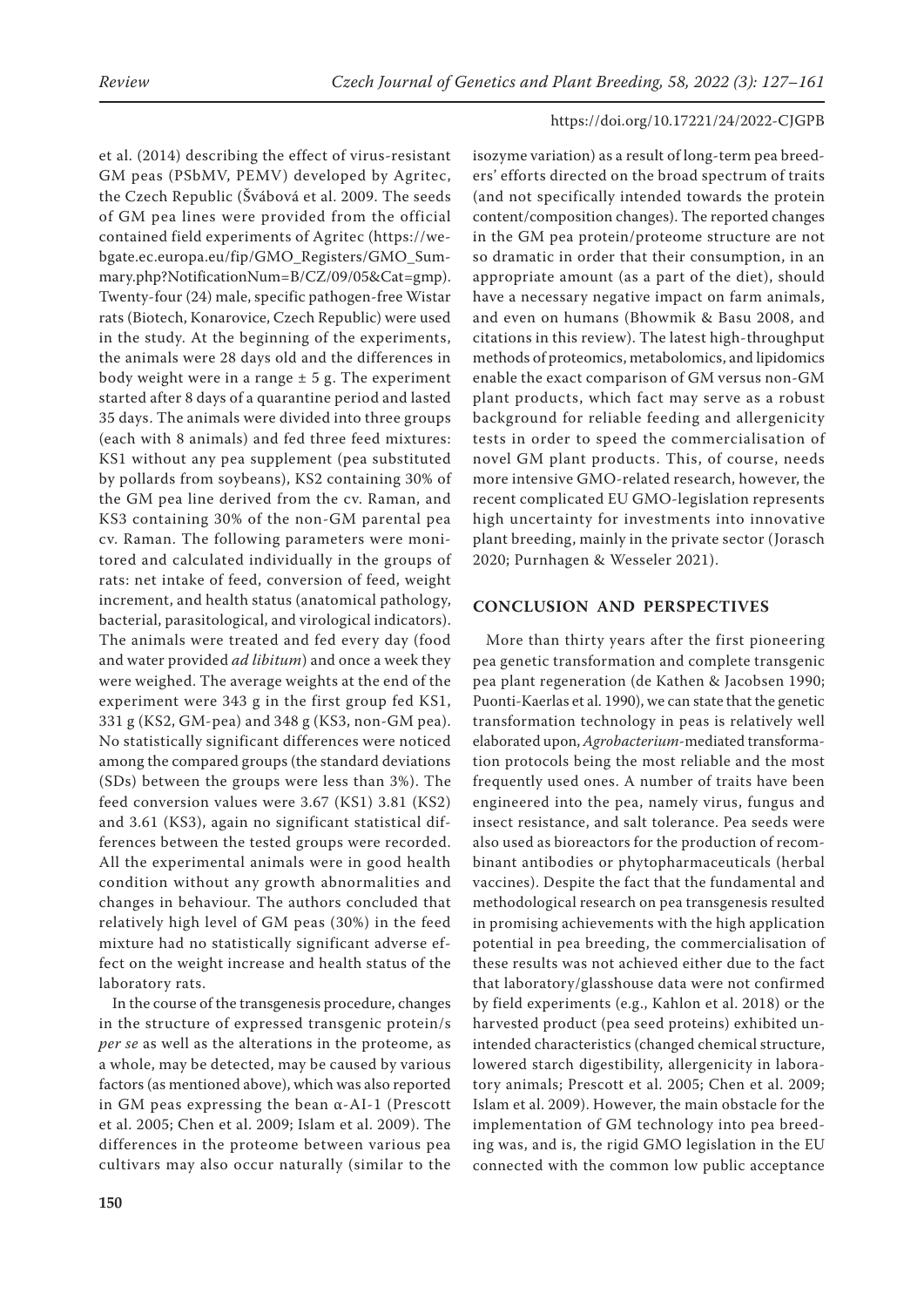et al. (2014) describing the effect of virus-resistant GM peas (PSbMV, PEMV) developed by Agritec, the Czech Republic (Švábová et al. 2009. The seeds of GM pea lines were provided from the official contained field experiments of Agritec (https://webgate.ec.europa.eu/fip/GMO_Registers/GMO_Summary.php?NotificationNum=B/CZ/09/05&Cat=gmp). Twenty-four (24) male, specific pathogen-free Wistar rats (Biotech, Konarovice, Czech Republic) were used in the study. At the beginning of the experiments, the animals were 28 days old and the differences in body weight were in a range ± 5 g. The experiment started after 8 days of a quarantine period and lasted 35 days. The animals were divided into three groups (each with 8 animals) and fed three feed mixtures: KS1 without any pea supplement (pea substituted by pollards from soybeans), KS2 containing 30% of the GM pea line derived from the cv. Raman, and KS3 containing 30% of the non-GM parental pea cv. Raman. The following parameters were monitored and calculated individually in the groups of rats: net intake of feed, conversion of feed, weight increment, and health status (anatomical pathology, bacterial, parasitological, and virological indicators). The animals were treated and fed every day (food and water provided *ad libitum*) and once a week they were weighed. The average weights at the end of the experiment were 343 g in the first group fed KS1, 331 g (KS2, GM-pea) and 348 g (KS3, non-GM pea). No statistically significant differences were noticed among the compared groups (the standard deviations (SDs) between the groups were less than 3%). The feed conversion values were 3.67 (KS1) 3.81 (KS2) and 3.61 (KS3), again no significant statistical differences between the tested groups were recorded. All the experimental animals were in good health condition without any growth abnormalities and changes in behaviour. The authors concluded that relatively high level of GM peas (30%) in the feed mixture had no statistically significant adverse effect on the weight increase and health status of the laboratory rats.

In the course of the transgenesis procedure, changes in the structure of expressed transgenic protein/s *per se* as well as the alterations in the proteome, as a whole, may be detected, may be caused by various factors (as mentioned above), which was also reported in GM peas expressing the bean α-AI-1 (Prescott et al. 2005; Chen et al. 2009; Islam et al. 2009). The differences in the proteome between various pea cultivars may also occur naturally (similar to the isozyme variation) as a result of long-term pea breeders' efforts directed on the broad spectrum of traits (and not specifically intended towards the protein content/composition changes). The reported changes in the GM pea protein/proteome structure are not so dramatic in order that their consumption, in an appropriate amount (as a part of the diet), should have a necessary negative impact on farm animals, and even on humans (Bhowmik & Basu 2008, and citations in this review). The latest high-throughput methods of proteomics, metabolomics, and lipidomics enable the exact comparison of GM versus non-GM plant products, which fact may serve as a robust background for reliable feeding and allergenicity tests in order to speed the commercialisation of novel GM plant products. This, of course, needs more intensive GMO-related research, however, the recent complicated EU GMO-legislation represents high uncertainty for investments into innovative plant breeding, mainly in the private sector (Jorasch 2020; Purnhagen & Wesseler 2021).

## CONCLUSION AND PERSPECTIVES

More than thirty years after the first pioneering pea genetic transformation and complete transgenic pea plant regeneration (de Kathen & Jacobsen 1990; Puonti-Kaerlas et al. 1990), we can state that the genetic transformation technology in peas is relatively well elaborated upon, *Agrobacterium*-mediated transformation protocols being the most reliable and the most frequently used ones. A number of traits have been engineered into the pea, namely virus, fungus and insect resistance, and salt tolerance. Pea seeds were also used as bioreactors for the production of recombinant antibodies or phytopharmaceuticals (herbal vaccines). Despite the fact that the fundamental and methodological research on pea transgenesis resulted in promising achievements with the high application potential in pea breeding, the commercialisation of these results was not achieved either due to the fact that laboratory/glasshouse data were not confirmed by field experiments (e.g., Kahlon et al. 2018) or the harvested product (pea seed proteins) exhibited unintended characteristics (changed chemical structure, lowered starch digestibility, allergenicity in laboratory animals; Prescott et al. 2005; Chen et al. 2009; Islam et al. 2009). However, the main obstacle for the implementation of GM technology into pea breeding was, and is, the rigid GMO legislation in the EU connected with the common low public acceptance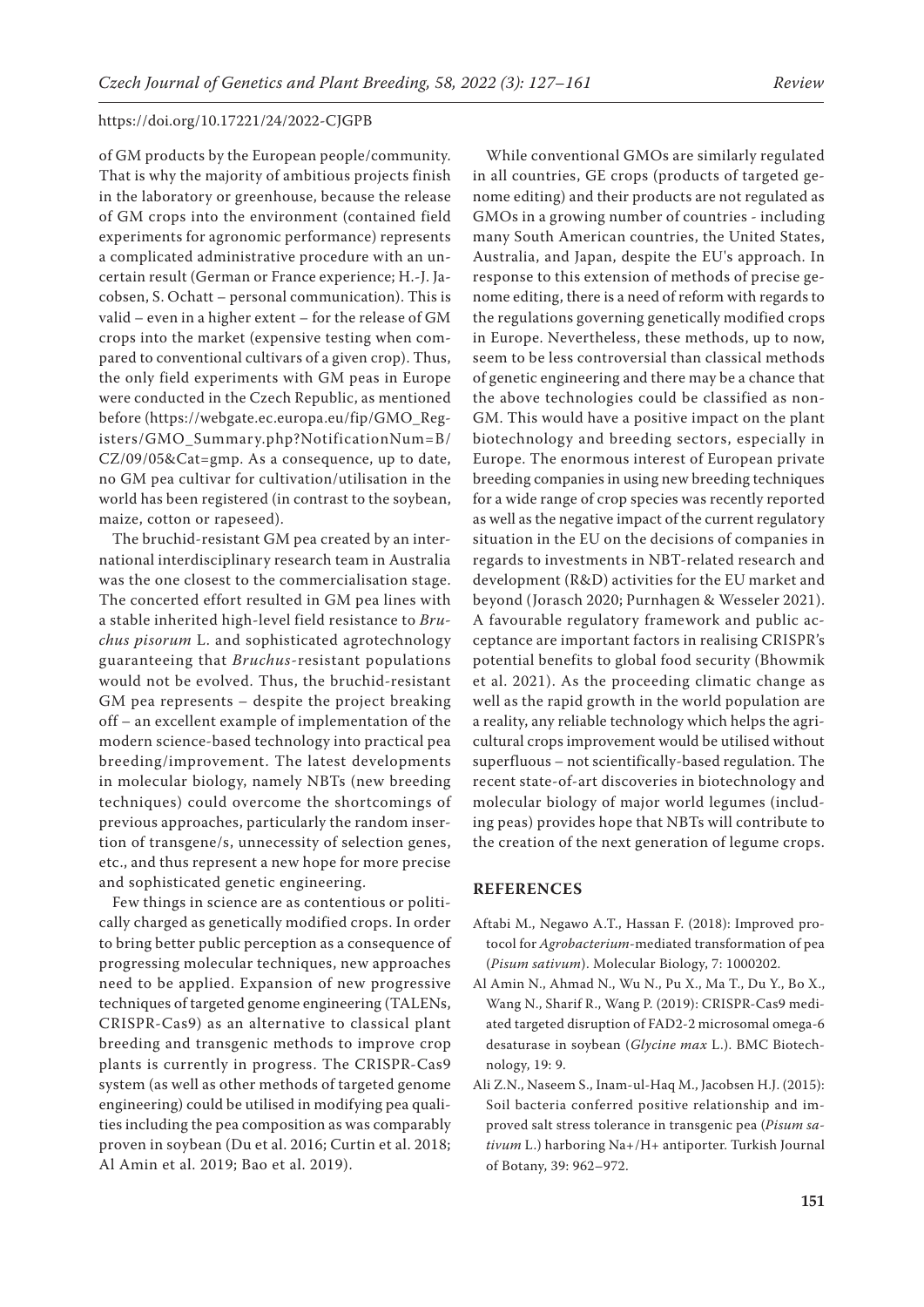of GM products by the European people/community. That is why the majority of ambitious projects finish in the laboratory or greenhouse, because the release of GM crops into the environment (contained field experiments for agronomic performance) represents a complicated administrative procedure with an uncertain result (German or France experience; H.-J. Jacobsen, S. Ochatt – personal communication). This is valid – even in a higher extent – for the release of GM crops into the market (expensive testing when compared to conventional cultivars of a given crop). Thus, the only field experiments with GM peas in Europe were conducted in the Czech Republic, as mentioned before (https://webgate.ec.europa.eu/fip/GMO_Registers/GMO_Summary.php?NotificationNum=B/CZ/09/05&Cat=gmp. As a consequence, up to date, no GM pea cultivar for cultivation/utilisation in the world has been registered (in contrast to the soybean, maize, cotton or rapeseed).

The bruchid-resistant GM pea created by an international interdisciplinary research team in Australia was the one closest to the commercialisation stage. The concerted effort resulted in GM pea lines with a stable inherited high-level field resistance to *Bruchus pisorum* L. and sophisticated agrotechnology guaranteeing that *Bruchus*-resistant populations would not be evolved. Thus, the bruchid-resistant GM pea represents – despite the project breaking off – an excellent example of implementation of the modern science-based technology into practical pea breeding/improvement. The latest developments in molecular biology, namely NBTs (new breeding techniques) could overcome the shortcomings of previous approaches, particularly the random insertion of transgene/s, unnecessity of selection genes, etc., and thus represent a new hope for more precise and sophisticated genetic engineering.

Few things in science are as contentious or politically charged as genetically modified crops. In order to bring better public perception as a consequence of progressing molecular techniques, new approaches need to be applied. Expansion of new progressive techniques of targeted genome engineering (TALENs, CRISPR-Cas9) as an alternative to classical plant breeding and transgenic methods to improve crop plants is currently in progress. The CRISPR-Cas9 system (as well as other methods of targeted genome engineering) could be utilised in modifying pea qualities including the pea composition as was comparably proven in soybean (Du et al. 2016; Curtin et al. 2018; Al Amin et al. 2019; Bao et al. 2019).

While conventional GMOs are similarly regulated in all countries, GE crops (products of targeted genome editing) and their products are not regulated as GMOs in a growing number of countries - including many South American countries, the United States, Australia, and Japan, despite the EU's approach. In response to this extension of methods of precise genome editing, there is a need of reform with regards to the regulations governing genetically modified crops in Europe. Nevertheless, these methods, up to now, seem to be less controversial than classical methods of genetic engineering and there may be a chance that the above technologies could be classified as non-GM. This would have a positive impact on the plant biotechnology and breeding sectors, especially in Europe. The enormous interest of European private breeding companies in using new breeding techniques for a wide range of crop species was recently reported as well as the negative impact of the current regulatory situation in the EU on the decisions of companies in regards to investments in NBT-related research and development (R&D) activities for the EU market and beyond (Jorasch 2020; Purnhagen & Wesseler 2021). A favourable regulatory framework and public acceptance are important factors in realising CRISPR's potential benefits to global food security (Bhowmik et al. 2021). As the proceeding climatic change as well as the rapid growth in the world population are a reality, any reliable technology which helps the agricultural crops improvement would be utilised without superfluous – not scientifically-based regulation. The recent state-of-art discoveries in biotechnology and molecular biology of major world legumes (including peas) provides hope that NBTs will contribute to the creation of the next generation of legume crops.

## REFERENCES

Aftabi M., Negawo A.T., Hassan F. (2018): Improved protocol for *Agrobacterium*-mediated transformation of pea (*Pisum sativum*). Molecular Biology, 7: 1000202.

Al Amin N., Ahmad N., Wu N., Pu X., Ma T., Du Y., Bo X., Wang N., Sharif R., Wang P. (2019): CRISPR-Cas9 mediated targeted disruption of FAD2-2 microsomal omega-6 desaturase in soybean (*Glycine max* L.). BMC Biotechnology, 19: 9.

Ali Z.N., Naseem S., Inam-ul-Haq M., Jacobsen H.J. (2015): Soil bacteria conferred positive relationship and improved salt stress tolerance in transgenic pea (*Pisum sativum* L.) harboring Na+/H+ antiporter. Turkish Journal of Botany, 39: 962–972.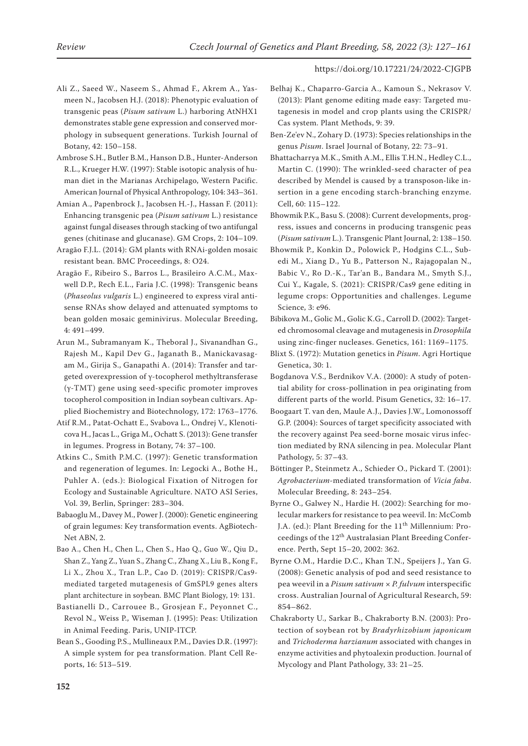Ali Z., Saeed W., Naseem S., Ahmad F., Akrem A., Yasmeen N., Jacobsen H.J. (2018): Phenotypic evaluation of transgenic peas (*Pisum sativum* L.) harboring AtNHX1 demonstrates stable gene expression and conserved morphology in subsequent generations. Turkish Journal of Botany, 42: 150–158.

Ambrose S.H., Butler B.M., Hanson D.B., Hunter-Anderson R.L., Krueger H.W. (1997): Stable isotopic analysis of human diet in the Marianas Archipelago, Western Pacific. American Journal of Physical Anthropology, 104: 343–361.

Amian A., Papenbrock J., Jacobsen H.-J., Hassan F. (2011): Enhancing transgenic pea (*Pisum sativum* L.) resistance against fungal diseases through stacking of two antifungal genes (chitinase and glucanase). GM Crops, 2: 104–109.

Aragão F.J.L. (2014): GM plants with RNAi-golden mosaic resistant bean. BMC Proceedings, 8: O24.

Aragão F., Ribeiro S., Barros L., Brasileiro A.C.M., Maxwell D.P., Rech E.L., Faria J.C. (1998): Transgenic beans (*Phaseolus vulgaris* L.) engineered to express viral antisense RNAs show delayed and attenuated symptoms to bean golden mosaic geminivirus. Molecular Breeding, 4: 491–499.

Arun M., Subramanyam K., Theboral J., Sivanandhan G., Rajesh M., Kapil Dev G., Jaganath B., Manickavasagam M., Girija S., Ganapathi A. (2014): Transfer and targeted overexpression of γ-tocopherol methyltransferase (γ-TMT) gene using seed-specific promoter improves tocopherol composition in Indian soybean cultivars. Applied Biochemistry and Biotechnology, 172: 1763–1776.

Atif R.M., Patat-Ochatt E., Svabova L., Ondrej V., Klenoticova H., Jacas L., Griga M., Ochatt S. (2013): Gene transfer in legumes. Progress in Botany, 74: 37–100.

Atkins C., Smith P.M.C. (1997): Genetic transformation and regeneration of legumes. In: Legocki A., Bothe H., Puhler A. (eds.): Biological Fixation of Nitrogen for Ecology and Sustainable Agriculture. NATO ASI Series, Vol. 39, Berlin, Springer: 283–304.

Babaoglu M., Davey M., Power J. (2000): Genetic engineering of grain legumes: Key transformation events. AgBiotechNet ABN, 2.

Bao A., Chen H., Chen L., Chen S., Hao Q., Guo W., Qiu D., Shan Z., Yang Z., Yuan S., Zhang C., Zhang X., Liu B., Kong F., Li X., Zhou X., Tran L.P., Cao D. (2019): CRISPR/Cas9-mediated targeted mutagenesis of GmSPL9 genes alters plant architecture in soybean. BMC Plant Biology, 19: 131.

Bastianelli D., Carrouee B., Grosjean F., Peyonnet C., Revol N., Weiss P., Wiseman J. (1995): Peas: Utilization in Animal Feeding. Paris, UNIP-ITCP.

Bean S., Gooding P.S., Mullineaux P.M., Davies D.R. (1997): A simple system for pea transformation. Plant Cell Reports, 16: 513–519.

Belhaj K., Chaparro-Garcia A., Kamoun S., Nekrasov V. (2013): Plant genome editing made easy: Targeted mutagenesis in model and crop plants using the CRISPR/Cas system. Plant Methods, 9: 39.

Ben-Ze'ev N., Zohary D. (1973): Species relationships in the genus *Pisum*. Israel Journal of Botany, 22: 73–91.

Bhattacharrya M.K., Smith A.M., Ellis T.H.N., Hedley C.L., Martin C. (1990): The wrinkled-seed character of pea described by Mendel is caused by a transposon-like insertion in a gene encoding starch-branching enzyme. Cell, 60: 115–122.

Bhowmik P.K., Basu S. (2008): Current developments, progress, issues and concerns in producing transgenic peas (*Pisum sativum* L.). Transgenic Plant Journal, 2: 138–150.

Bhowmik P., Konkin D., Polowick P., Hodgins C.L., Subedi M., Xiang D., Yu B., Patterson N., Rajagopalan N., Babic V., Ro D.-K., Tar'an B., Bandara M., Smyth S.J., Cui Y., Kagale, S. (2021): CRISPR/Cas9 gene editing in legume crops: Opportunities and challenges. Legume Science, 3: e96.

Bibikova M., Golic M., Golic K.G., Carroll D. (2002): Targeted chromosomal cleavage and mutagenesis in *Drosophila* using zinc-finger nucleases. Genetics, 161: 1169–1175.

Blixt S. (1972): Mutation genetics in *Pisum*. Agri Hortique Genetica, 30: 1.

Bogdanova V.S., Berdnikov V.A. (2000): A study of potential ability for cross-pollination in pea originating from different parts of the world. Pisum Genetics, 32: 16–17.

Boogaart T. van den, Maule A.J., Davies J.W., Lomonossoff G.P. (2004): Sources of target specificity associated with the recovery against Pea seed-borne mosaic virus infection mediated by RNA silencing in pea. Molecular Plant Pathology, 5: 37–43.

Böttinger P., Steinmetz A., Schieder O., Pickard T. (2001): *Agrobacterium*-mediated transformation of *Vicia faba*. Molecular Breeding, 8: 243–254.

Byrne O., Galwey N., Hardie H. (2002): Searching for molecular markers for resistance to pea weevil. In: McComb J.A. (ed.): Plant Breeding for the 11th Millennium: Proceedings of the 12th Australasian Plant Breeding Conference. Perth, Sept 15–20, 2002: 362.

Byrne O.M., Hardie D.C., Khan T.N., Speijers J., Yan G. (2008): Genetic analysis of pod and seed resistance to pea weevil in a *Pisum sativum* × *P. fulvum* interspecific cross. Australian Journal of Agricultural Research, 59: 854–862.

Chakraborty U., Sarkar B., Chakraborty B.N. (2003): Protection of soybean rot by *Bradyrhizobium japonicum* and *Trichoderma harzianum* associated with changes in enzyme activities and phytoalexin production. Journal of Mycology and Plant Pathology, 33: 21–25.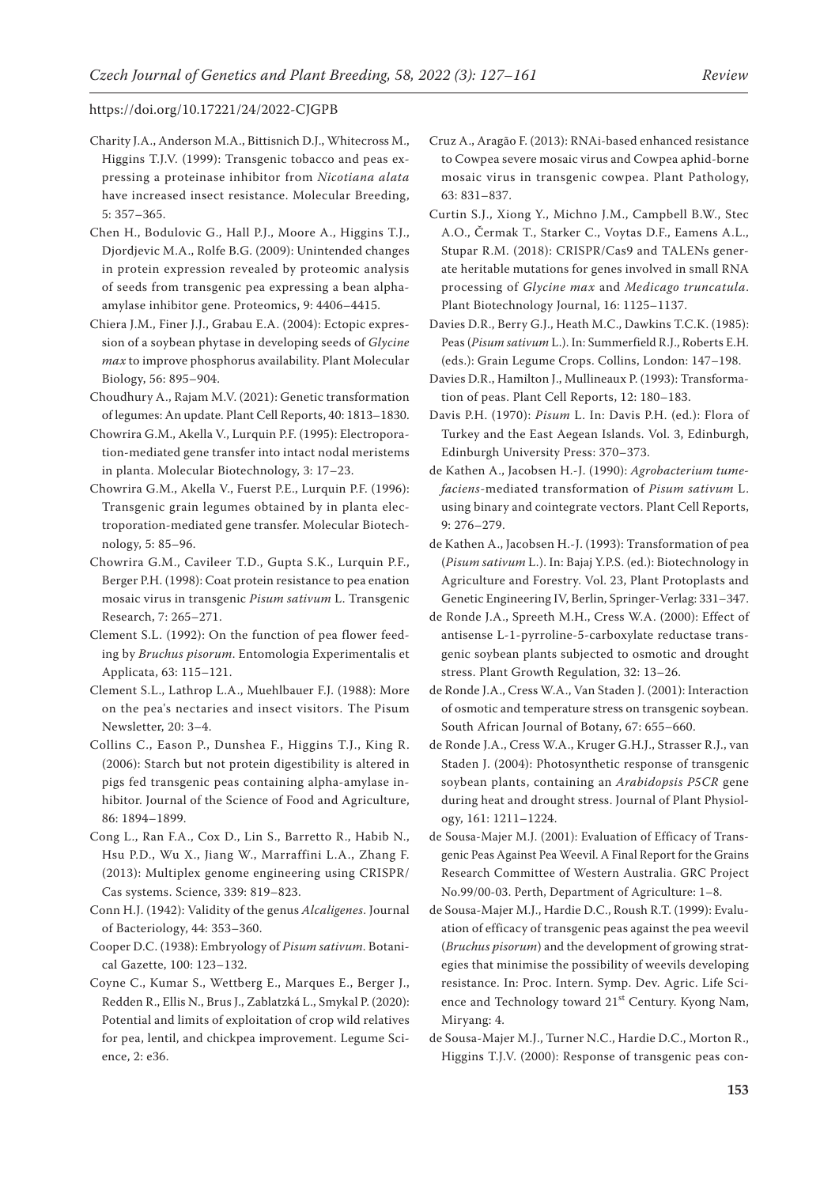Charity J.A., Anderson M.A., Bittisnich D.J., Whitecross M., Higgins T.J.V. (1999): Transgenic tobacco and peas expressing a proteinase inhibitor from *Nicotiana alata* have increased insect resistance. Molecular Breeding, 5: 357–365.

Chen H., Bodulovic G., Hall P.J., Moore A., Higgins T.J., Djordjevic M.A., Rolfe B.G. (2009): Unintended changes in protein expression revealed by proteomic analysis of seeds from transgenic pea expressing a bean alpha-amylase inhibitor gene. Proteomics, 9: 4406–4415.

Chiera J.M., Finer J.J., Grabau E.A. (2004): Ectopic expression of a soybean phytase in developing seeds of *Glycine max* to improve phosphorus availability. Plant Molecular Biology, 56: 895–904.

Choudhury A., Rajam M.V. (2021): Genetic transformation of legumes: An update. Plant Cell Reports, 40: 1813–1830.

Chowrira G.M., Akella V., Lurquin P.F. (1995): Electroporation-mediated gene transfer into intact nodal meristems in planta. Molecular Biotechnology, 3: 17–23.

Chowrira G.M., Akella V., Fuerst P.E., Lurquin P.F. (1996): Transgenic grain legumes obtained by in planta electroporation-mediated gene transfer. Molecular Biotechnology, 5: 85–96.

Chowrira G.M., Cavileer T.D., Gupta S.K., Lurquin P.F., Berger P.H. (1998): Coat protein resistance to pea enation mosaic virus in transgenic *Pisum sativum* L. Transgenic Research, 7: 265–271.

Clement S.L. (1992): On the function of pea flower feeding by *Bruchus pisorum*. Entomologia Experimentalis et Applicata, 63: 115–121.

Clement S.L., Lathrop L.A., Muehlbauer F.J. (1988): More on the pea's nectaries and insect visitors. The Pisum Newsletter, 20: 3–4.

Collins C., Eason P., Dunshea F., Higgins T.J., King R. (2006): Starch but not protein digestibility is altered in pigs fed transgenic peas containing alpha-amylase inhibitor. Journal of the Science of Food and Agriculture, 86: 1894–1899.

Cong L., Ran F.A., Cox D., Lin S., Barretto R., Habib N., Hsu P.D., Wu X., Jiang W., Marraffini L.A., Zhang F. (2013): Multiplex genome engineering using CRISPR/Cas systems. Science, 339: 819–823.

Conn H.J. (1942): Validity of the genus *Alcaligenes*. Journal of Bacteriology, 44: 353–360.

Cooper D.C. (1938): Embryology of *Pisum sativum*. Botanical Gazette, 100: 123–132.

Coyne C., Kumar S., Wettberg E., Marques E., Berger J., Redden R., Ellis N., Brus J., Zablatzká L., Smykal P. (2020): Potential and limits of exploitation of crop wild relatives for pea, lentil, and chickpea improvement. Legume Science, 2: e36.

Cruz A., Aragão F. (2013): RNAi-based enhanced resistance to Cowpea severe mosaic virus and Cowpea aphid-borne mosaic virus in transgenic cowpea. Plant Pathology, 63: 831–837.

Curtin S.J., Xiong Y., Michno J.M., Campbell B.W., Stec A.O., Čermak T., Starker C., Voytas D.F., Eamens A.L., Stupar R.M. (2018): CRISPR/Cas9 and TALENs generate heritable mutations for genes involved in small RNA processing of *Glycine max* and *Medicago truncatula*. Plant Biotechnology Journal, 16: 1125–1137.

Davies D.R., Berry G.J., Heath M.C., Dawkins T.C.K. (1985): Peas (*Pisum sativum* L.). In: Summerfield R.J., Roberts E.H. (eds.): Grain Legume Crops. Collins, London: 147–198.

Davies D.R., Hamilton J., Mullineaux P. (1993): Transformation of peas. Plant Cell Reports, 12: 180–183.

Davis P.H. (1970): *Pisum* L. In: Davis P.H. (ed.): Flora of Turkey and the East Aegean Islands. Vol. 3, Edinburgh, Edinburgh University Press: 370–373.

de Kathen A., Jacobsen H.-J. (1990): *Agrobacterium tumefaciens*-mediated transformation of *Pisum sativum* L. using binary and cointegrate vectors. Plant Cell Reports, 9: 276–279.

de Kathen A., Jacobsen H.-J. (1993): Transformation of pea (*Pisum sativum* L.). In: Bajaj Y.P.S. (ed.): Biotechnology in Agriculture and Forestry. Vol. 23, Plant Protoplasts and Genetic Engineering IV, Berlin, Springer-Verlag: 331–347.

de Ronde J.A., Spreeth M.H., Cress W.A. (2000): Effect of antisense L-1-pyrroline-5-carboxylate reductase transgenic soybean plants subjected to osmotic and drought stress. Plant Growth Regulation, 32: 13–26.

de Ronde J.A., Cress W.A., Van Staden J. (2001): Interaction of osmotic and temperature stress on transgenic soybean. South African Journal of Botany, 67: 655–660.

de Ronde J.A., Cress W.A., Kruger G.H.J., Strasser R.J., van Staden J. (2004): Photosynthetic response of transgenic soybean plants, containing an *Arabidopsis P5CR* gene during heat and drought stress. Journal of Plant Physiology, 161: 1211–1224.

de Sousa-Majer M.J. (2001): Evaluation of Efficacy of Transgenic Peas Against Pea Weevil. A Final Report for the Grains Research Committee of Western Australia. GRC Project No.99/00-03. Perth, Department of Agriculture: 1–8.

de Sousa-Majer M.J., Hardie D.C., Roush R.T. (1999): Evaluation of efficacy of transgenic peas against the pea weevil (*Bruchus pisorum*) and the development of growing strategies that minimise the possibility of weevils developing resistance. In: Proc. Intern. Symp. Dev. Agric. Life Science and Technology toward 21st Century. Kyong Nam, Miryang: 4.

de Sousa-Majer M.J., Turner N.C., Hardie D.C., Morton R., Higgins T.J.V. (2000): Response of transgenic peas con-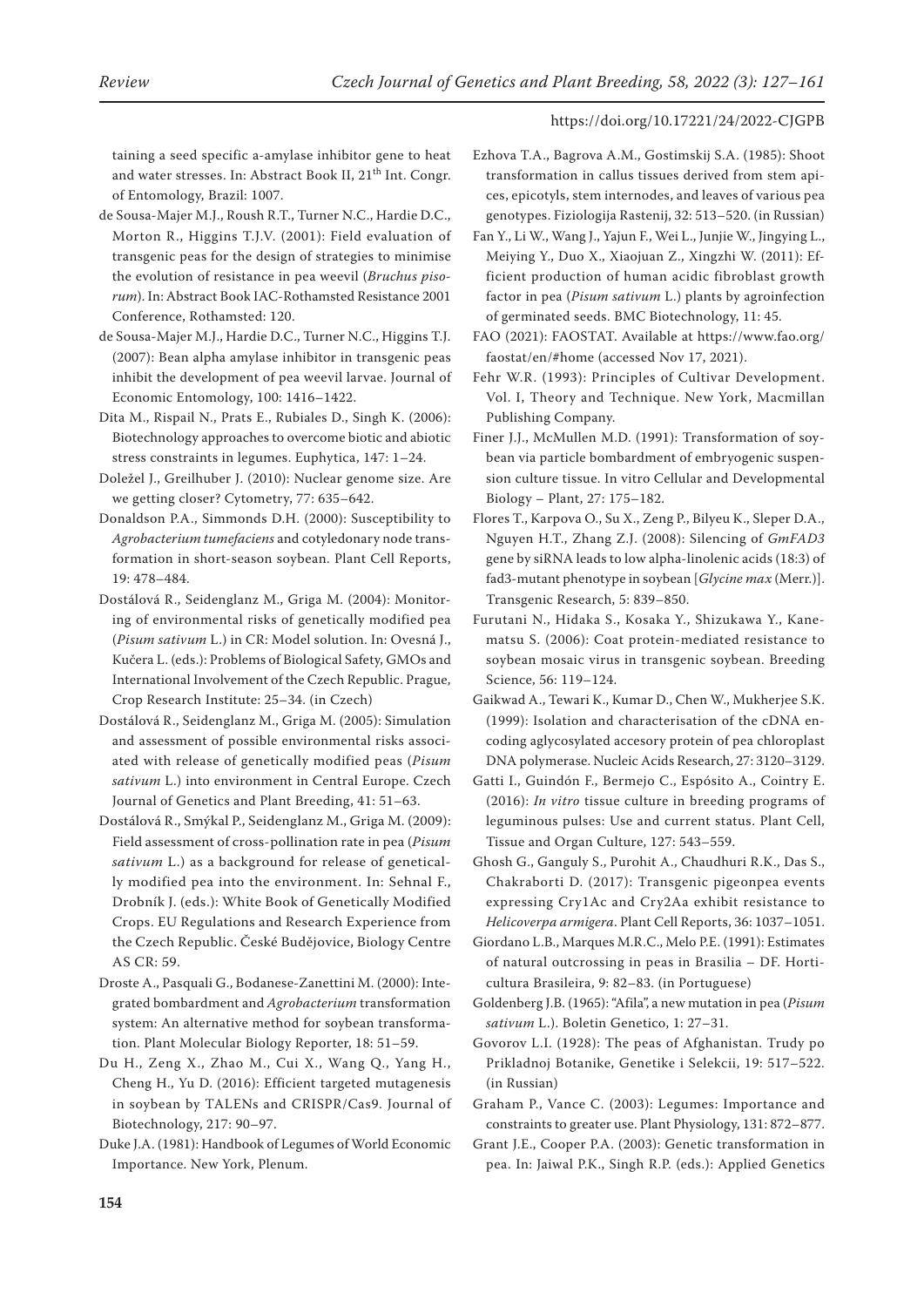taining a seed specific a-amylase inhibitor gene to heat and water stresses. In: Abstract Book II, 21th Int. Congr. of Entomology, Brazil: 1007.

de Sousa-Majer M.J., Roush R.T., Turner N.C., Hardie D.C., Morton R., Higgins T.J.V. (2001): Field evaluation of transgenic peas for the design of strategies to minimise the evolution of resistance in pea weevil (*Bruchus pisorum*). In: Abstract Book IAC-Rothamsted Resistance 2001 Conference, Rothamsted: 120.

de Sousa-Majer M.J., Hardie D.C., Turner N.C., Higgins T.J. (2007): Bean alpha amylase inhibitor in transgenic peas inhibit the development of pea weevil larvae. Journal of Economic Entomology, 100: 1416–1422.

Dita M., Rispail N., Prats E., Rubiales D., Singh K. (2006): Biotechnology approaches to overcome biotic and abiotic stress constraints in legumes. Euphytica, 147: 1–24.

Doležel J., Greilhuber J. (2010): Nuclear genome size. Are we getting closer? Cytometry, 77: 635–642.

Donaldson P.A., Simmonds D.H. (2000): Susceptibility to *Agrobacterium tumefaciens* and cotyledonary node transformation in short-season soybean. Plant Cell Reports, 19: 478–484.

Dostálová R., Seidenglanz M., Griga M. (2004): Monitoring of environmental risks of genetically modified pea (*Pisum sativum* L.) in CR: Model solution. In: Ovesná J., Kučera L. (eds.): Problems of Biological Safety, GMOs and International Involvement of the Czech Republic. Prague, Crop Research Institute: 25–34. (in Czech)

Dostálová R., Seidenglanz M., Griga M. (2005): Simulation and assessment of possible environmental risks associated with release of genetically modified peas (*Pisum sativum* L.) into environment in Central Europe. Czech Journal of Genetics and Plant Breeding, 41: 51–63.

Dostálová R., Smýkal P., Seidenglanz M., Griga M. (2009): Field assessment of cross-pollination rate in pea (*Pisum sativum* L.) as a background for release of genetically modified pea into the environment. In: Sehnal F., Drobník J. (eds.): White Book of Genetically Modified Crops. EU Regulations and Research Experience from the Czech Republic. České Budějovice, Biology Centre AS CR: 59.

Droste A., Pasquali G., Bodanese-Zanettini M. (2000): Integrated bombardment and *Agrobacterium* transformation system: An alternative method for soybean transformation. Plant Molecular Biology Reporter, 18: 51–59.

Du H., Zeng X., Zhao M., Cui X., Wang Q., Yang H., Cheng H., Yu D. (2016): Efficient targeted mutagenesis in soybean by TALENs and CRISPR/Cas9. Journal of Biotechnology, 217: 90–97.

Duke J.A. (1981): Handbook of Legumes of World Economic Importance. New York, Plenum.

Ezhova T.A., Bagrova A.M., Gostimskij S.A. (1985): Shoot transformation in callus tissues derived from stem apices, epicotyls, stem internodes, and leaves of various pea genotypes. Fiziologija Rastenij, 32: 513–520. (in Russian)

Fan Y., Li W., Wang J., Yajun F., Wei L., Junjie W., Jingying L., Meiying Y., Duo X., Xiaojuan Z., Xingzhi W. (2011): Efficient production of human acidic fibroblast growth factor in pea (*Pisum sativum* L.) plants by agroinfection of germinated seeds. BMC Biotechnology, 11: 45.

FAO (2021): FAOSTAT. Available at https://www.fao.org/faostat/en/#home (accessed Nov 17, 2021).

Fehr W.R. (1993): Principles of Cultivar Development. Vol. I, Theory and Technique. New York, Macmillan Publishing Company.

Finer J.J., McMullen M.D. (1991): Transformation of soybean via particle bombardment of embryogenic suspension culture tissue. In vitro Cellular and Developmental Biology – Plant, 27: 175–182.

Flores T., Karpova O., Su X., Zeng P., Bilyeu K., Sleper D.A., Nguyen H.T., Zhang Z.J. (2008): Silencing of *GmFAD3* gene by siRNA leads to low alpha-linolenic acids (18:3) of fad3-mutant phenotype in soybean [*Glycine max* (Merr.)]. Transgenic Research, 5: 839–850.

Furutani N., Hidaka S., Kosaka Y., Shizukawa Y., Kanematsu S. (2006): Coat protein-mediated resistance to soybean mosaic virus in transgenic soybean. Breeding Science, 56: 119–124.

Gaikwad A., Tewari K., Kumar D., Chen W., Mukherjee S.K. (1999): Isolation and characterisation of the cDNA encoding aglycosylated accesory protein of pea chloroplast DNA polymerase. Nucleic Acids Research, 27: 3120–3129.

Gatti I., Guindón F., Bermejo C., Espósito A., Cointry E. (2016): *In vitro* tissue culture in breeding programs of leguminous pulses: Use and current status. Plant Cell, Tissue and Organ Culture, 127: 543–559.

Ghosh G., Ganguly S., Purohit A., Chaudhuri R.K., Das S., Chakraborti D. (2017): Transgenic pigeonpea events expressing Cry1Ac and Cry2Aa exhibit resistance to *Helicoverpa armigera*. Plant Cell Reports, 36: 1037–1051.

Giordano L.B., Marques M.R.C., Melo P.E. (1991): Estimates of natural outcrossing in peas in Brasilia – DF. Horticultura Brasileira, 9: 82–83. (in Portuguese)

Goldenberg J.B. (1965): "Afila", a new mutation in pea (*Pisum sativum* L.). Boletin Genetico, 1: 27–31.

Govorov L.I. (1928): The peas of Afghanistan. Trudy po Prikladnoj Botanike, Genetike i Selekcii, 19: 517–522. (in Russian)

Graham P., Vance C. (2003): Legumes: Importance and constraints to greater use. Plant Physiology, 131: 872–877.

Grant J.E., Cooper P.A. (2003): Genetic transformation in pea. In: Jaiwal P.K., Singh R.P. (eds.): Applied Genetics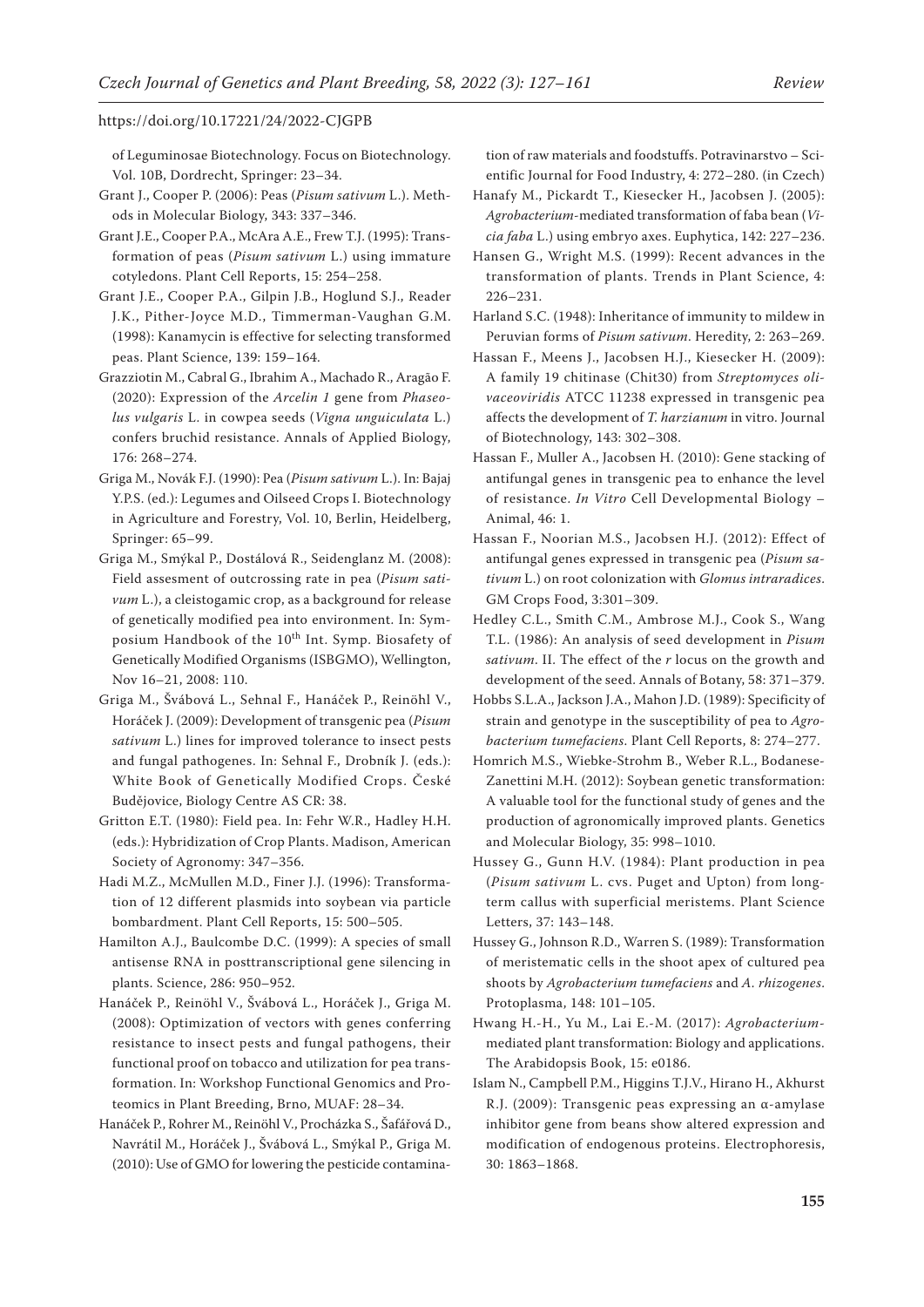of Leguminosae Biotechnology. Focus on Biotechnology. Vol. 10B, Dordrecht, Springer: 23–34.

Grant J., Cooper P. (2006): Peas (*Pisum sativum* L.). Methods in Molecular Biology, 343: 337–346.

Grant J.E., Cooper P.A., McAra A.E., Frew T.J. (1995): Transformation of peas (*Pisum sativum* L.) using immature cotyledons. Plant Cell Reports, 15: 254–258.

Grant J.E., Cooper P.A., Gilpin J.B., Hoglund S.J., Reader J.K., Pither-Joyce M.D., Timmerman-Vaughan G.M. (1998): Kanamycin is effective for selecting transformed peas. Plant Science, 139: 159–164.

Grazziotin M., Cabral G., Ibrahim A., Machado R., Aragão F. (2020): Expression of the *Arcelin 1* gene from *Phaseolus vulgaris* L. in cowpea seeds (*Vigna unguiculata* L.) confers bruchid resistance. Annals of Applied Biology, 176: 268–274.

Griga M., Novák F.J. (1990): Pea (*Pisum sativum* L.). In: Bajaj Y.P.S. (ed.): Legumes and Oilseed Crops I. Biotechnology in Agriculture and Forestry, Vol. 10, Berlin, Heidelberg, Springer: 65–99.

Griga M., Smýkal P., Dostálová R., Seidenglanz M. (2008): Field assesment of outcrossing rate in pea (*Pisum sativum* L.), a cleistogamic crop, as a background for release of genetically modified pea into environment. In: Symposium Handbook of the 10th Int. Symp. Biosafety of Genetically Modified Organisms (ISBGMO), Wellington, Nov 16–21, 2008: 110.

Griga M., Švábová L., Sehnal F., Hanáček P., Reinöhl V., Horáček J. (2009): Development of transgenic pea (*Pisum sativum* L.) lines for improved tolerance to insect pests and fungal pathogenes. In: Sehnal F., Drobník J. (eds.): White Book of Genetically Modified Crops. České Budějovice, Biology Centre AS CR: 38.

Gritton E.T. (1980): Field pea. In: Fehr W.R., Hadley H.H. (eds.): Hybridization of Crop Plants. Madison, American Society of Agronomy: 347–356.

Hadi M.Z., McMullen M.D., Finer J.J. (1996): Transformation of 12 different plasmids into soybean via particle bombardment. Plant Cell Reports, 15: 500–505.

Hamilton A.J., Baulcombe D.C. (1999): A species of small antisense RNA in posttranscriptional gene silencing in plants. Science, 286: 950–952.

Hanáček P., Reinöhl V., Švábová L., Horáček J., Griga M. (2008): Optimization of vectors with genes conferring resistance to insect pests and fungal pathogens, their functional proof on tobacco and utilization for pea transformation. In: Workshop Functional Genomics and Proteomics in Plant Breeding, Brno, MUAF: 28–34.

Hanáček P., Rohrer M., Reinöhl V., Procházka S., Šafářová D., Navrátil M., Horáček J., Švábová L., Smýkal P., Griga M. (2010): Use of GMO for lowering the pesticide contamination of raw materials and foodstuffs. Potravinarstvo – Scientific Journal for Food Industry, 4: 272–280. (in Czech)

Hanafy M., Pickardt T., Kiesecker H., Jacobsen J. (2005): *Agrobacterium*-mediated transformation of faba bean (*Vicia faba* L.) using embryo axes. Euphytica, 142: 227–236.

Hansen G., Wright M.S. (1999): Recent advances in the transformation of plants. Trends in Plant Science, 4: 226–231.

Harland S.C. (1948): Inheritance of immunity to mildew in Peruvian forms of *Pisum sativum*. Heredity, 2: 263–269.

Hassan F., Meens J., Jacobsen H.J., Kiesecker H. (2009): A family 19 chitinase (Chit30) from *Streptomyces olivaceoviridis* ATCC 11238 expressed in transgenic pea affects the development of *T. harzianum* in vitro. Journal of Biotechnology, 143: 302–308.

Hassan F., Muller A., Jacobsen H. (2010): Gene stacking of antifungal genes in transgenic pea to enhance the level of resistance. *In Vitro* Cell Developmental Biology – Animal, 46: 1.

Hassan F., Noorian M.S., Jacobsen H.J. (2012): Effect of antifungal genes expressed in transgenic pea (*Pisum sativum* L.) on root colonization with *Glomus intraradices*. GM Crops Food, 3:301–309.

Hedley C.L., Smith C.M., Ambrose M.J., Cook S., Wang T.L. (1986): An analysis of seed development in *Pisum sativum*. II. The effect of the *r* locus on the growth and development of the seed. Annals of Botany, 58: 371–379.

Hobbs S.L.A., Jackson J.A., Mahon J.D. (1989): Specificity of strain and genotype in the susceptibility of pea to *Agrobacterium tumefaciens*. Plant Cell Reports, 8: 274–277.

Homrich M.S., Wiebke-Strohm B., Weber R.L., Bodanese-Zanettini M.H. (2012): Soybean genetic transformation: A valuable tool for the functional study of genes and the production of agronomically improved plants. Genetics and Molecular Biology, 35: 998–1010.

Hussey G., Gunn H.V. (1984): Plant production in pea (*Pisum sativum* L. cvs. Puget and Upton) from long-term callus with superficial meristems. Plant Science Letters, 37: 143–148.

Hussey G., Johnson R.D., Warren S. (1989): Transformation of meristematic cells in the shoot apex of cultured pea shoots by *Agrobacterium tumefaciens* and *A. rhizogenes*. Protoplasma, 148: 101–105.

Hwang H.-H., Yu M., Lai E.-M. (2017): *Agrobacterium*-mediated plant transformation: Biology and applications. The Arabidopsis Book, 15: e0186.

Islam N., Campbell P.M., Higgins T.J.V., Hirano H., Akhurst R.J. (2009): Transgenic peas expressing an α-amylase inhibitor gene from beans show altered expression and modification of endogenous proteins. Electrophoresis, 30: 1863–1868.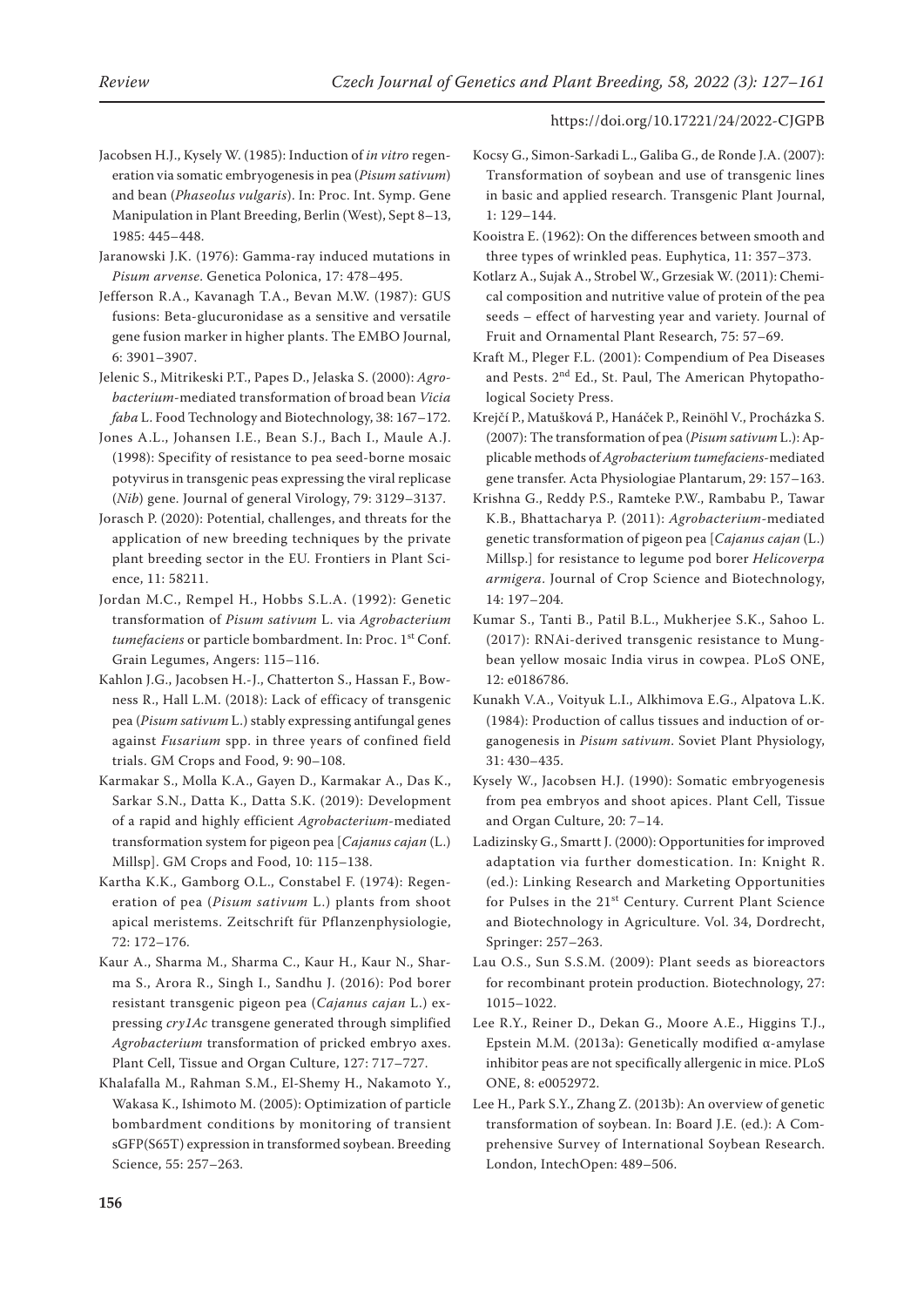Jacobsen H.J., Kysely W. (1985): Induction of *in vitro* regeneration via somatic embryogenesis in pea (*Pisum sativum*) and bean (*Phaseolus vulgaris*). In: Proc. Int. Symp. Gene Manipulation in Plant Breeding, Berlin (West), Sept 8–13, 1985: 445–448.

Jaranowski J.K. (1976): Gamma-ray induced mutations in *Pisum arvense.* Genetica Polonica, 17: 478–495.

Jefferson R.A., Kavanagh T.A., Bevan M.W. (1987): GUS fusions: Beta-glucuronidase as a sensitive and versatile gene fusion marker in higher plants. The EMBO Journal, 6: 3901–3907.

Jelenic S., Mitrikeski P.T., Papes D., Jelaska S. (2000): *Agrobacterium*-mediated transformation of broad bean *Vicia faba* L. Food Technology and Biotechnology, 38: 167–172.

Jones A.L., Johansen I.E., Bean S.J., Bach I., Maule A.J. (1998): Specifity of resistance to pea seed-borne mosaic potyvirus in transgenic peas expressing the viral replicase (*Nib*) gene. Journal of general Virology, 79: 3129–3137.

Jorasch P. (2020): Potential, challenges, and threats for the application of new breeding techniques by the private plant breeding sector in the EU. Frontiers in Plant Science, 11: 58211.

Jordan M.C., Rempel H., Hobbs S.L.A. (1992): Genetic transformation of *Pisum sativum* L. via *Agrobacterium tumefaciens* or particle bombardment. In: Proc. 1st Conf. Grain Legumes, Angers: 115–116.

Kahlon J.G., Jacobsen H.-J., Chatterton S., Hassan F., Bowness R., Hall L.M. (2018): Lack of efficacy of transgenic pea (*Pisum sativum* L.) stably expressing antifungal genes against *Fusarium* spp. in three years of confined field trials. GM Crops and Food, 9: 90–108.

Karmakar S., Molla K.A., Gayen D., Karmakar A., Das K., Sarkar S.N., Datta K., Datta S.K. (2019): Development of a rapid and highly efficient *Agrobacterium*-mediated transformation system for pigeon pea [*Cajanus cajan* (L.) Millsp]. GM Crops and Food, 10: 115–138.

Kartha K.K., Gamborg O.L., Constabel F. (1974): Regeneration of pea (*Pisum sativum* L.) plants from shoot apical meristems. Zeitschrift für Pflanzenphysiologie, 72: 172–176.

Kaur A., Sharma M., Sharma C., Kaur H., Kaur N., Sharma S., Arora R., Singh I., Sandhu J. (2016): Pod borer resistant transgenic pigeon pea (*Cajanus cajan* L.) expressing *cry1Ac* transgene generated through simplified *Agrobacterium* transformation of pricked embryo axes. Plant Cell, Tissue and Organ Culture, 127: 717–727.

Khalafalla M., Rahman S.M., El-Shemy H., Nakamoto Y., Wakasa K., Ishimoto M. (2005): Optimization of particle bombardment conditions by monitoring of transient sGFP(S65T) expression in transformed soybean. Breeding Science, 55: 257–263.

Kocsy G., Simon-Sarkadi L., Galiba G., de Ronde J.A. (2007): Transformation of soybean and use of transgenic lines in basic and applied research. Transgenic Plant Journal, 1: 129–144.

Kooistra E. (1962): On the differences between smooth and three types of wrinkled peas. Euphytica, 11: 357–373.

Kotlarz A., Sujak A., Strobel W., Grzesiak W. (2011): Chemical composition and nutritive value of protein of the pea seeds – effect of harvesting year and variety. Journal of Fruit and Ornamental Plant Research, 75: 57–69.

Kraft M., Pleger F.L. (2001): Compendium of Pea Diseases and Pests. 2nd Ed., St. Paul, The American Phytopathological Society Press.

Krejčí P., Matušková P., Hanáček P., Reinöhl V., Procházka S. (2007): The transformation of pea (*Pisum sativum* L.): Applicable methods of *Agrobacterium tumefaciens*-mediated gene transfer. Acta Physiologiae Plantarum, 29: 157–163.

Krishna G., Reddy P.S., Ramteke P.W., Rambabu P., Tawar K.B., Bhattacharya P. (2011): *Agrobacterium*-mediated genetic transformation of pigeon pea [*Cajanus cajan* (L.) Millsp.] for resistance to legume pod borer *Helicoverpa armigera*. Journal of Crop Science and Biotechnology, 14: 197–204.

Kumar S., Tanti B., Patil B.L., Mukherjee S.K., Sahoo L. (2017): RNAi-derived transgenic resistance to Mungbean yellow mosaic India virus in cowpea. PLoS ONE, 12: e0186786.

Kunakh V.A., Voityuk L.I., Alkhimova E.G., Alpatova L.K. (1984): Production of callus tissues and induction of organogenesis in *Pisum sativum*. Soviet Plant Physiology, 31: 430–435.

Kysely W., Jacobsen H.J. (1990): Somatic embryogenesis from pea embryos and shoot apices. Plant Cell, Tissue and Organ Culture, 20: 7–14.

Ladizinsky G., Smartt J. (2000): Opportunities for improved adaptation via further domestication. In: Knight R. (ed.): Linking Research and Marketing Opportunities for Pulses in the 21st Century. Current Plant Science and Biotechnology in Agriculture. Vol. 34, Dordrecht, Springer: 257–263.

Lau O.S., Sun S.S.M. (2009): Plant seeds as bioreactors for recombinant protein production. Biotechnology, 27: 1015–1022.

Lee R.Y., Reiner D., Dekan G., Moore A.E., Higgins T.J., Epstein M.M. (2013a): Genetically modified α-amylase inhibitor peas are not specifically allergenic in mice. PLoS ONE, 8: e0052972.

Lee H., Park S.Y., Zhang Z. (2013b): An overview of genetic transformation of soybean. In: Board J.E. (ed.): A Comprehensive Survey of International Soybean Research. London, IntechOpen: 489–506.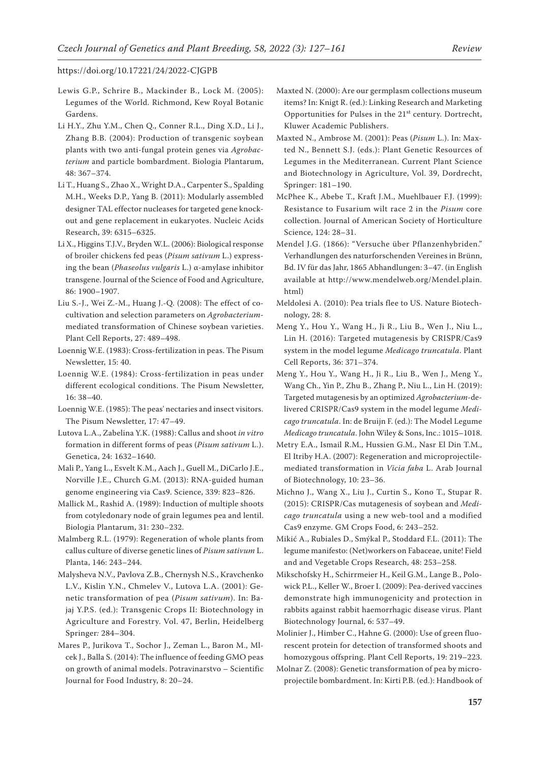Lewis G.P., Schrire B., Mackinder B., Lock M. (2005): Legumes of the World. Richmond, Kew Royal Botanic Gardens.

Li H.Y., Zhu Y.M., Chen Q., Conner R.L., Ding X.D., Li J., Zhang B.B. (2004): Production of transgenic soybean plants with two anti-fungal protein genes via *Agrobacterium* and particle bombardment. Biologia Plantarum, 48: 367–374.

Li T., Huang S., Zhao X., Wright D.A., Carpenter S., Spalding M.H., Weeks D.P., Yang B. (2011): Modularly assembled designer TAL effector nucleases for targeted gene knockout and gene replacement in eukaryotes. Nucleic Acids Research, 39: 6315–6325.

Li X., Higgins T.J.V., Bryden W.L. (2006): Biological response of broiler chickens fed peas (*Pisum sativum* L.) expressing the bean (*Phaseolus vulgaris* L.) α-amylase inhibitor transgene. Journal of the Science of Food and Agriculture, 86: 1900–1907.

Liu S.-J., Wei Z.-M., Huang J.-Q. (2008): The effect of co-cultivation and selection parameters on *Agrobacterium*-mediated transformation of Chinese soybean varieties. Plant Cell Reports, 27: 489–498.

Loennig W.E. (1983): Cross-fertilization in peas. The Pisum Newsletter, 15: 40.

Loennig W.E. (1984): Cross-fertilization in peas under different ecological conditions. The Pisum Newsletter, 16: 38–40.

Loennig W.E. (1985): The peas' nectaries and insect visitors. The Pisum Newsletter, 17: 47–49.

Lutova L.A., Zabelina Y.K. (1988): Callus and shoot *in vitro* formation in different forms of peas (*Pisum sativum* L.). Genetica, 24: 1632–1640.

Mali P., Yang L., Esvelt K.M., Aach J., Guell M., DiCarlo J.E., Norville J.E., Church G.M. (2013): RNA-guided human genome engineering via Cas9. Science, 339: 823–826.

Mallick M., Rashid A. (1989): Induction of multiple shoots from cotyledonary node of grain legumes pea and lentil. Biologia Plantarum, 31: 230–232.

Malmberg R.L. (1979): Regeneration of whole plants from callus culture of diverse genetic lines of *Pisum sativum* L. Planta, 146: 243–244.

Malysheva N.V., Pavlova Z.B., Chernysh N.S., Kravchenko L.V., Kislin Y.N., Chmelev V., Lutova L.A. (2001): Genetic transformation of pea (*Pisum sativum*). In: Bajaj Y.P.S. (ed.): Transgenic Crops II: Biotechnology in Agriculture and Forestry. Vol. 47, Berlin, Heidelberg Springer*:* 284–304.

Mares P., Jurikova T., Sochor J., Zeman L., Baron M., Mlcek J., Balla S. (2014): The influence of feeding GMO peas on growth of animal models. Potravinarstvo – Scientific Journal for Food Industry, 8: 20–24.

Maxted N. (2000): Are our germplasm collections museum items? In: Knigt R. (ed.): Linking Research and Marketing Opportunities for Pulses in the 21st century. Dortrecht, Kluwer Academic Publishers.

Maxted N., Ambrose M. (2001): Peas (*Pisum* L.). In: Maxted N., Bennett S.J. (eds.): Plant Genetic Resources of Legumes in the Mediterranean. Current Plant Science and Biotechnology in Agriculture, Vol. 39, Dordrecht, Springer: 181–190.

McPhee K., Abebe T., Kraft J.M., Muehlbauer F.J. (1999): Resistance to Fusarium wilt race 2 in the *Pisum* core collection. Journal of American Society of Horticulture Science, 124: 28–31.

Mendel J.G. (1866): "Versuche über Pflanzenhybriden." Verhandlungen des naturforschenden Vereines in Brünn, Bd. IV für das Jahr, 1865 Abhandlungen: 3–47. (in English available at http://www.mendelweb.org/Mendel.plain.html)

Meldolesi A. (2010): Pea trials flee to US. Nature Biotechnology, 28: 8.

Meng Y., Hou Y., Wang H., Ji R., Liu B., Wen J., Niu L., Lin H. (2016): Targeted mutagenesis by CRISPR/Cas9 system in the model legume *Medicago truncatula*. Plant Cell Reports, 36: 371–374.

Meng Y., Hou Y., Wang H., Ji R., Liu B., Wen J., Meng Y., Wang Ch., Yin P., Zhu B., Zhang P., Niu L., Lin H. (2019): Targeted mutagenesis by an optimized *Agrobacterium*-delivered CRISPR/Cas9 system in the model legume *Medicago truncatula*. In: de Bruijn F. (ed.): The Model Legume *Medicago truncatula*. John Wiley & Sons, Inc.: 1015–1018.

Metry E.A., Ismail R.M., Hussien G.M., Nasr El Din T.M., El Itriby H.A. (2007): Regeneration and microprojectile-mediated transformation in *Vicia faba* L. Arab Journal of Biotechnology, 10: 23–36.

Michno J., Wang X., Liu J., Curtin S., Kono T., Stupar R. (2015): CRISPR/Cas mutagenesis of soybean and *Medicago truncatula* using a new web-tool and a modified Cas9 enzyme. GM Crops Food, 6: 243–252.

Mikić A., Rubiales D., Smýkal P., Stoddard F.L. (2011): The legume manifesto: (Net)workers on Fabaceae, unite! Field and and Vegetable Crops Research, 48: 253–258.

Mikschofsky H., Schirrmeier H., Keil G.M., Lange B., Polowick P.L., Keller W., Broer I. (2009): Pea-derived vaccines demonstrate high immunogenicity and protection in rabbits against rabbit haemorrhagic disease virus. Plant Biotechnology Journal, 6: 537–49.

Molinier J., Himber C., Hahne G. (2000): Use of green fluorescent protein for detection of transformed shoots and homozygous offspring. Plant Cell Reports, 19: 219–223.

Molnar Z. (2008): Genetic transformation of pea by microprojectile bombardment. In: Kirti P.B. (ed.): Handbook of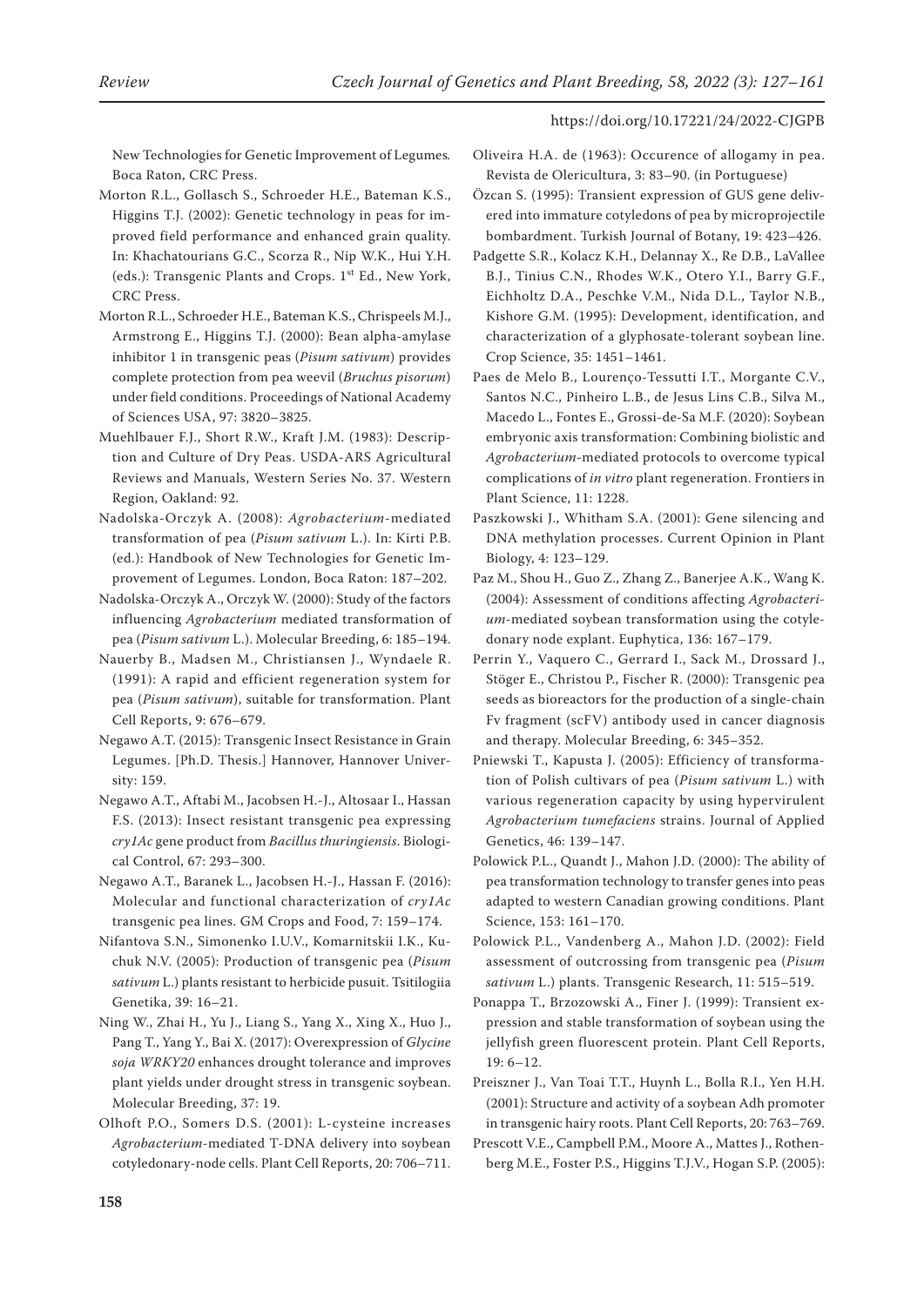New Technologies for Genetic Improvement of Legumes*.* Boca Raton, CRC Press.

Morton R.L., Gollasch S., Schroeder H.E., Bateman K.S., Higgins T.J. (2002): Genetic technology in peas for improved field performance and enhanced grain quality. In: Khachatourians G.C., Scorza R., Nip W.K., Hui Y.H. (eds.): Transgenic Plants and Crops. 1st Ed., New York, CRC Press.

Morton R.L., Schroeder H.E., Bateman K.S., Chrispeels M.J., Armstrong E., Higgins T.J. (2000): Bean alpha-amylase inhibitor 1 in transgenic peas (*Pisum sativum*) provides complete protection from pea weevil (*Bruchus pisorum*) under field conditions. Proceedings of National Academy of Sciences USA, 97: 3820–3825.

Muehlbauer F.J., Short R.W., Kraft J.M. (1983): Description and Culture of Dry Peas. USDA-ARS Agricultural Reviews and Manuals, Western Series No. 37. Western Region, Oakland: 92.

Nadolska-Orczyk A. (2008): *Agrobacterium*-mediated transformation of pea (*Pisum sativum* L.). In: Kirti P.B. (ed.): Handbook of New Technologies for Genetic Improvement of Legumes. London, Boca Raton: 187–202.

Nadolska-Orczyk A., Orczyk W. (2000): Study of the factors influencing *Agrobacterium* mediated transformation of pea (*Pisum sativum* L.). Molecular Breeding, 6: 185–194.

Nauerby B., Madsen M., Christiansen J., Wyndaele R. (1991): A rapid and efficient regeneration system for pea (*Pisum sativum*), suitable for transformation. Plant Cell Reports, 9: 676–679.

Negawo A.T. (2015): Transgenic Insect Resistance in Grain Legumes. [Ph.D. Thesis.] Hannover, Hannover University: 159.

Negawo A.T., Aftabi M., Jacobsen H.-J., Altosaar I., Hassan F.S. (2013): Insect resistant transgenic pea expressing *cry1Ac* gene product from *Bacillus thuringiensis*. Biological Control, 67: 293–300.

Negawo A.T., Baranek L., Jacobsen H.-J., Hassan F. (2016): Molecular and functional characterization of *cry1Ac* transgenic pea lines. GM Crops and Food, 7: 159–174.

Nifantova S.N., Simonenko I.U.V., Komarnitskii I.K., Kuchuk N.V. (2005): Production of transgenic pea (*Pisum sativum* L.) plants resistant to herbicide pusuit. Tsitilogiia Genetika, 39: 16–21.

Ning W., Zhai H., Yu J., Liang S., Yang X., Xing X., Huo J., Pang T., Yang Y., Bai X. (2017): Overexpression of *Glycine soja WRKY20* enhances drought tolerance and improves plant yields under drought stress in transgenic soybean. Molecular Breeding, 37: 19.

Olhoft P.O., Somers D.S. (2001): L-cysteine increases *Agrobacterium*-mediated T-DNA delivery into soybean cotyledonary-node cells. Plant Cell Reports, 20: 706–711.

Oliveira H.A. de (1963): Occurence of allogamy in pea. Revista de Olericultura, 3: 83–90. (in Portuguese)

Özcan S. (1995): Transient expression of GUS gene delivered into immature cotyledons of pea by microprojectile bombardment. Turkish Journal of Botany, 19: 423–426.

Padgette S.R., Kolacz K.H., Delannay X., Re D.B., LaVallee B.J., Tinius C.N., Rhodes W.K., Otero Y.I., Barry G.F., Eichholtz D.A., Peschke V.M., Nida D.L., Taylor N.B., Kishore G.M. (1995): Development, identification, and characterization of a glyphosate-tolerant soybean line. Crop Science, 35: 1451–1461.

Paes de Melo B., Lourenço-Tessutti I.T., Morgante C.V., Santos N.C., Pinheiro L.B., de Jesus Lins C.B., Silva M., Macedo L., Fontes E., Grossi-de-Sa M.F. (2020): Soybean embryonic axis transformation: Combining biolistic and *Agrobacterium*-mediated protocols to overcome typical complications of *in vitro* plant regeneration. Frontiers in Plant Science, 11: 1228.

Paszkowski J., Whitham S.A. (2001): Gene silencing and DNA methylation processes. Current Opinion in Plant Biology, 4: 123–129.

Paz M., Shou H., Guo Z., Zhang Z., Banerjee A.K., Wang K. (2004): Assessment of conditions affecting *Agrobacterium*-mediated soybean transformation using the cotyledonary node explant. Euphytica, 136: 167–179.

Perrin Y., Vaquero C., Gerrard I., Sack M., Drossard J., Stöger E., Christou P., Fischer R. (2000): Transgenic pea seeds as bioreactors for the production of a single-chain Fv fragment (scFV) antibody used in cancer diagnosis and therapy. Molecular Breeding, 6: 345–352.

Pniewski T., Kapusta J. (2005): Efficiency of transformation of Polish cultivars of pea (*Pisum sativum* L.) with various regeneration capacity by using hypervirulent *Agrobacterium tumefaciens* strains. Journal of Applied Genetics, 46: 139–147.

Polowick P.L., Quandt J., Mahon J.D. (2000): The ability of pea transformation technology to transfer genes into peas adapted to western Canadian growing conditions. Plant Science, 153: 161–170.

Polowick P.L., Vandenberg A., Mahon J.D. (2002): Field assessment of outcrossing from transgenic pea (*Pisum sativum* L.) plants. Transgenic Research, 11: 515–519.

Ponappa T., Brzozowski A., Finer J. (1999): Transient expression and stable transformation of soybean using the jellyfish green fluorescent protein. Plant Cell Reports, 19: 6–12.

Preiszner J., Van Toai T.T., Huynh L., Bolla R.I., Yen H.H. (2001): Structure and activity of a soybean Adh promoter in transgenic hairy roots. Plant Cell Reports, 20: 763–769.

Prescott V.E., Campbell P.M., Moore A., Mattes J., Rothenberg M.E., Foster P.S., Higgins T.J.V., Hogan S.P. (2005):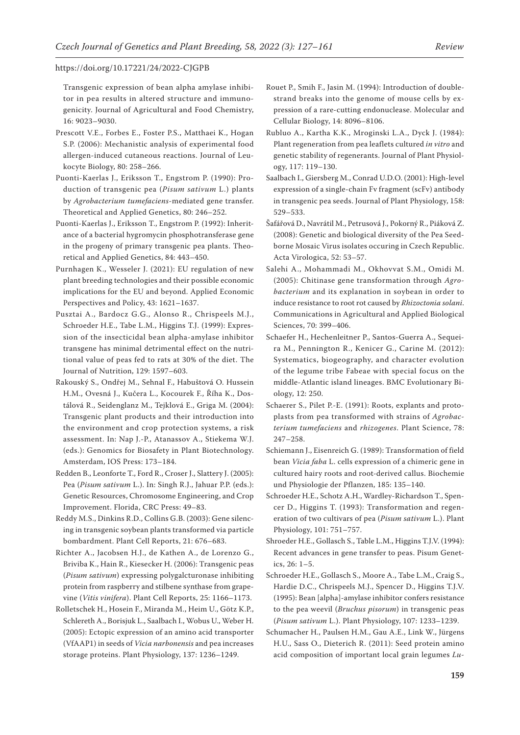Transgenic expression of bean alpha amylase inhibitor in pea results in altered structure and immunogenicity. Journal of Agricultural and Food Chemistry, 16: 9023–9030.

Prescott V.E., Forbes E., Foster P.S., Matthaei K., Hogan S.P. (2006): Mechanistic analysis of experimental food allergen-induced cutaneous reactions. Journal of Leukocyte Biology, 80: 258–266.

Puonti-Kaerlas J., Eriksson T., Engstrom P. (1990): Production of transgenic pea (*Pisum sativum* L.) plants by *Agrobacterium tumefaciens*-mediated gene transfer. Theoretical and Applied Genetics, 80: 246–252.

Puonti-Kaerlas J., Eriksson T., Engstrom P. (1992): Inheritance of a bacterial hygromycin phosphotransferase gene in the progeny of primary transgenic pea plants. Theoretical and Applied Genetics, 84: 443–450.

Purnhagen K., Wesseler J. (2021): EU regulation of new plant breeding technologies and their possible economic implications for the EU and beyond. Applied Economic Perspectives and Policy, 43: 1621–1637.

Pusztai A., Bardocz G.G., Alonso R., Chrispeels M.J., Schroeder H.E., Tabe L.M., Higgins T.J. (1999): Expression of the insecticidal bean alpha-amylase inhibitor transgene has minimal detrimental effect on the nutritional value of peas fed to rats at 30% of the diet. The Journal of Nutrition, 129: 1597–603.

Rakouský S., Ondřej M., Sehnal F., Habuštová O. Hussein H.M., Ovesná J., Kučera L., Kocourek F., Říha K., Dostálová R., Seidenglanz M., Tejklová E., Griga M. (2004): Transgenic plant products and their introduction into the environment and crop protection systems, a risk assessment. In: Nap J.-P., Atanassov A., Stiekema W.J. (eds.): Genomics for Biosafety in Plant Biotechnology. Amsterdam, IOS Press: 173–184.

Redden B., Leonforte T., Ford R., Croser J., Slattery J. (2005): Pea (*Pisum sativum* L.). In: Singh R.J., Jahuar P.P. (eds.): Genetic Resources, Chromosome Engineering, and Crop Improvement. Florida, CRC Press: 49–83.

Reddy M.S., Dinkins R.D., Collins G.B. (2003): Gene silencing in transgenic soybean plants transformed via particle bombardment. Plant Cell Reports, 21: 676–683.

Richter A., Jacobsen H.J., de Kathen A., de Lorenzo G., Briviba K., Hain R., Kiesecker H. (2006): Transgenic peas (*Pisum sativum*) expressing polygalcturonase inhibiting protein from raspberry and stilbene synthase from grapevine (*Vitis vinifera*). Plant Cell Reports, 25: 1166–1173.

Rolletschek H., Hosein F., Miranda M., Heim U., Götz K.P., Schlereth A., Borisjuk L., Saalbach I., Wobus U., Weber H. (2005): Ectopic expression of an amino acid transporter (VfAAP1) in seeds of *Vicia narbonensis* and pea increases storage proteins. Plant Physiology, 137: 1236–1249.

Rouet P., Smih F., Jasin M. (1994): Introduction of double-strand breaks into the genome of mouse cells by expression of a rare-cutting endonuclease. Molecular and Cellular Biology, 14: 8096–8106.

Rubluo A., Kartha K.K., Mroginski L.A., Dyck J. (1984): Plant regeneration from pea leaflets cultured *in vitro* and genetic stability of regenerants. Journal of Plant Physiology, 117: 119–130.

Saalbach I., Giersberg M., Conrad U.D.O. (2001): High-level expression of a single-chain Fv fragment (scFv) antibody in transgenic pea seeds. Journal of Plant Physiology, 158: 529–533.

Šafářová D., Navrátil M., Petrusová J., Pokorný R., Piáková Z. (2008): Genetic and biological diversity of the Pea Seed-borne Mosaic Virus isolates occuring in Czech Republic. Acta Virologica, 52: 53–57.

Salehi A., Mohammadi M., Okhovvat S.M., Omidi M. (2005): Chitinase gene transformation through *Agrobacterium* and its explanation in soybean in order to induce resistance to root rot caused by *Rhizoctonia solani*. Communications in Agricultural and Applied Biological Sciences, 70: 399–406.

Schaefer H., Hechenleitner P., Santos-Guerra A., Sequeira M., Pennington R., Kenicer G., Carine M. (2012): Systematics, biogeography, and character evolution of the legume tribe Fabeae with special focus on the middle-Atlantic island lineages. BMC Evolutionary Biology, 12: 250.

Schaerer S., Pilet P.-E. (1991): Roots, explants and protoplasts from pea transformed with strains of *Agrobacterium tumefaciens* and *rhizogenes*. Plant Science, 78: 247–258.

Schiemann J., Eisenreich G. (1989): Transformation of field bean *Vicia faba* L. cells expression of a chimeric gene in cultured hairy roots and root-derived callus. Biochemie und Physiologie der Pflanzen, 185: 135–140.

Schroeder H.E., Schotz A.H., Wardley-Richardson T., Spencer D., Higgins T. (1993): Transformation and regeneration of two cultivars of pea (*Pisum sativum* L.). Plant Physiology, 101: 751–757.

Shroeder H.E., Gollasch S., Table L.M., Higgins T.J.V. (1994): Recent advances in gene transfer to peas. Pisum Genetics, 26: 1–5.

Schroeder H.E., Gollasch S., Moore A., Tabe L.M., Craig S., Hardie D.C., Chrispeels M.J., Spencer D., Higgins T.J.V. (1995): Bean [alpha]-amylase inhibitor confers resistance to the pea weevil (*Bruchus pisorum*) in transgenic peas (*Pisum sativum* L.). Plant Physiology, 107: 1233–1239.

Schumacher H., Paulsen H.M., Gau A.E., Link W., Jürgens H.U., Sass O., Dieterich R. (2011): Seed protein amino acid composition of important local grain legumes *Lu-*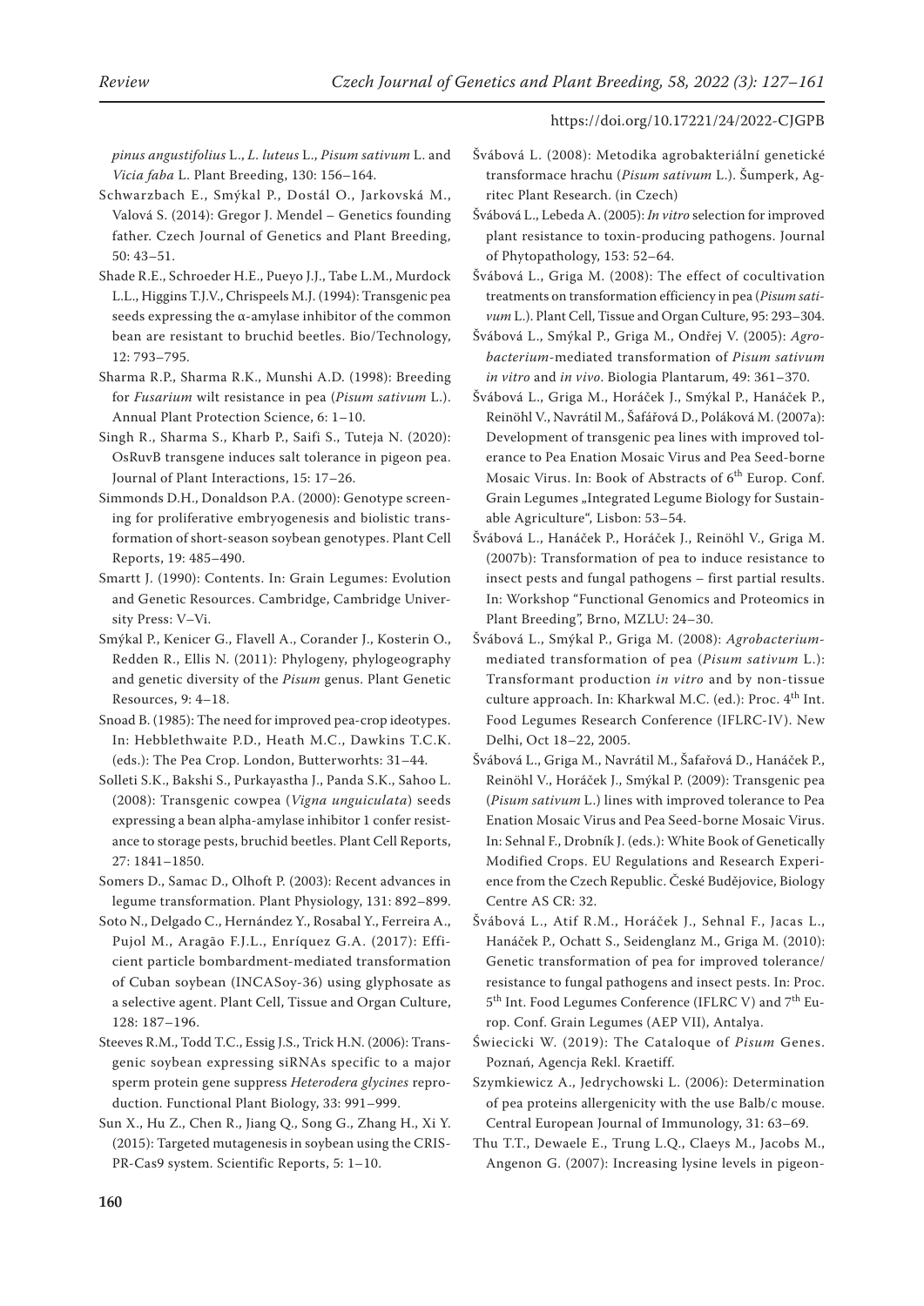*pinus angustifolius* L., *L. luteus* L., *Pisum sativum* L. and *Vicia faba* L. Plant Breeding, 130: 156–164.

Schwarzbach E., Smýkal P., Dostál O., Jarkovská M., Valová S. (2014): Gregor J. Mendel – Genetics founding father. Czech Journal of Genetics and Plant Breeding, 50: 43–51.

Shade R.E., Schroeder H.E., Pueyo J.J., Tabe L.M., Murdock L.L., Higgins T.J.V., Chrispeels M.J. (1994): Transgenic pea seeds expressing the α-amylase inhibitor of the common bean are resistant to bruchid beetles. Bio/Technology, 12: 793–795.

Sharma R.P., Sharma R.K., Munshi A.D. (1998): Breeding for *Fusarium* wilt resistance in pea (*Pisum sativum* L.). Annual Plant Protection Science, 6: 1–10.

Singh R., Sharma S., Kharb P., Saifi S., Tuteja N. (2020): OsRuvB transgene induces salt tolerance in pigeon pea. Journal of Plant Interactions, 15: 17–26.

Simmonds D.H., Donaldson P.A. (2000): Genotype screening for proliferative embryogenesis and biolistic transformation of short-season soybean genotypes. Plant Cell Reports, 19: 485–490.

Smartt J. (1990): Contents. In: Grain Legumes: Evolution and Genetic Resources. Cambridge, Cambridge University Press: V–Vi.

Smýkal P., Kenicer G., Flavell A., Corander J., Kosterin O., Redden R., Ellis N. (2011): Phylogeny, phylogeography and genetic diversity of the *Pisum* genus. Plant Genetic Resources, 9: 4–18.

Snoad B. (1985): The need for improved pea-crop ideotypes. In: Hebblethwaite P.D., Heath M.C., Dawkins T.C.K. (eds.): The Pea Crop. London, Butterworhts: 31–44.

Solleti S.K., Bakshi S., Purkayastha J., Panda S.K., Sahoo L. (2008): Transgenic cowpea (*Vigna unguiculata*) seeds expressing a bean alpha-amylase inhibitor 1 confer resistance to storage pests, bruchid beetles. Plant Cell Reports, 27: 1841–1850.

Somers D., Samac D., Olhoft P. (2003): Recent advances in legume transformation. Plant Physiology, 131: 892–899.

Soto N., Delgado C., Hernández Y., Rosabal Y., Ferreira A., Pujol M., Aragão F.J.L., Enríquez G.A. (2017): Efficient particle bombardment-mediated transformation of Cuban soybean (INCASoy-36) using glyphosate as a selective agent. Plant Cell, Tissue and Organ Culture, 128: 187–196.

Steeves R.M., Todd T.C., Essig J.S., Trick H.N. (2006): Transgenic soybean expressing siRNAs specific to a major sperm protein gene suppress *Heterodera glycines* reproduction. Functional Plant Biology, 33: 991–999.

Sun X., Hu Z., Chen R., Jiang Q., Song G., Zhang H., Xi Y. (2015): Targeted mutagenesis in soybean using the CRISPR-Cas9 system. Scientific Reports, 5: 1–10.

Švábová L. (2008): Metodika agrobakteriální genetické transformace hrachu (*Pisum sativum* L.). Šumperk, Agritec Plant Research. (in Czech)

Švábová L., Lebeda A. (2005): *In vitro* selection for improved plant resistance to toxin-producing pathogens. Journal of Phytopathology, 153: 52–64.

Švábová L., Griga M. (2008): The effect of cocultivation treatments on transformation efficiency in pea (*Pisum sativum* L.). Plant Cell, Tissue and Organ Culture, 95: 293–304.

Švábová L., Smýkal P., Griga M., Ondřej V. (2005): *Agrobacterium*-mediated transformation of *Pisum sativum in vitro* and *in vivo*. Biologia Plantarum, 49: 361–370.

Švábová L., Griga M., Horáček J., Smýkal P., Hanáček P., Reinöhl V., Navrátil M., Šafářová D., Poláková M. (2007a): Development of transgenic pea lines with improved tolerance to Pea Enation Mosaic Virus and Pea Seed-borne Mosaic Virus. In: Book of Abstracts of 6th Europ. Conf. Grain Legumes „Integrated Legume Biology for Sustainable Agriculture", Lisbon: 53–54.

Švábová L., Hanáček P., Horáček J., Reinöhl V., Griga M. (2007b): Transformation of pea to induce resistance to insect pests and fungal pathogens – first partial results. In: Workshop "Functional Genomics and Proteomics in Plant Breeding", Brno, MZLU: 24–30.

Švábová L., Smýkal P., Griga M. (2008): *Agrobacterium*-mediated transformation of pea (*Pisum sativum* L.): Transformant production *in vitro* and by non-tissue culture approach. In: Kharkwal M.C. (ed.): Proc. 4th Int. Food Legumes Research Conference (IFLRC-IV). New Delhi, Oct 18–22, 2005.

Švábová L., Griga M., Navrátil M., Šafařová D., Hanáček P., Reinöhl V., Horáček J., Smýkal P. (2009): Transgenic pea (*Pisum sativum* L.) lines with improved tolerance to Pea Enation Mosaic Virus and Pea Seed-borne Mosaic Virus. In: Sehnal F., Drobník J. (eds.): White Book of Genetically Modified Crops. EU Regulations and Research Experience from the Czech Republic. České Budějovice, Biology Centre AS CR: 32.

Švábová L., Atif R.M., Horáček J., Sehnal F., Jacas L., Hanáček P., Ochatt S., Seidenglanz M., Griga M. (2010): Genetic transformation of pea for improved tolerance/resistance to fungal pathogens and insect pests. In: Proc. 5th Int. Food Legumes Conference (IFLRC V) and 7th Europ. Conf. Grain Legumes (AEP VII), Antalya.

Świecicki W. (2019): The Cataloque of *Pisum* Genes. Poznań, Agencja Rekl. Kraetiff.

Szymkiewicz A., Jedrychowski L. (2006): Determination of pea proteins allergenicity with the use Balb/c mouse. Central European Journal of Immunology, 31: 63–69.

Thu T.T., Dewaele E., Trung L.Q., Claeys M., Jacobs M., Angenon G. (2007): Increasing lysine levels in pigeon-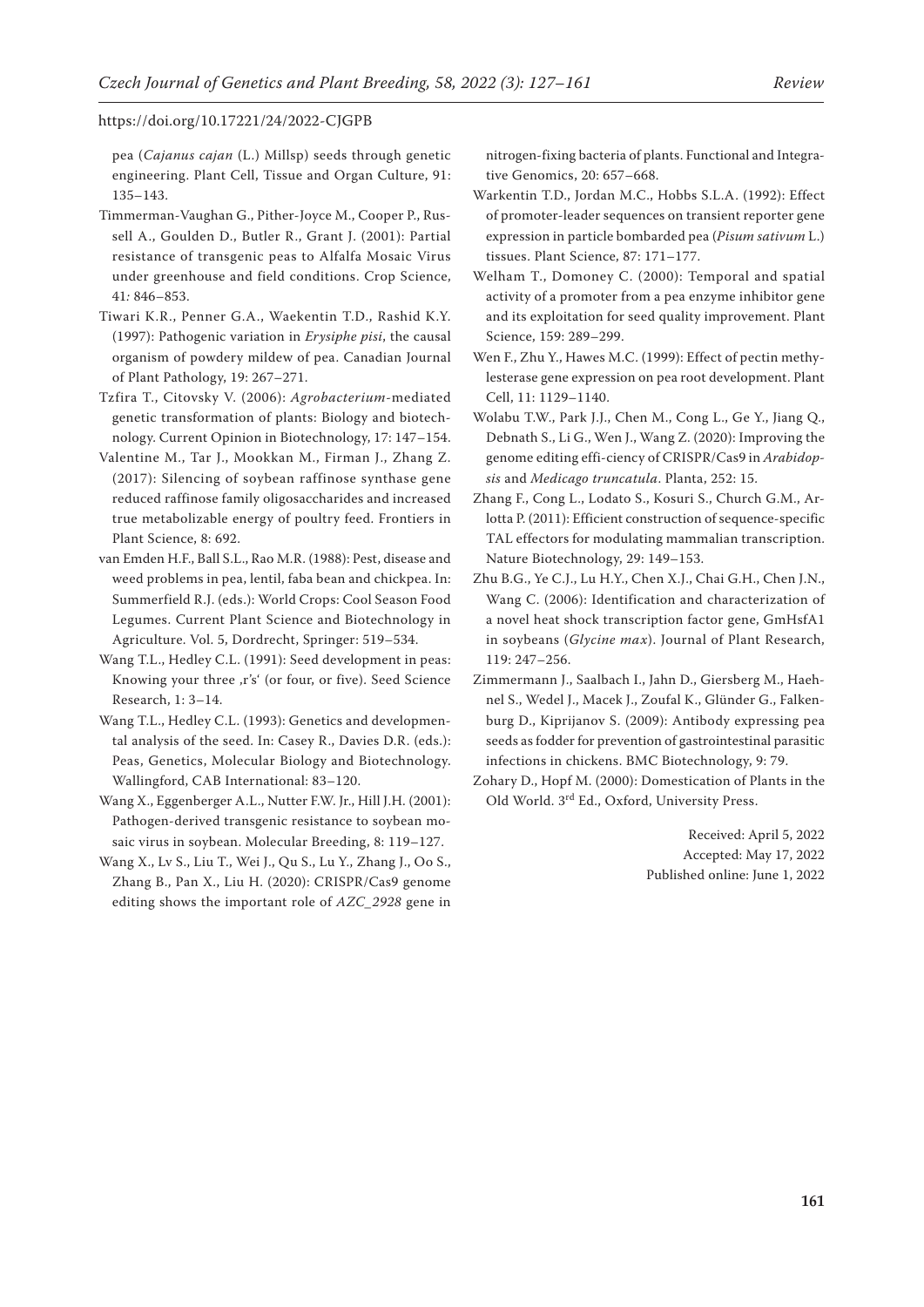pea (*Cajanus cajan* (L.) Millsp) seeds through genetic engineering. Plant Cell, Tissue and Organ Culture, 91: 135–143.

Timmerman-Vaughan G., Pither-Joyce M., Cooper P., Russell A., Goulden D., Butler R., Grant J. (2001): Partial resistance of transgenic peas to Alfalfa Mosaic Virus under greenhouse and field conditions. Crop Science, 41: 846–853.

Tiwari K.R., Penner G.A., Waekentin T.D., Rashid K.Y. (1997): Pathogenic variation in *Erysiphe pisi*, the causal organism of powdery mildew of pea. Canadian Journal of Plant Pathology, 19: 267–271.

Tzfira T., Citovsky V. (2006): *Agrobacterium*-mediated genetic transformation of plants: Biology and biotechnology. Current Opinion in Biotechnology, 17: 147–154.

Valentine M., Tar J., Mookkan M., Firman J., Zhang Z. (2017): Silencing of soybean raffinose synthase gene reduced raffinose family oligosaccharides and increased true metabolizable energy of poultry feed. Frontiers in Plant Science, 8: 692.

van Emden H.F., Ball S.L., Rao M.R. (1988): Pest, disease and weed problems in pea, lentil, faba bean and chickpea. In: Summerfield R.J. (eds.): World Crops: Cool Season Food Legumes. Current Plant Science and Biotechnology in Agriculture. Vol. 5, Dordrecht, Springer: 519–534.

Wang T.L., Hedley C.L. (1991): Seed development in peas: Knowing your three ‚r's' (or four, or five). Seed Science Research, 1: 3–14.

Wang T.L., Hedley C.L. (1993): Genetics and developmental analysis of the seed. In: Casey R., Davies D.R. (eds.): Peas, Genetics, Molecular Biology and Biotechnology. Wallingford, CAB International: 83–120.

Wang X., Eggenberger A.L., Nutter F.W. Jr., Hill J.H. (2001): Pathogen-derived transgenic resistance to soybean mosaic virus in soybean. Molecular Breeding, 8: 119–127.

Wang X., Lv S., Liu T., Wei J., Qu S., Lu Y., Zhang J., Oo S., Zhang B., Pan X., Liu H. (2020): CRISPR/Cas9 genome editing shows the important role of *AZC_2928* gene in nitrogen-fixing bacteria of plants. Functional and Integrative Genomics, 20: 657–668.

Warkentin T.D., Jordan M.C., Hobbs S.L.A. (1992): Effect of promoter-leader sequences on transient reporter gene expression in particle bombarded pea (*Pisum sativum* L.) tissues. Plant Science, 87: 171–177.

Welham T., Domoney C. (2000): Temporal and spatial activity of a promoter from a pea enzyme inhibitor gene and its exploitation for seed quality improvement. Plant Science, 159: 289–299.

Wen F., Zhu Y., Hawes M.C. (1999): Effect of pectin methylesterase gene expression on pea root development. Plant Cell, 11: 1129–1140.

Wolabu T.W., Park J.J., Chen M., Cong L., Ge Y., Jiang Q., Debnath S., Li G., Wen J., Wang Z. (2020): Improving the genome editing effi-ciency of CRISPR/Cas9 in *Arabidopsis* and *Medicago truncatula*. Planta, 252: 15.

Zhang F., Cong L., Lodato S., Kosuri S., Church G.M., Arlotta P. (2011): Efficient construction of sequence-specific TAL effectors for modulating mammalian transcription. Nature Biotechnology, 29: 149–153.

Zhu B.G., Ye C.J., Lu H.Y., Chen X.J., Chai G.H., Chen J.N., Wang C. (2006): Identification and characterization of a novel heat shock transcription factor gene, GmHsfA1 in soybeans (*Glycine max*). Journal of Plant Research, 119: 247–256.

Zimmermann J., Saalbach I., Jahn D., Giersberg M., Haehnel S., Wedel J., Macek J., Zoufal K., Glünder G., Falkenburg D., Kiprijanov S. (2009): Antibody expressing pea seeds as fodder for prevention of gastrointestinal parasitic infections in chickens. BMC Biotechnology, 9: 79.

Zohary D., Hopf M. (2000): Domestication of Plants in the Old World. 3rd Ed., Oxford, University Press.

Received: April 5, 2022
Accepted: May 17, 2022
Published online: June 1, 2022